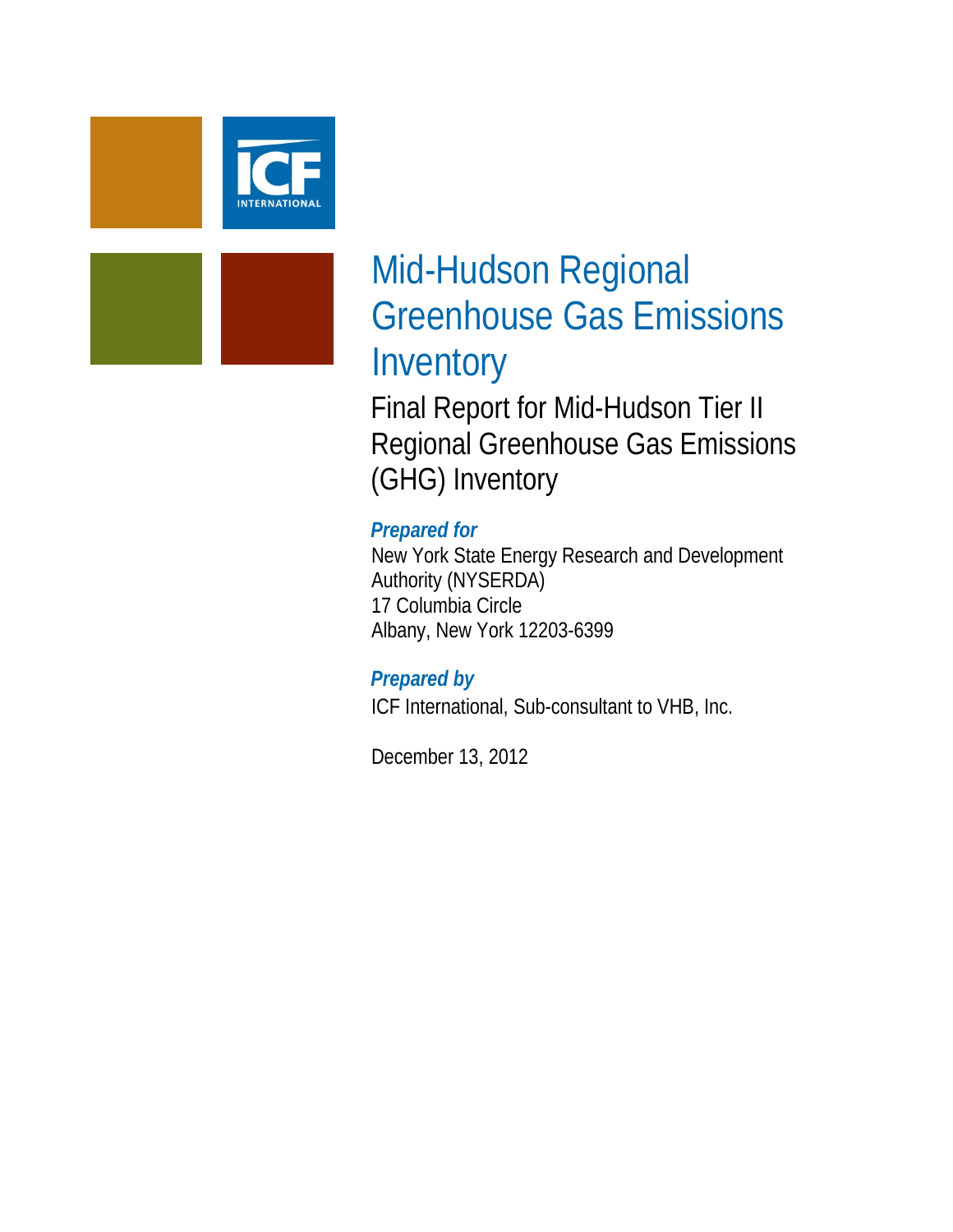# Mid-Hudson Regional Greenhouse Gas Emissions Inventory

## Final Report for Mid-Hudson Tier II Regional Greenhouse Gas Emissions (GHG) Inventory

***Prepared for***

New York State Energy Research and Development Authority (NYSERDA)
17 Columbia Circle
Albany, New York 12203-6399

***Prepared by***

ICF International, Sub-consultant to VHB, Inc.

December 13, 2012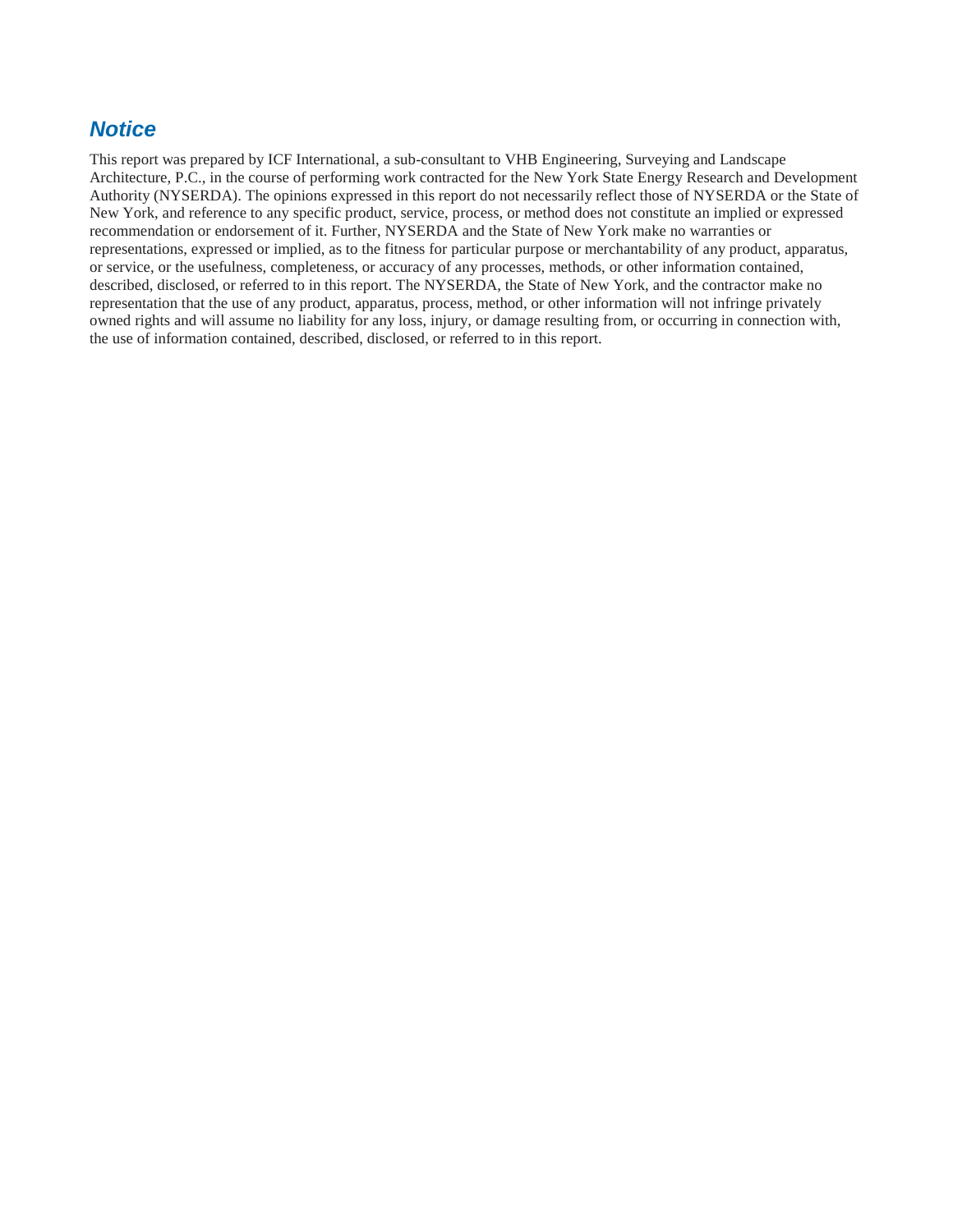## *Notice*

This report was prepared by ICF International, a sub-consultant to VHB Engineering, Surveying and Landscape Architecture, P.C., in the course of performing work contracted for the New York State Energy Research and Development Authority (NYSERDA). The opinions expressed in this report do not necessarily reflect those of NYSERDA or the State of New York, and reference to any specific product, service, process, or method does not constitute an implied or expressed recommendation or endorsement of it. Further, NYSERDA and the State of New York make no warranties or representations, expressed or implied, as to the fitness for particular purpose or merchantability of any product, apparatus, or service, or the usefulness, completeness, or accuracy of any processes, methods, or other information contained, described, disclosed, or referred to in this report. The NYSERDA, the State of New York, and the contractor make no representation that the use of any product, apparatus, process, method, or other information will not infringe privately owned rights and will assume no liability for any loss, injury, or damage resulting from, or occurring in connection with, the use of information contained, described, disclosed, or referred to in this report.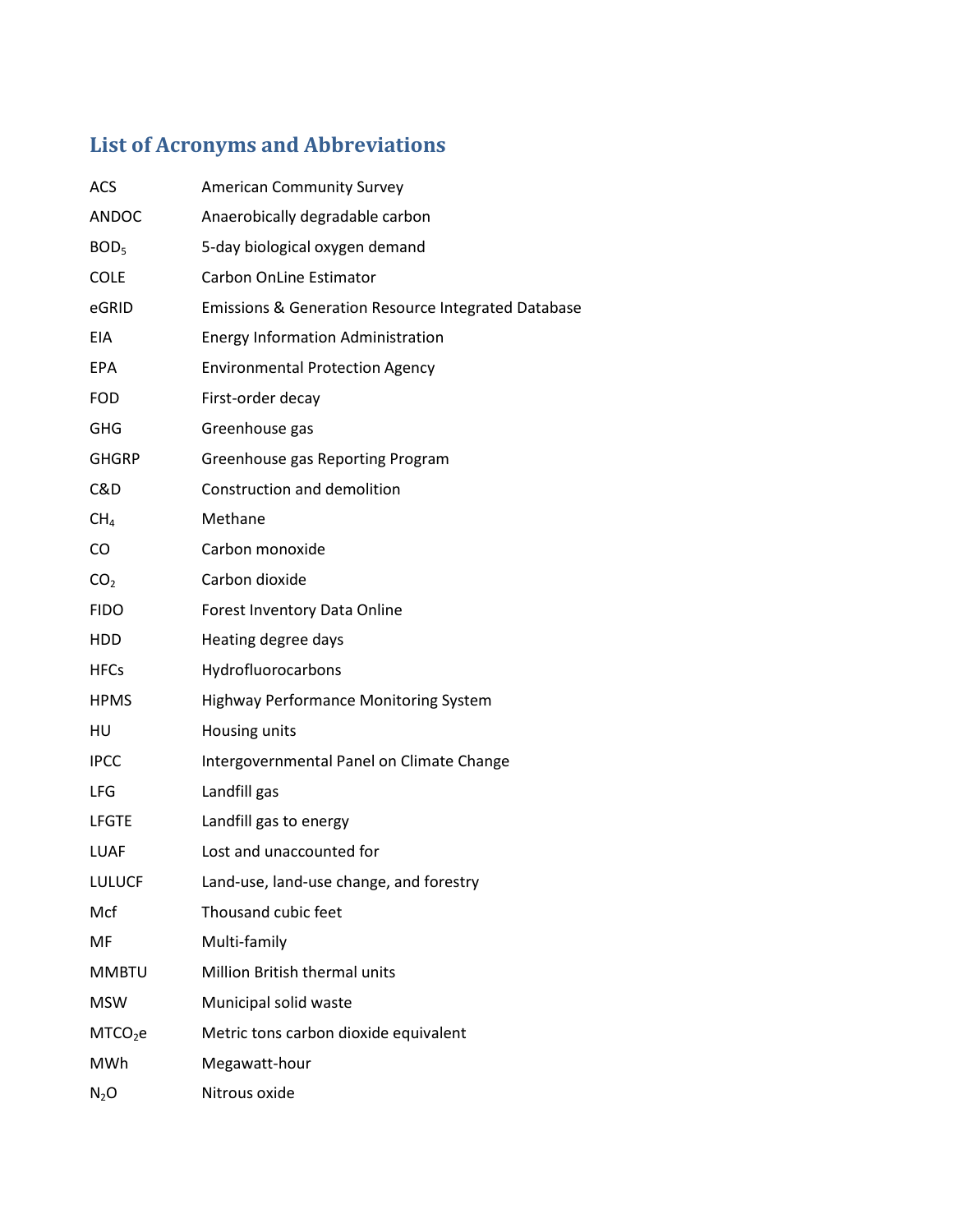## List of Acronyms and Abbreviations

| | |
|---|---|
| ACS | American Community Survey |
| ANDOC | Anaerobically degradable carbon |
| $BOD_5$ | 5-day biological oxygen demand |
| COLE | Carbon OnLine Estimator |
| eGRID | Emissions & Generation Resource Integrated Database |
| EIA | Energy Information Administration |
| EPA | Environmental Protection Agency |
| FOD | First-order decay |
| GHG | Greenhouse gas |
| GHGRP | Greenhouse gas Reporting Program |
| C&D | Construction and demolition |
| $CH_4$ | Methane |
| CO | Carbon monoxide |
| $CO_2$ | Carbon dioxide |
| FIDO | Forest Inventory Data Online |
| HDD | Heating degree days |
| HFCs | Hydrofluorocarbons |
| HPMS | Highway Performance Monitoring System |
| HU | Housing units |
| IPCC | Intergovernmental Panel on Climate Change |
| LFG | Landfill gas |
| LFGTE | Landfill gas to energy |
| LUAF | Lost and unaccounted for |
| LULUCF | Land-use, land-use change, and forestry |
| Mcf | Thousand cubic feet |
| MF | Multi-family |
| MMBTU | Million British thermal units |
| MSW | Municipal solid waste |
| $MTCO_2e$ | Metric tons carbon dioxide equivalent |
| MWh | Megawatt-hour |
| $N_2O$ | Nitrous oxide |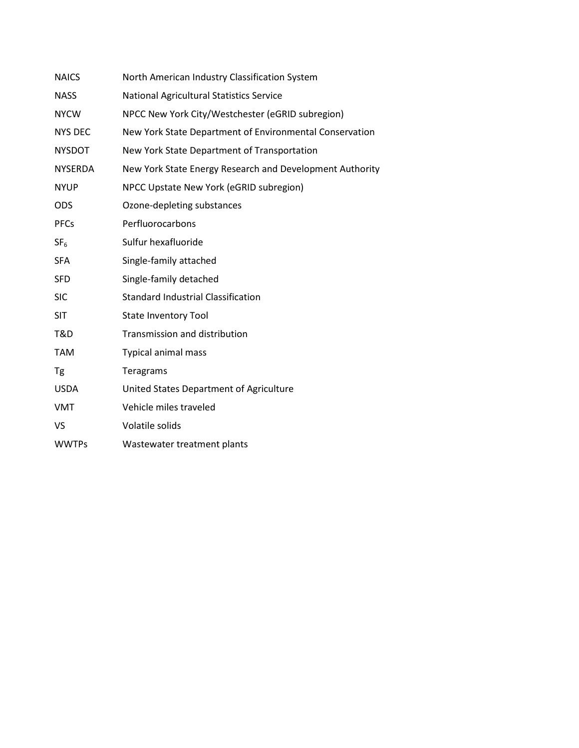| | |
|---|---|
| NAICS | North American Industry Classification System |
| NASS | National Agricultural Statistics Service |
| NYCW | NPCC New York City/Westchester (eGRID subregion) |
| NYS DEC | New York State Department of Environmental Conservation |
| NYSDOT | New York State Department of Transportation |
| NYSERDA | New York State Energy Research and Development Authority |
| NYUP | NPCC Upstate New York (eGRID subregion) |
| ODS | Ozone-depleting substances |
| PFCs | Perfluorocarbons |
| $SF_6$ | Sulfur hexafluoride |
| SFA | Single-family attached |
| SFD | Single-family detached |
| SIC | Standard Industrial Classification |
| SIT | State Inventory Tool |
| T&D | Transmission and distribution |
| TAM | Typical animal mass |
| Tg | Teragrams |
| USDA | United States Department of Agriculture |
| VMT | Vehicle miles traveled |
| VS | Volatile solids |
| WWTPs | Wastewater treatment plants |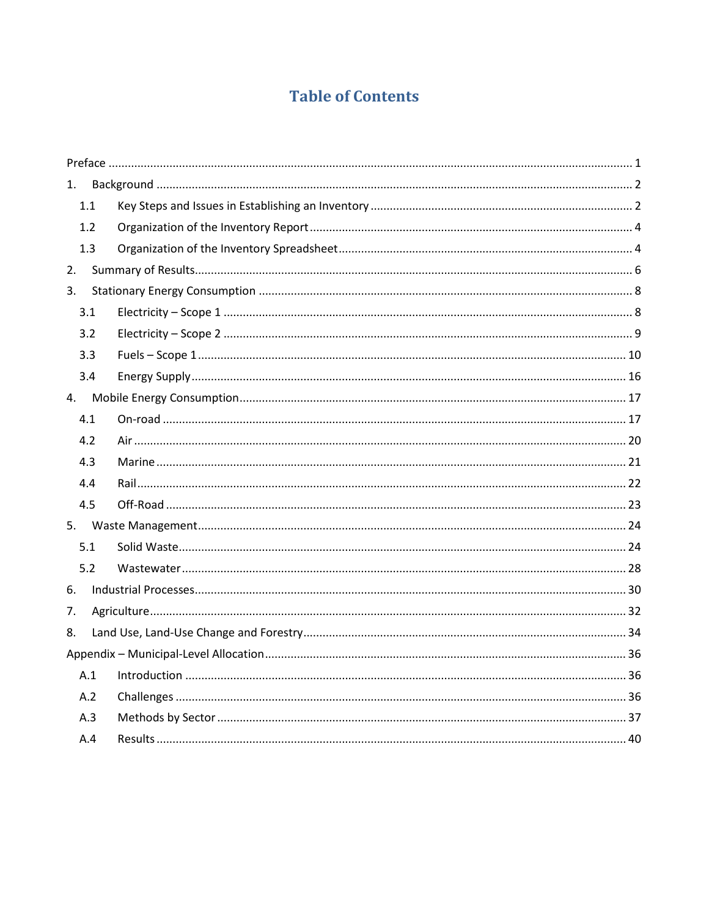# Table of Contents

Preface ........................................................................................................................................... 1

1. Background ................................................................................................................................ 2
   - 1.1 Key Steps and Issues in Establishing an Inventory ................................................................ 2
   - 1.2 Organization of the Inventory Report .................................................................................... 4
   - 1.3 Organization of the Inventory Spreadsheet ........................................................................... 4
2. Summary of Results ..................................................................................................................... 6
3. Stationary Energy Consumption .................................................................................................. 8
   - 3.1 Electricity – Scope 1 .............................................................................................................. 8
   - 3.2 Electricity – Scope 2 .............................................................................................................. 9
   - 3.3 Fuels – Scope 1 .................................................................................................................... 10
   - 3.4 Energy Supply ...................................................................................................................... 16
4. Mobile Energy Consumption ...................................................................................................... 17
   - 4.1 On-road ................................................................................................................................ 17
   - 4.2 Air ........................................................................................................................................ 20
   - 4.3 Marine .................................................................................................................................. 21
   - 4.4 Rail ....................................................................................................................................... 22
   - 4.5 Off-Road ............................................................................................................................... 23
5. Waste Management .................................................................................................................... 24
   - 5.1 Solid Waste ........................................................................................................................... 24
   - 5.2 Wastewater .......................................................................................................................... 28
6. Industrial Processes .................................................................................................................... 30
7. Agriculture ................................................................................................................................. 32
8. Land Use, Land-Use Change and Forestry .................................................................................. 34

Appendix – Municipal-Level Allocation ........................................................................................... 36

- A.1 Introduction ............................................................................................................................ 36
- A.2 Challenges .............................................................................................................................. 36
- A.3 Methods by Sector .................................................................................................................. 37
- A.4 Results .................................................................................................................................... 40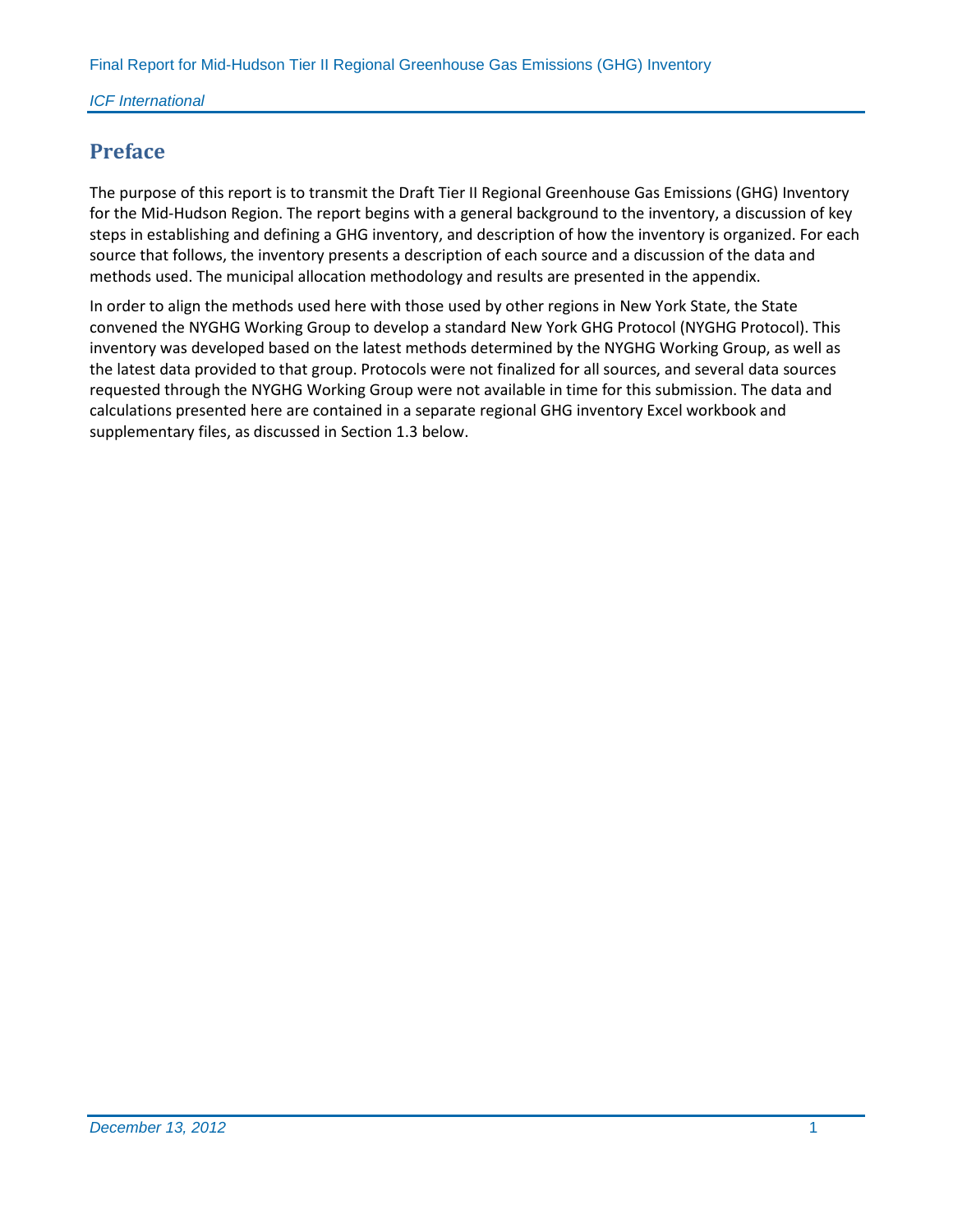## Preface

The purpose of this report is to transmit the Draft Tier II Regional Greenhouse Gas Emissions (GHG) Inventory for the Mid-Hudson Region. The report begins with a general background to the inventory, a discussion of key steps in establishing and defining a GHG inventory, and description of how the inventory is organized. For each source that follows, the inventory presents a description of each source and a discussion of the data and methods used. The municipal allocation methodology and results are presented in the appendix.

In order to align the methods used here with those used by other regions in New York State, the State convened the NYGHG Working Group to develop a standard New York GHG Protocol (NYGHG Protocol). This inventory was developed based on the latest methods determined by the NYGHG Working Group, as well as the latest data provided to that group. Protocols were not finalized for all sources, and several data sources requested through the NYGHG Working Group were not available in time for this submission. The data and calculations presented here are contained in a separate regional GHG inventory Excel workbook and supplementary files, as discussed in Section 1.3 below.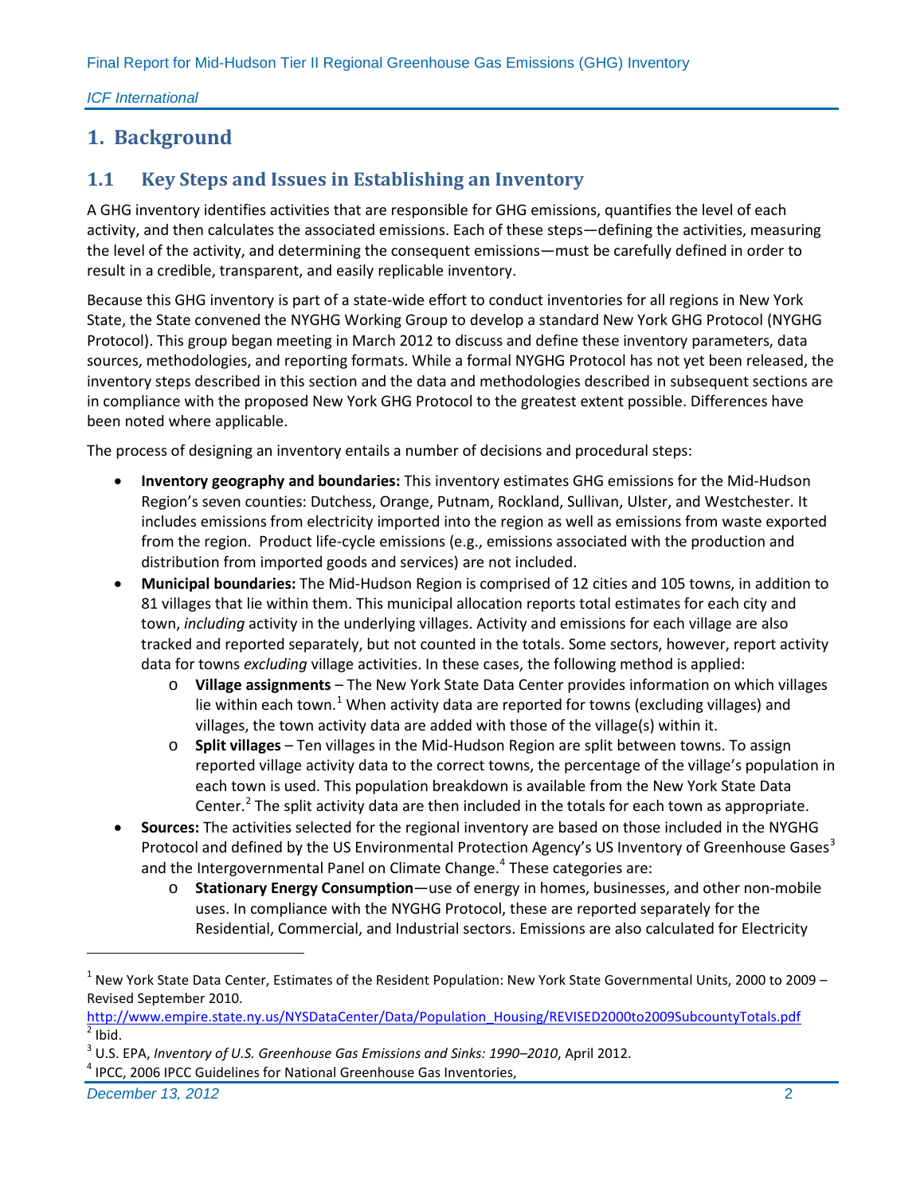# 1. Background

## 1.1 Key Steps and Issues in Establishing an Inventory

A GHG inventory identifies activities that are responsible for GHG emissions, quantifies the level of each activity, and then calculates the associated emissions. Each of these steps—defining the activities, measuring the level of the activity, and determining the consequent emissions—must be carefully defined in order to result in a credible, transparent, and easily replicable inventory.

Because this GHG inventory is part of a state-wide effort to conduct inventories for all regions in New York State, the State convened the NYGHG Working Group to develop a standard New York GHG Protocol (NYGHG Protocol). This group began meeting in March 2012 to discuss and define these inventory parameters, data sources, methodologies, and reporting formats. While a formal NYGHG Protocol has not yet been released, the inventory steps described in this section and the data and methodologies described in subsequent sections are in compliance with the proposed New York GHG Protocol to the greatest extent possible. Differences have been noted where applicable.

The process of designing an inventory entails a number of decisions and procedural steps:

- **Inventory geography and boundaries:** This inventory estimates GHG emissions for the Mid-Hudson Region's seven counties: Dutchess, Orange, Putnam, Rockland, Sullivan, Ulster, and Westchester. It includes emissions from electricity imported into the region as well as emissions from waste exported from the region. Product life-cycle emissions (e.g., emissions associated with the production and distribution from imported goods and services) are not included.
- **Municipal boundaries:** The Mid-Hudson Region is comprised of 12 cities and 105 towns, in addition to 81 villages that lie within them. This municipal allocation reports total estimates for each city and town, *including* activity in the underlying villages. Activity and emissions for each village are also tracked and reported separately, but not counted in the totals. Some sectors, however, report activity data for towns *excluding* village activities. In these cases, the following method is applied:
  - **Village assignments** – The New York State Data Center provides information on which villages lie within each town.[1] When activity data are reported for towns (excluding villages) and villages, the town activity data are added with those of the village(s) within it.
  - **Split villages** – Ten villages in the Mid-Hudson Region are split between towns. To assign reported village activity data to the correct towns, the percentage of the village's population in each town is used. This population breakdown is available from the New York State Data Center.[2] The split activity data are then included in the totals for each town as appropriate.
- **Sources:** The activities selected for the regional inventory are based on those included in the NYGHG Protocol and defined by the US Environmental Protection Agency's US Inventory of Greenhouse Gases[3] and the Intergovernmental Panel on Climate Change.[4] These categories are:
  - **Stationary Energy Consumption**—use of energy in homes, businesses, and other non-mobile uses. In compliance with the NYGHG Protocol, these are reported separately for the Residential, Commercial, and Industrial sectors. Emissions are also calculated for Electricity

---

[1] New York State Data Center, Estimates of the Resident Population: New York State Governmental Units, 2000 to 2009 – Revised September 2010. http://www.empire.state.ny.us/NYSDataCenter/Data/Population_Housing/REVISED2000to2009SubcountyTotals.pdf

[2] Ibid.

[3] U.S. EPA, *Inventory of U.S. Greenhouse Gas Emissions and Sinks: 1990–2010*, April 2012.

[4] IPCC, 2006 IPCC Guidelines for National Greenhouse Gas Inventories,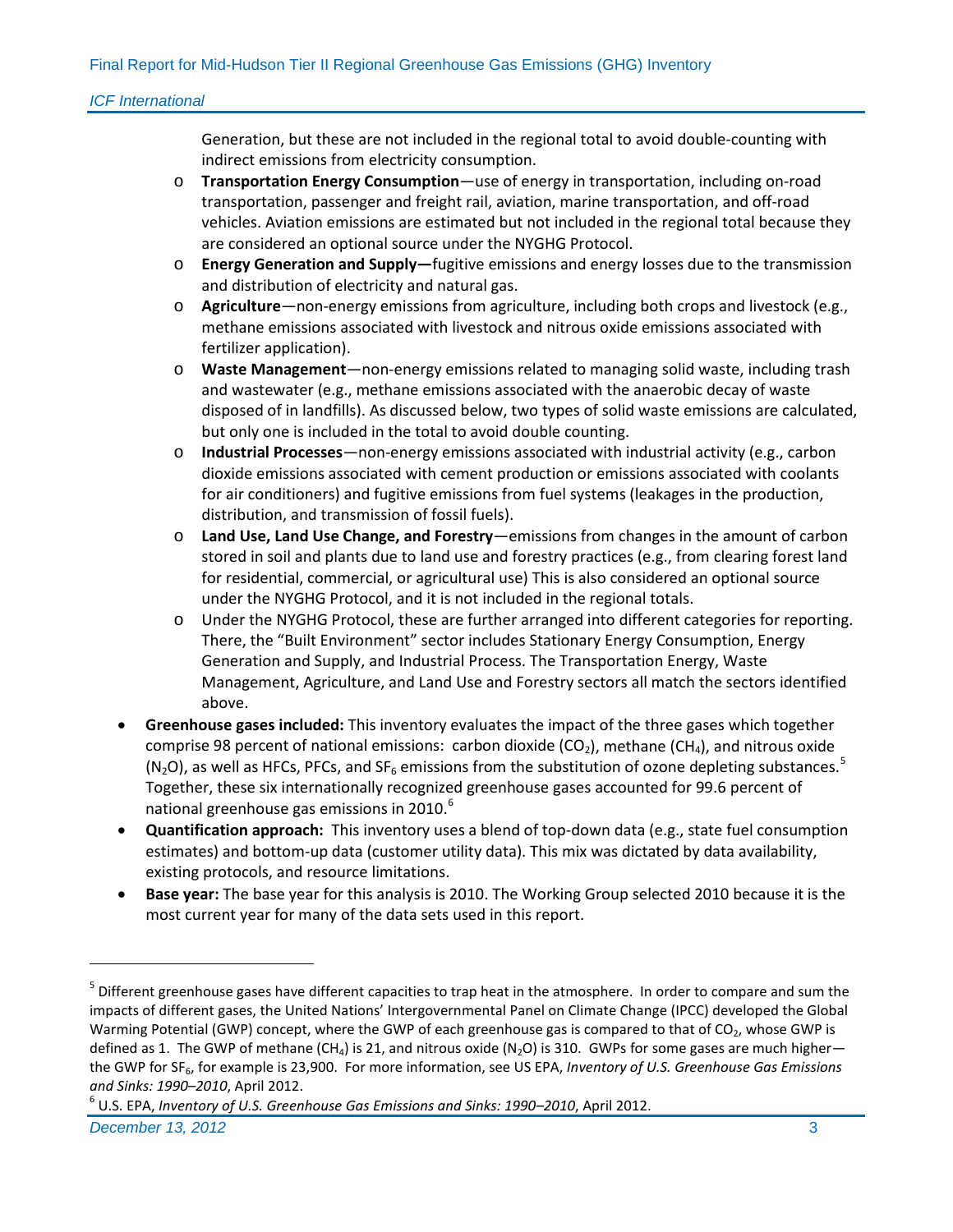Generation, but these are not included in the regional total to avoid double-counting with indirect emissions from electricity consumption.

- **Transportation Energy Consumption**—use of energy in transportation, including on-road transportation, passenger and freight rail, aviation, marine transportation, and off-road vehicles. Aviation emissions are estimated but not included in the regional total because they are considered an optional source under the NYGHG Protocol.
- **Energy Generation and Supply—**fugitive emissions and energy losses due to the transmission and distribution of electricity and natural gas.
- **Agriculture**—non-energy emissions from agriculture, including both crops and livestock (e.g., methane emissions associated with livestock and nitrous oxide emissions associated with fertilizer application).
- **Waste Management**—non-energy emissions related to managing solid waste, including trash and wastewater (e.g., methane emissions associated with the anaerobic decay of waste disposed of in landfills). As discussed below, two types of solid waste emissions are calculated, but only one is included in the total to avoid double counting.
- **Industrial Processes**—non-energy emissions associated with industrial activity (e.g., carbon dioxide emissions associated with cement production or emissions associated with coolants for air conditioners) and fugitive emissions from fuel systems (leakages in the production, distribution, and transmission of fossil fuels).
- **Land Use, Land Use Change, and Forestry**—emissions from changes in the amount of carbon stored in soil and plants due to land use and forestry practices (e.g., from clearing forest land for residential, commercial, or agricultural use) This is also considered an optional source under the NYGHG Protocol, and it is not included in the regional totals.
- Under the NYGHG Protocol, these are further arranged into different categories for reporting. There, the "Built Environment" sector includes Stationary Energy Consumption, Energy Generation and Supply, and Industrial Process. The Transportation Energy, Waste Management, Agriculture, and Land Use and Forestry sectors all match the sectors identified above.

- **Greenhouse gases included:** This inventory evaluates the impact of the three gases which together comprise 98 percent of national emissions: carbon dioxide ($CO_2$), methane ($CH_4$), and nitrous oxide ($N_2O$), as well as HFCs, PFCs, and $SF_6$ emissions from the substitution of ozone depleting substances.[5] Together, these six internationally recognized greenhouse gases accounted for 99.6 percent of national greenhouse gas emissions in 2010.[6]
- **Quantification approach:** This inventory uses a blend of top-down data (e.g., state fuel consumption estimates) and bottom-up data (customer utility data). This mix was dictated by data availability, existing protocols, and resource limitations.
- **Base year:** The base year for this analysis is 2010. The Working Group selected 2010 because it is the most current year for many of the data sets used in this report.

---

[5] Different greenhouse gases have different capacities to trap heat in the atmosphere. In order to compare and sum the impacts of different gases, the United Nations' Intergovernmental Panel on Climate Change (IPCC) developed the Global Warming Potential (GWP) concept, where the GWP of each greenhouse gas is compared to that of $CO_2$, whose GWP is defined as 1. The GWP of methane ($CH_4$) is 21, and nitrous oxide ($N_2O$) is 310. GWPs for some gases are much higher—the GWP for $SF_6$, for example is 23,900. For more information, see US EPA, *Inventory of U.S. Greenhouse Gas Emissions and Sinks: 1990–2010*, April 2012.

[6] U.S. EPA, *Inventory of U.S. Greenhouse Gas Emissions and Sinks: 1990–2010*, April 2012.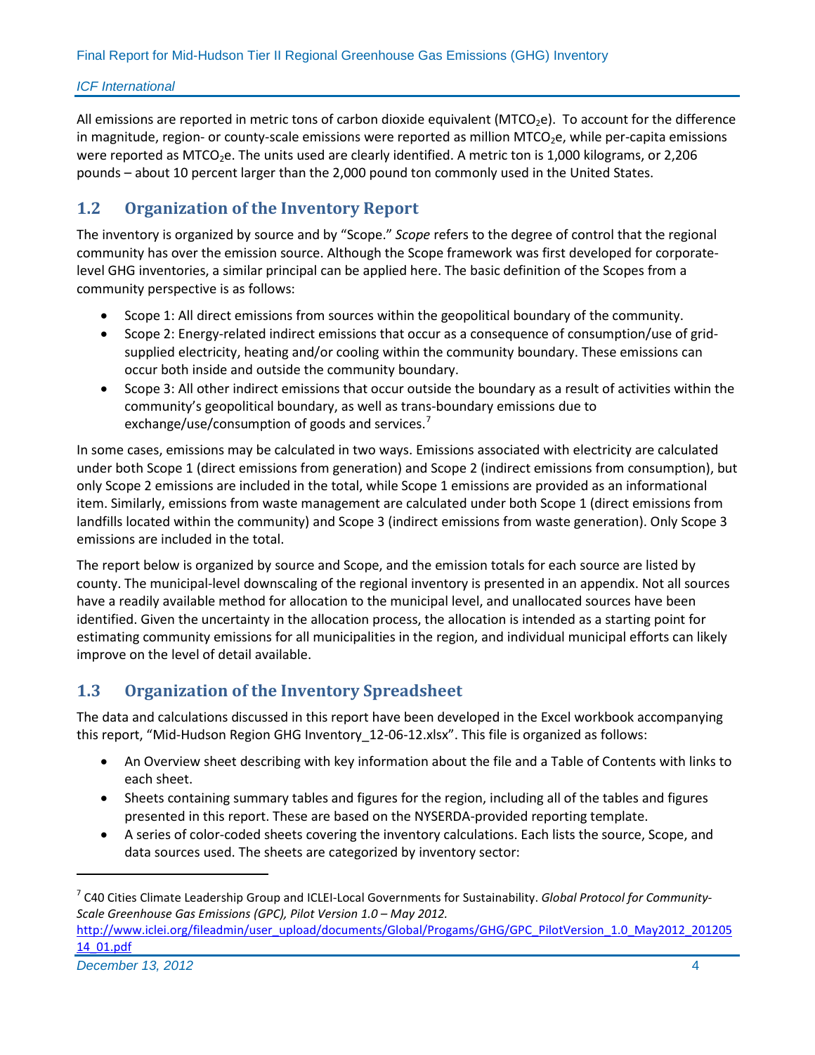All emissions are reported in metric tons of carbon dioxide equivalent ($MTCO_2e$). To account for the difference in magnitude, region- or county-scale emissions were reported as million $MTCO_2e$, while per-capita emissions were reported as $MTCO_2e$. The units used are clearly identified. A metric ton is 1,000 kilograms, or 2,206 pounds – about 10 percent larger than the 2,000 pound ton commonly used in the United States.

## 1.2 Organization of the Inventory Report

The inventory is organized by source and by "Scope." *Scope* refers to the degree of control that the regional community has over the emission source. Although the Scope framework was first developed for corporate-level GHG inventories, a similar principal can be applied here. The basic definition of the Scopes from a community perspective is as follows:

- Scope 1: All direct emissions from sources within the geopolitical boundary of the community.
- Scope 2: Energy-related indirect emissions that occur as a consequence of consumption/use of grid-supplied electricity, heating and/or cooling within the community boundary. These emissions can occur both inside and outside the community boundary.
- Scope 3: All other indirect emissions that occur outside the boundary as a result of activities within the community's geopolitical boundary, as well as trans-boundary emissions due to exchange/use/consumption of goods and services.[7]

In some cases, emissions may be calculated in two ways. Emissions associated with electricity are calculated under both Scope 1 (direct emissions from generation) and Scope 2 (indirect emissions from consumption), but only Scope 2 emissions are included in the total, while Scope 1 emissions are provided as an informational item. Similarly, emissions from waste management are calculated under both Scope 1 (direct emissions from landfills located within the community) and Scope 3 (indirect emissions from waste generation). Only Scope 3 emissions are included in the total.

The report below is organized by source and Scope, and the emission totals for each source are listed by county. The municipal-level downscaling of the regional inventory is presented in an appendix. Not all sources have a readily available method for allocation to the municipal level, and unallocated sources have been identified. Given the uncertainty in the allocation process, the allocation is intended as a starting point for estimating community emissions for all municipalities in the region, and individual municipal efforts can likely improve on the level of detail available.

## 1.3 Organization of the Inventory Spreadsheet

The data and calculations discussed in this report have been developed in the Excel workbook accompanying this report, "Mid-Hudson Region GHG Inventory_12-06-12.xlsx". This file is organized as follows:

- An Overview sheet describing with key information about the file and a Table of Contents with links to each sheet.
- Sheets containing summary tables and figures for the region, including all of the tables and figures presented in this report. These are based on the NYSERDA-provided reporting template.
- A series of color-coded sheets covering the inventory calculations. Each lists the source, Scope, and data sources used. The sheets are categorized by inventory sector:

---

[7] C40 Cities Climate Leadership Group and ICLEI-Local Governments for Sustainability. *Global Protocol for Community-Scale Greenhouse Gas Emissions (GPC), Pilot Version 1.0 – May 2012.* http://www.iclei.org/fileadmin/user_upload/documents/Global/Progams/GHG/GPC_PilotVersion_1.0_May2012_20120514_01.pdf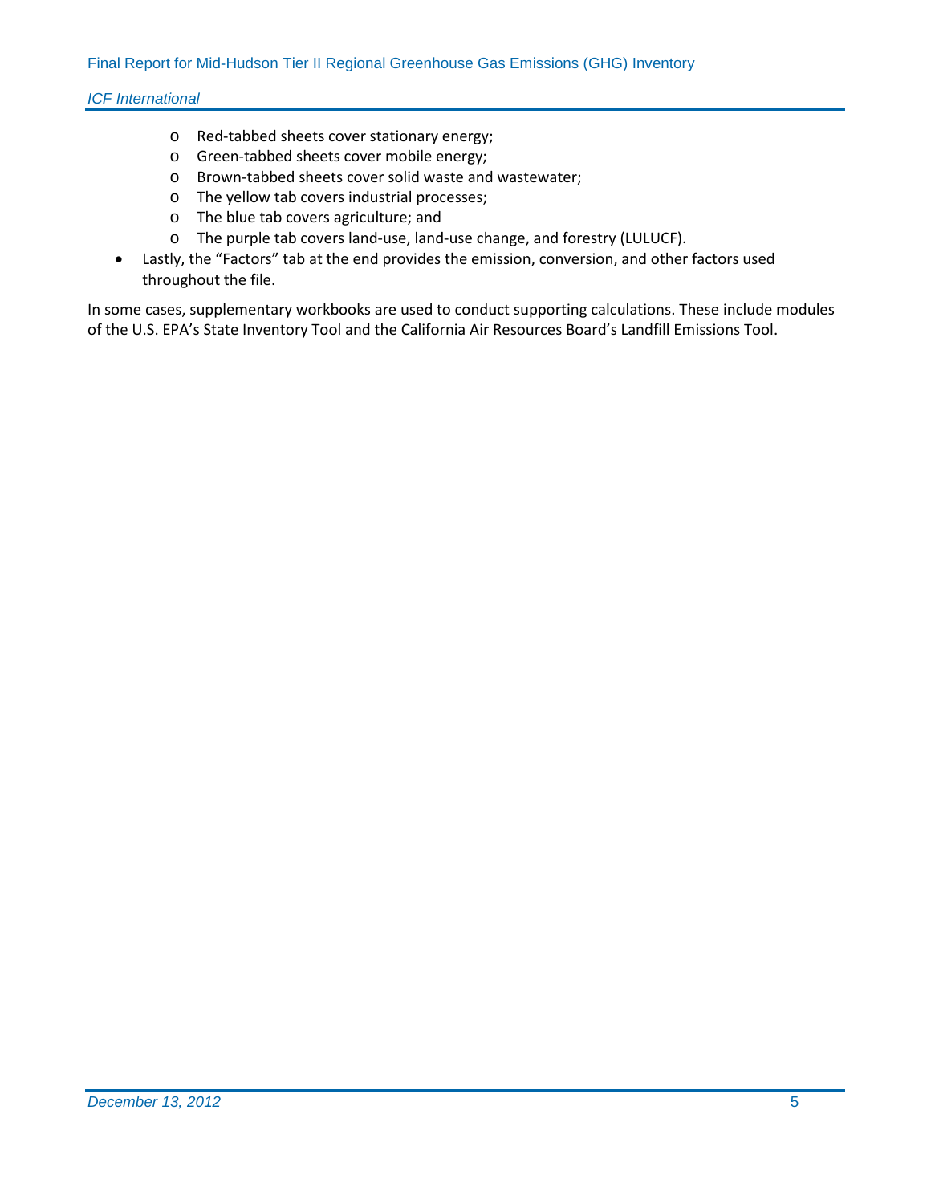- Red-tabbed sheets cover stationary energy;
    - Green-tabbed sheets cover mobile energy;
    - Brown-tabbed sheets cover solid waste and wastewater;
    - The yellow tab covers industrial processes;
    - The blue tab covers agriculture; and
    - The purple tab covers land-use, land-use change, and forestry (LULUCF).
- Lastly, the "Factors" tab at the end provides the emission, conversion, and other factors used throughout the file.

In some cases, supplementary workbooks are used to conduct supporting calculations. These include modules of the U.S. EPA's State Inventory Tool and the California Air Resources Board's Landfill Emissions Tool.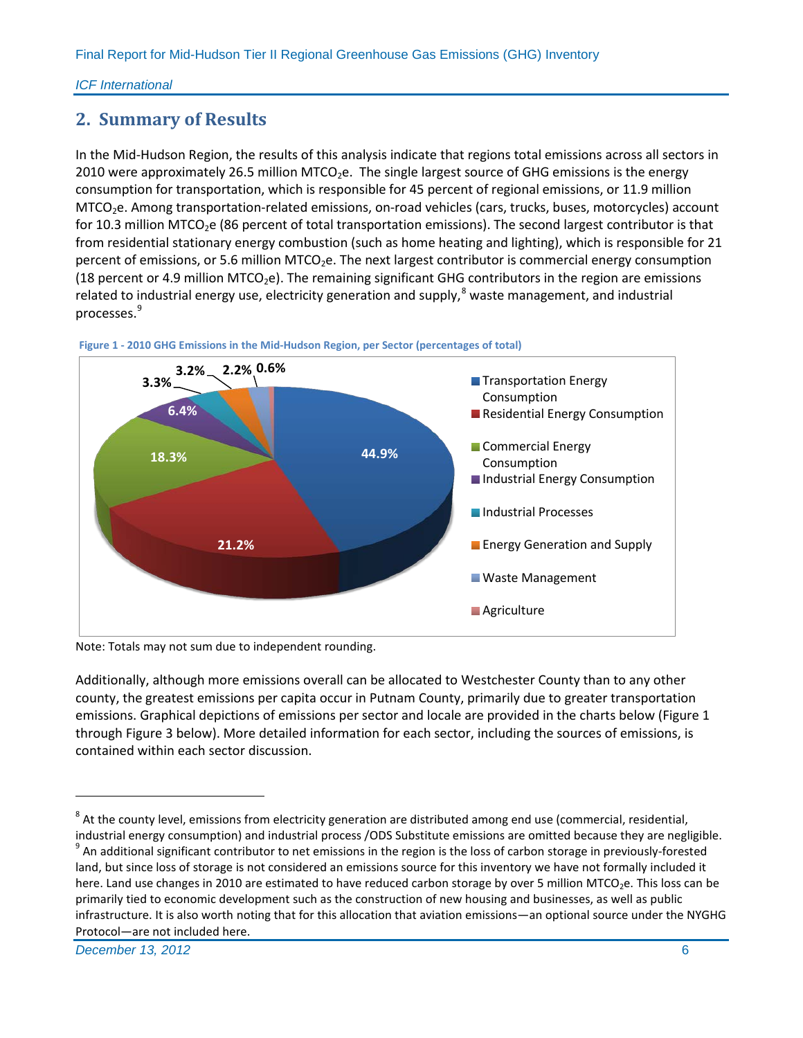## 2. Summary of Results

In the Mid-Hudson Region, the results of this analysis indicate that regions total emissions across all sectors in 2010 were approximately 26.5 million $MTCO_2e$. The single largest source of GHG emissions is the energy consumption for transportation, which is responsible for 45 percent of regional emissions, or 11.9 million $MTCO_2e$. Among transportation-related emissions, on-road vehicles (cars, trucks, buses, motorcycles) account for 10.3 million $MTCO_2e$ (86 percent of total transportation emissions). The second largest contributor is that from residential stationary energy combustion (such as home heating and lighting), which is responsible for 21 percent of emissions, or 5.6 million $MTCO_2e$. The next largest contributor is commercial energy consumption (18 percent or 4.9 million $MTCO_2e$). The remaining significant GHG contributors in the region are emissions related to industrial energy use, electricity generation and supply,[8] waste management, and industrial processes.[9]

**Figure 1 - 2010 GHG Emissions in the Mid-Hudson Region, per Sector (percentages of total)**

| Sector | Percentage of total |
|---|---|
| Transportation Energy Consumption | 44.9% |
| Residential Energy Consumption | 21.2% |
| Commercial Energy Consumption | 18.3% |
| Industrial Energy Consumption | 6.4% |
| Industrial Processes | 3.3% |
| Energy Generation and Supply | 3.2% |
| Waste Management | 2.2% |
| Agriculture | 0.6% |

Note: Totals may not sum due to independent rounding.

Additionally, although more emissions overall can be allocated to Westchester County than to any other county, the greatest emissions per capita occur in Putnam County, primarily due to greater transportation emissions. Graphical depictions of emissions per sector and locale are provided in the charts below (Figure 1 through Figure 3 below). More detailed information for each sector, including the sources of emissions, is contained within each sector discussion.

[8] At the county level, emissions from electricity generation are distributed among end use (commercial, residential, industrial energy consumption) and industrial process /ODS Substitute emissions are omitted because they are negligible.

[9] An additional significant contributor to net emissions in the region is the loss of carbon storage in previously-forested land, but since loss of storage is not considered an emissions source for this inventory we have not formally included it here. Land use changes in 2010 are estimated to have reduced carbon storage by over 5 million $MTCO_2e$. This loss can be primarily tied to economic development such as the construction of new housing and businesses, as well as public infrastructure. It is also worth noting that for this allocation that aviation emissions—an optional source under the NYGHG Protocol—are not included here.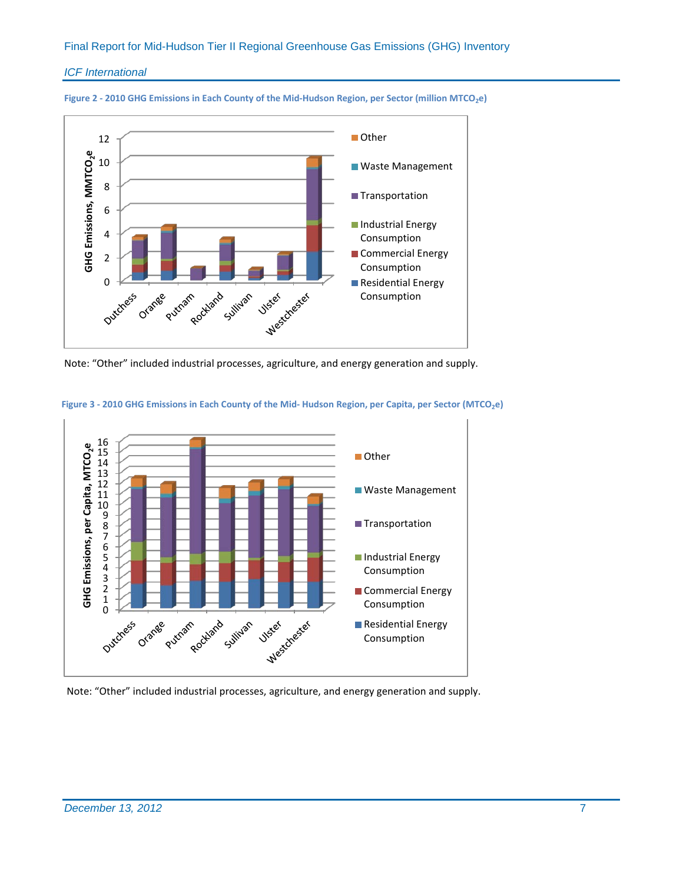Figure 2 - 2010 GHG Emissions in Each County of the Mid-Hudson Region, per Sector (million $MTCO_2e$)

Note: "Other" included industrial processes, agriculture, and energy generation and supply.

Figure 3 - 2010 GHG Emissions in Each County of the Mid- Hudson Region, per Capita, per Sector ($MTCO_2e$)

Note: "Other" included industrial processes, agriculture, and energy generation and supply.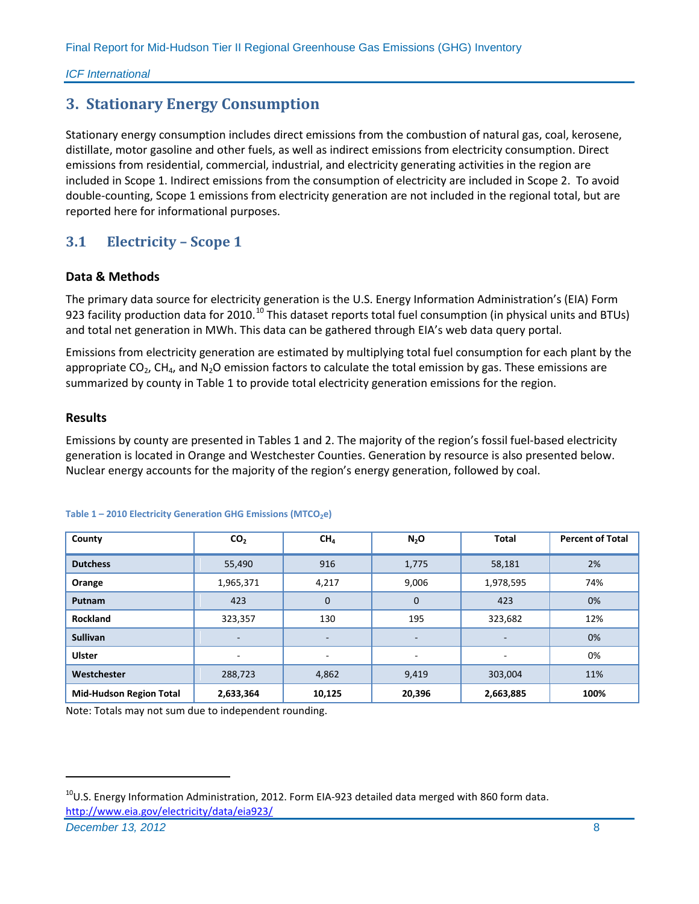# 3. Stationary Energy Consumption

Stationary energy consumption includes direct emissions from the combustion of natural gas, coal, kerosene, distillate, motor gasoline and other fuels, as well as indirect emissions from electricity consumption. Direct emissions from residential, commercial, industrial, and electricity generating activities in the region are included in Scope 1. Indirect emissions from the consumption of electricity are included in Scope 2. To avoid double-counting, Scope 1 emissions from electricity generation are not included in the regional total, but are reported here for informational purposes.

## 3.1 Electricity – Scope 1

### Data & Methods

The primary data source for electricity generation is the U.S. Energy Information Administration's (EIA) Form 923 facility production data for 2010.[10] This dataset reports total fuel consumption (in physical units and BTUs) and total net generation in MWh. This data can be gathered through EIA's web data query portal.

Emissions from electricity generation are estimated by multiplying total fuel consumption for each plant by the appropriate $CO_2$, $CH_4$, and $N_2O$ emission factors to calculate the total emission by gas. These emissions are summarized by county in Table 1 to provide total electricity generation emissions for the region.

### Results

Emissions by county are presented in Tables 1 and 2. The majority of the region's fossil fuel-based electricity generation is located in Orange and Westchester Counties. Generation by resource is also presented below. Nuclear energy accounts for the majority of the region's energy generation, followed by coal.

**Table 1 – 2010 Electricity Generation GHG Emissions ($MTCO_2e$)**

| County | $CO_2$ | $CH_4$ | $N_2O$ | Total | Percent of Total |
|---|---|---|---|---|---|
| **Dutchess** | 55,490 | 916 | 1,775 | 58,181 | 2% |
| **Orange** | 1,965,371 | 4,217 | 9,006 | 1,978,595 | 74% |
| **Putnam** | 423 | 0 | 0 | 423 | 0% |
| **Rockland** | 323,357 | 130 | 195 | 323,682 | 12% |
| **Sullivan** | - | - | - | - | 0% |
| **Ulster** | - | - | - | - | 0% |
| **Westchester** | 288,723 | 4,862 | 9,419 | 303,004 | 11% |
| **Mid-Hudson Region Total** | **2,633,364** | **10,125** | **20,396** | **2,663,885** | **100%** |

Note: Totals may not sum due to independent rounding.

[10] U.S. Energy Information Administration, 2012. Form EIA-923 detailed data merged with 860 form data. http://www.eia.gov/electricity/data/eia923/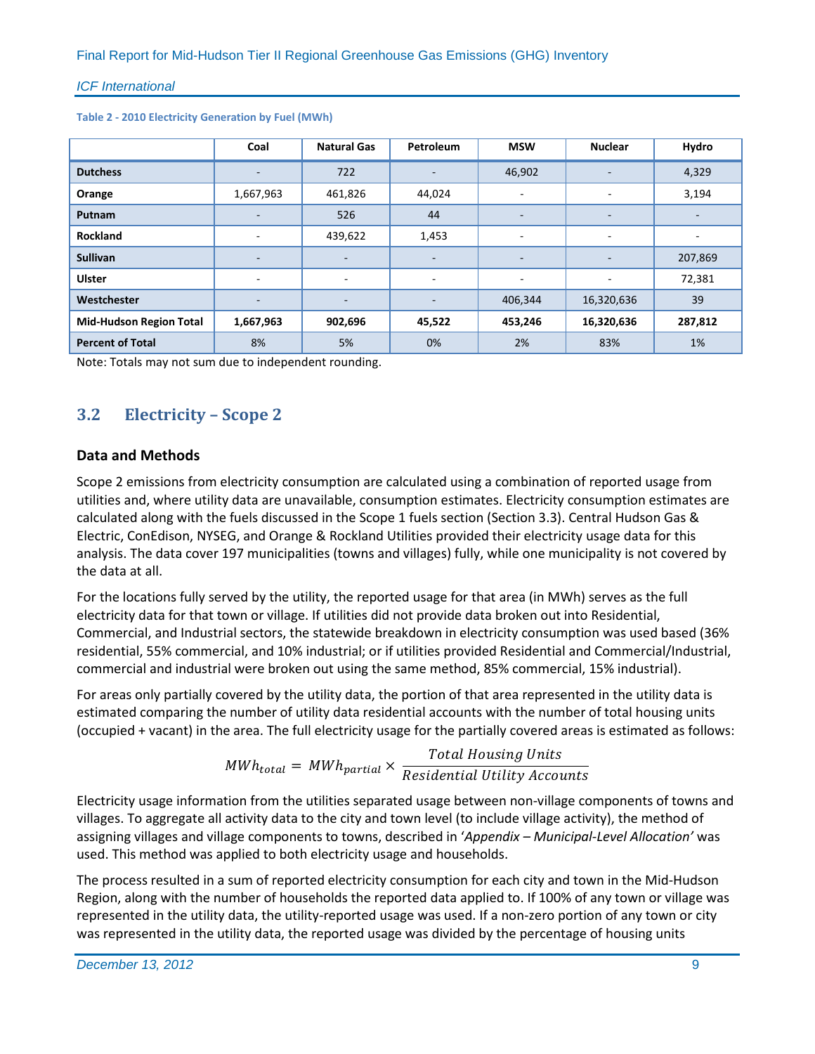**Table 2 - 2010 Electricity Generation by Fuel (MWh)**

| | Coal | Natural Gas | Petroleum | MSW | Nuclear | Hydro |
|---|---|---|---|---|---|---|
| **Dutchess** | - | 722 | - | 46,902 | - | 4,329 |
| **Orange** | 1,667,963 | 461,826 | 44,024 | - | - | 3,194 |
| **Putnam** | - | 526 | 44 | - | - | - |
| **Rockland** | - | 439,622 | 1,453 | - | - | - |
| **Sullivan** | - | - | - | - | - | 207,869 |
| **Ulster** | - | - | - | - | - | 72,381 |
| **Westchester** | - | - | - | 406,344 | 16,320,636 | 39 |
| **Mid-Hudson Region Total** | **1,667,963** | **902,696** | **45,522** | **453,246** | **16,320,636** | **287,812** |
| **Percent of Total** | 8% | 5% | 0% | 2% | 83% | 1% |

Note: Totals may not sum due to independent rounding.

## 3.2 Electricity – Scope 2

### Data and Methods

Scope 2 emissions from electricity consumption are calculated using a combination of reported usage from utilities and, where utility data are unavailable, consumption estimates. Electricity consumption estimates are calculated along with the fuels discussed in the Scope 1 fuels section (Section 3.3). Central Hudson Gas & Electric, ConEdison, NYSEG, and Orange & Rockland Utilities provided their electricity usage data for this analysis. The data cover 197 municipalities (towns and villages) fully, while one municipality is not covered by the data at all.

For the locations fully served by the utility, the reported usage for that area (in MWh) serves as the full electricity data for that town or village. If utilities did not provide data broken out into Residential, Commercial, and Industrial sectors, the statewide breakdown in electricity consumption was used based (36% residential, 55% commercial, and 10% industrial; or if utilities provided Residential and Commercial/Industrial, commercial and industrial were broken out using the same method, 85% commercial, 15% industrial).

For areas only partially covered by the utility data, the portion of that area represented in the utility data is estimated comparing the number of utility data residential accounts with the number of total housing units (occupied + vacant) in the area. The full electricity usage for the partially covered areas is estimated as follows:

$$MWh_{total} = MWh_{partial} \times \frac{Total\ Housing\ Units}{Residential\ Utility\ Accounts}$$

Electricity usage information from the utilities separated usage between non-village components of towns and villages. To aggregate all activity data to the city and town level (to include village activity), the method of assigning villages and village components to towns, described in '*Appendix – Municipal-Level Allocation*' was used. This method was applied to both electricity usage and households.

The process resulted in a sum of reported electricity consumption for each city and town in the Mid-Hudson Region, along with the number of households the reported data applied to. If 100% of any town or village was represented in the utility data, the utility-reported usage was used. If a non-zero portion of any town or city was represented in the utility data, the reported usage was divided by the percentage of housing units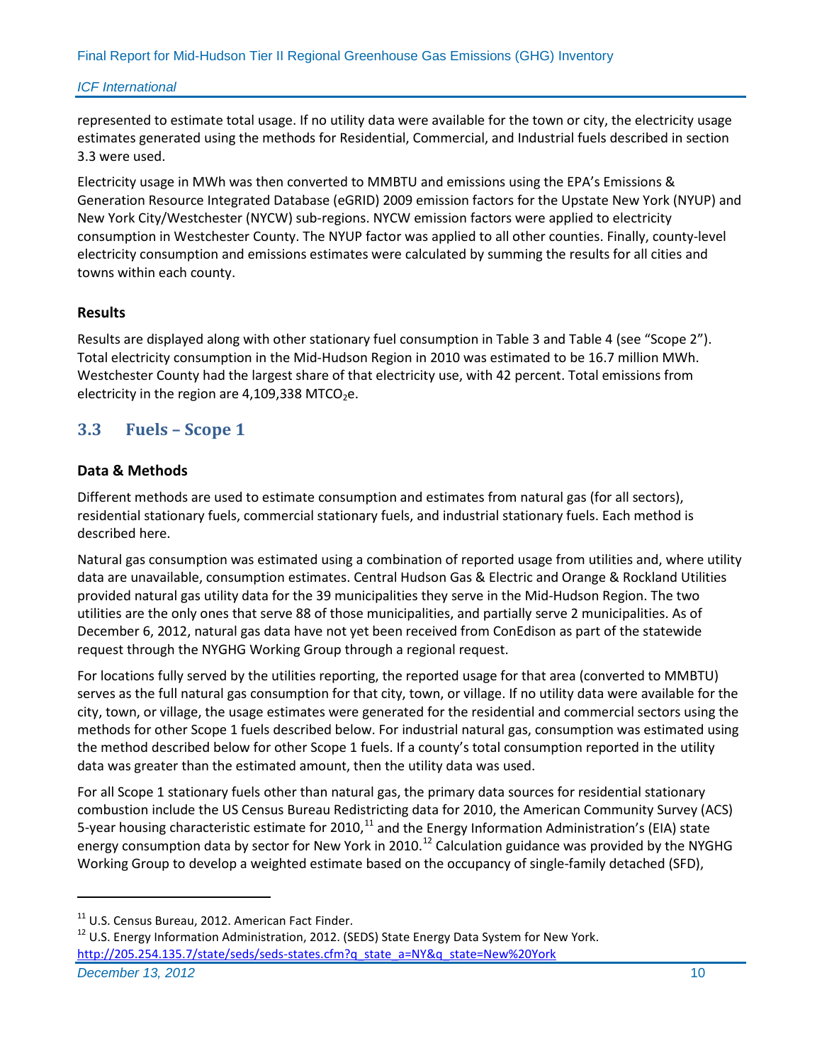represented to estimate total usage. If no utility data were available for the town or city, the electricity usage estimates generated using the methods for Residential, Commercial, and Industrial fuels described in section 3.3 were used.

Electricity usage in MWh was then converted to MMBTU and emissions using the EPA's Emissions & Generation Resource Integrated Database (eGRID) 2009 emission factors for the Upstate New York (NYUP) and New York City/Westchester (NYCW) sub-regions. NYCW emission factors were applied to electricity consumption in Westchester County. The NYUP factor was applied to all other counties. Finally, county-level electricity consumption and emissions estimates were calculated by summing the results for all cities and towns within each county.

### Results

Results are displayed along with other stationary fuel consumption in Table 3 and Table 4 (see "Scope 2"). Total electricity consumption in the Mid-Hudson Region in 2010 was estimated to be 16.7 million MWh. Westchester County had the largest share of that electricity use, with 42 percent. Total emissions from electricity in the region are 4,109,338 $MTCO_2e$.

## 3.3 Fuels – Scope 1

### Data & Methods

Different methods are used to estimate consumption and estimates from natural gas (for all sectors), residential stationary fuels, commercial stationary fuels, and industrial stationary fuels. Each method is described here.

Natural gas consumption was estimated using a combination of reported usage from utilities and, where utility data are unavailable, consumption estimates. Central Hudson Gas & Electric and Orange & Rockland Utilities provided natural gas utility data for the 39 municipalities they serve in the Mid-Hudson Region. The two utilities are the only ones that serve 88 of those municipalities, and partially serve 2 municipalities. As of December 6, 2012, natural gas data have not yet been received from ConEdison as part of the statewide request through the NYGHG Working Group through a regional request.

For locations fully served by the utilities reporting, the reported usage for that area (converted to MMBTU) serves as the full natural gas consumption for that city, town, or village. If no utility data were available for the city, town, or village, the usage estimates were generated for the residential and commercial sectors using the methods for other Scope 1 fuels described below. For industrial natural gas, consumption was estimated using the method described below for other Scope 1 fuels. If a county's total consumption reported in the utility data was greater than the estimated amount, then the utility data was used.

For all Scope 1 stationary fuels other than natural gas, the primary data sources for residential stationary combustion include the US Census Bureau Redistricting data for 2010, the American Community Survey (ACS) 5-year housing characteristic estimate for 2010,[11] and the Energy Information Administration's (EIA) state energy consumption data by sector for New York in 2010.[12] Calculation guidance was provided by the NYGHG Working Group to develop a weighted estimate based on the occupancy of single-family detached (SFD),

---

[11] U.S. Census Bureau, 2012. American Fact Finder.

[12] U.S. Energy Information Administration, 2012. (SEDS) State Energy Data System for New York. http://205.254.135.7/state/seds/seds-states.cfm?q_state_a=NY&q_state=New%20York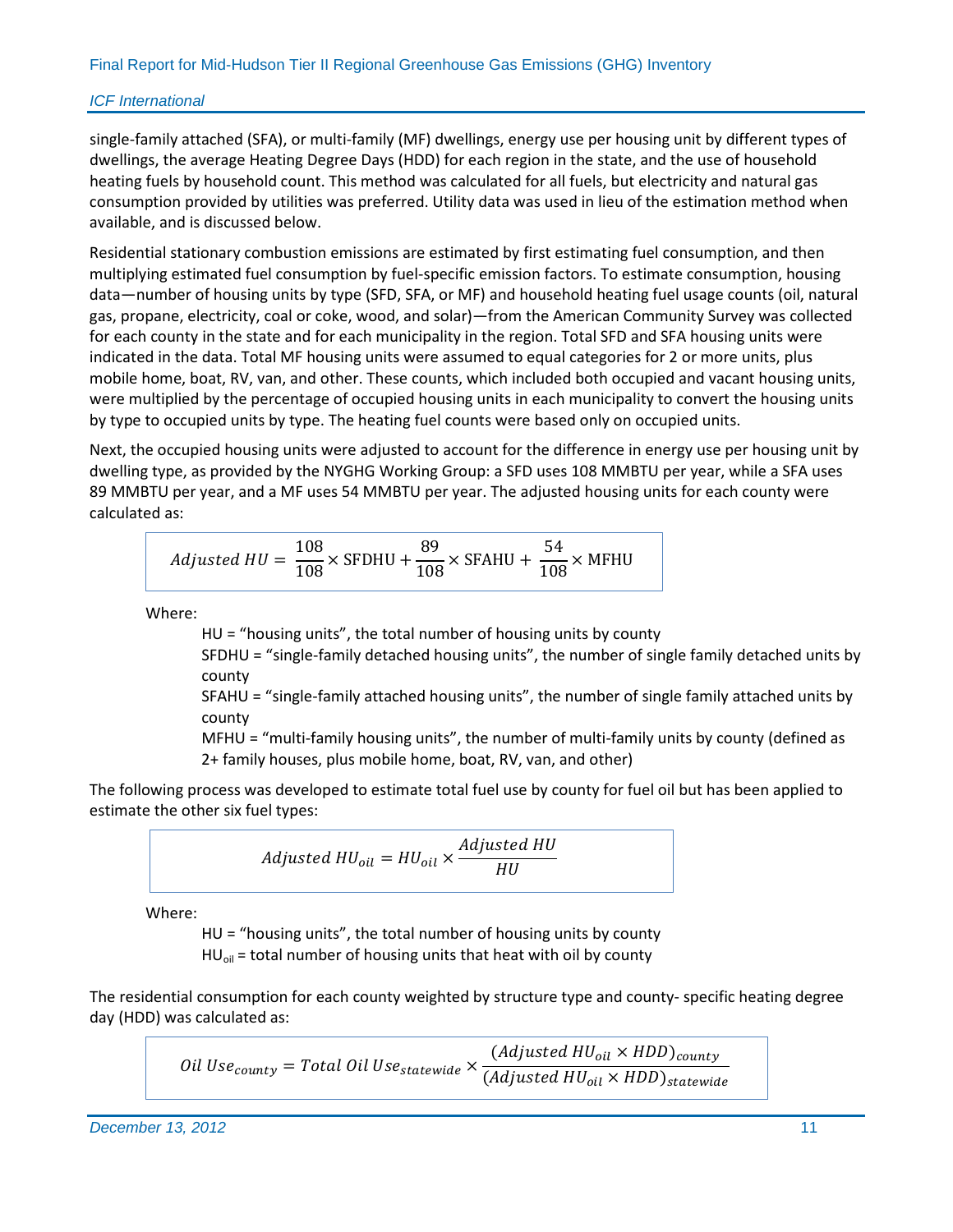single-family attached (SFA), or multi-family (MF) dwellings, energy use per housing unit by different types of dwellings, the average Heating Degree Days (HDD) for each region in the state, and the use of household heating fuels by household count. This method was calculated for all fuels, but electricity and natural gas consumption provided by utilities was preferred. Utility data was used in lieu of the estimation method when available, and is discussed below.

Residential stationary combustion emissions are estimated by first estimating fuel consumption, and then multiplying estimated fuel consumption by fuel-specific emission factors. To estimate consumption, housing data—number of housing units by type (SFD, SFA, or MF) and household heating fuel usage counts (oil, natural gas, propane, electricity, coal or coke, wood, and solar)—from the American Community Survey was collected for each county in the state and for each municipality in the region. Total SFD and SFA housing units were indicated in the data. Total MF housing units were assumed to equal categories for 2 or more units, plus mobile home, boat, RV, van, and other. These counts, which included both occupied and vacant housing units, were multiplied by the percentage of occupied housing units in each municipality to convert the housing units by type to occupied units by type. The heating fuel counts were based only on occupied units.

Next, the occupied housing units were adjusted to account for the difference in energy use per housing unit by dwelling type, as provided by the NYGHG Working Group: a SFD uses 108 MMBTU per year, while a SFA uses 89 MMBTU per year, and a MF uses 54 MMBTU per year. The adjusted housing units for each county were calculated as:

$$Adjusted\ HU = \frac{108}{108} \times \mathrm{SFDHU} + \frac{89}{108} \times \mathrm{SFAHU} + \frac{54}{108} \times \mathrm{MFHU}$$

Where:

HU = "housing units", the total number of housing units by county
SFDHU = "single-family detached housing units", the number of single family detached units by county
SFAHU = "single-family attached housing units", the number of single family attached units by county
MFHU = "multi-family housing units", the number of multi-family units by county (defined as 2+ family houses, plus mobile home, boat, RV, van, and other)

The following process was developed to estimate total fuel use by county for fuel oil but has been applied to estimate the other six fuel types:

$$Adjusted\ HU_{oil} = HU_{oil} \times \frac{Adjusted\ HU}{HU}$$

Where:

HU = "housing units", the total number of housing units by county
$HU_{oil}$ = total number of housing units that heat with oil by county

The residential consumption for each county weighted by structure type and county- specific heating degree day (HDD) was calculated as:

$$Oil\ Use_{county} = Total\ Oil\ Use_{statewide} \times \frac{(Adjusted\ HU_{oil} \times HDD)_{county}}{(Adjusted\ HU_{oil} \times HDD)_{statewide}}$$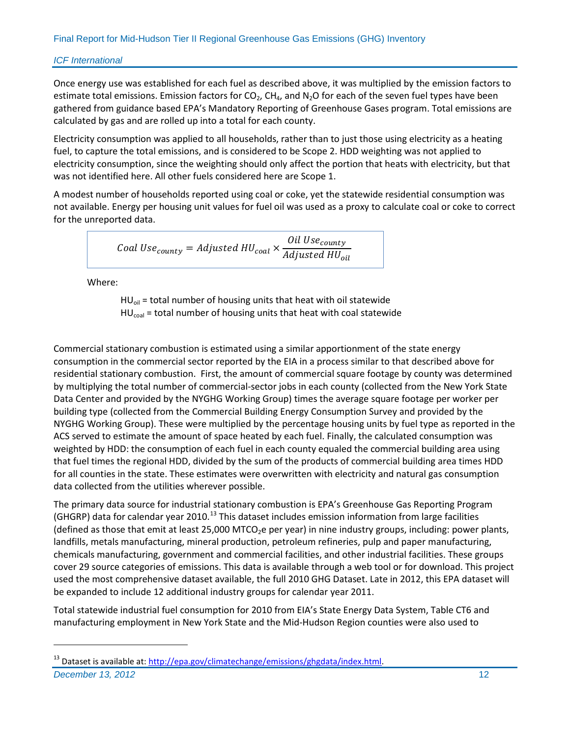Once energy use was established for each fuel as described above, it was multiplied by the emission factors to estimate total emissions. Emission factors for $CO_2$, $CH_4$, and $N_2O$ for each of the seven fuel types have been gathered from guidance based EPA's Mandatory Reporting of Greenhouse Gases program. Total emissions are calculated by gas and are rolled up into a total for each county.

Electricity consumption was applied to all households, rather than to just those using electricity as a heating fuel, to capture the total emissions, and is considered to be Scope 2. HDD weighting was not applied to electricity consumption, since the weighting should only affect the portion that heats with electricity, but that was not identified here. All other fuels considered here are Scope 1.

A modest number of households reported using coal or coke, yet the statewide residential consumption was not available. Energy per housing unit values for fuel oil was used as a proxy to calculate coal or coke to correct for the unreported data.

$$Coal\ Use_{county} = Adjusted\ HU_{coal} \times \frac{Oil\ Use_{county}}{Adjusted\ HU_{oil}}$$

Where:

$HU_{oil}$ = total number of housing units that heat with oil statewide
$HU_{coal}$ = total number of housing units that heat with coal statewide

Commercial stationary combustion is estimated using a similar apportionment of the state energy consumption in the commercial sector reported by the EIA in a process similar to that described above for residential stationary combustion. First, the amount of commercial square footage by county was determined by multiplying the total number of commercial-sector jobs in each county (collected from the New York State Data Center and provided by the NYGHG Working Group) times the average square footage per worker per building type (collected from the Commercial Building Energy Consumption Survey and provided by the NYGHG Working Group). These were multiplied by the percentage housing units by fuel type as reported in the ACS served to estimate the amount of space heated by each fuel. Finally, the calculated consumption was weighted by HDD: the consumption of each fuel in each county equaled the commercial building area using that fuel times the regional HDD, divided by the sum of the products of commercial building area times HDD for all counties in the state. These estimates were overwritten with electricity and natural gas consumption data collected from the utilities wherever possible.

The primary data source for industrial stationary combustion is EPA's Greenhouse Gas Reporting Program (GHGRP) data for calendar year 2010.[13] This dataset includes emission information from large facilities (defined as those that emit at least 25,000 $MTCO_2e$ per year) in nine industry groups, including: power plants, landfills, metals manufacturing, mineral production, petroleum refineries, pulp and paper manufacturing, chemicals manufacturing, government and commercial facilities, and other industrial facilities. These groups cover 29 source categories of emissions. This data is available through a web tool or for download. This project used the most comprehensive dataset available, the full 2010 GHG Dataset. Late in 2012, this EPA dataset will be expanded to include 12 additional industry groups for calendar year 2011.

Total statewide industrial fuel consumption for 2010 from EIA's State Energy Data System, Table CT6 and manufacturing employment in New York State and the Mid-Hudson Region counties were also used to

[13] Dataset is available at: http://epa.gov/climatechange/emissions/ghgdata/index.html.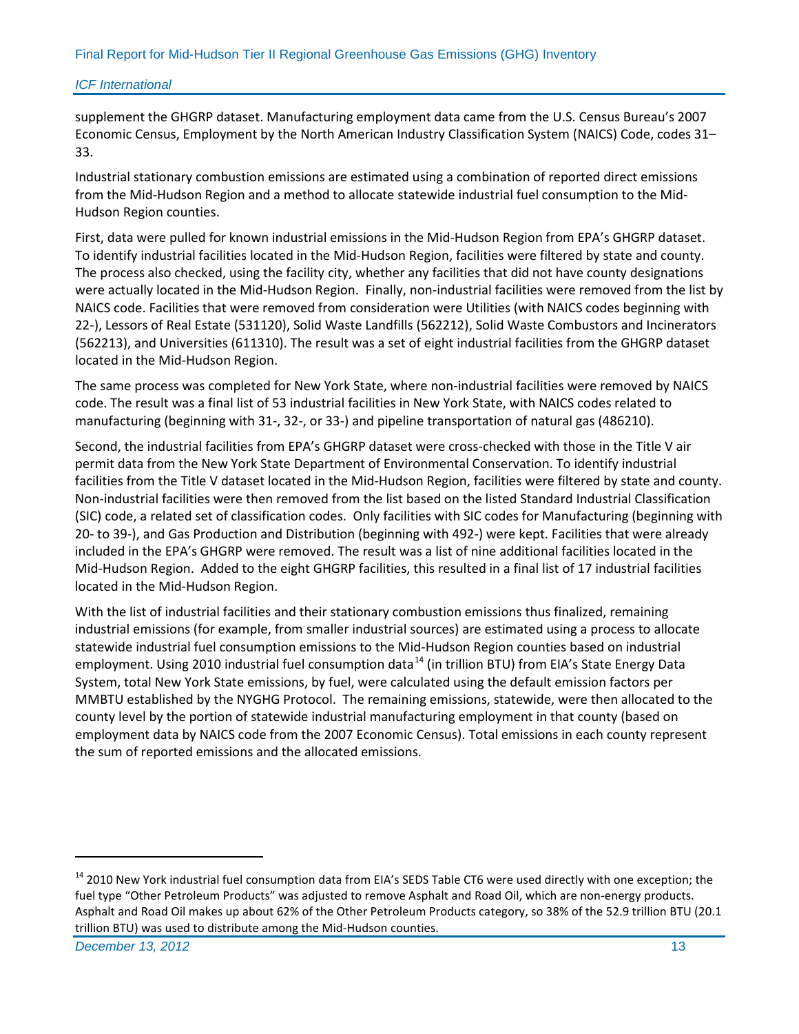supplement the GHGRP dataset. Manufacturing employment data came from the U.S. Census Bureau's 2007 Economic Census, Employment by the North American Industry Classification System (NAICS) Code, codes 31–33.

Industrial stationary combustion emissions are estimated using a combination of reported direct emissions from the Mid-Hudson Region and a method to allocate statewide industrial fuel consumption to the Mid-Hudson Region counties.

First, data were pulled for known industrial emissions in the Mid-Hudson Region from EPA's GHGRP dataset. To identify industrial facilities located in the Mid-Hudson Region, facilities were filtered by state and county. The process also checked, using the facility city, whether any facilities that did not have county designations were actually located in the Mid-Hudson Region. Finally, non-industrial facilities were removed from the list by NAICS code. Facilities that were removed from consideration were Utilities (with NAICS codes beginning with 22-), Lessors of Real Estate (531120), Solid Waste Landfills (562212), Solid Waste Combustors and Incinerators (562213), and Universities (611310). The result was a set of eight industrial facilities from the GHGRP dataset located in the Mid-Hudson Region.

The same process was completed for New York State, where non-industrial facilities were removed by NAICS code. The result was a final list of 53 industrial facilities in New York State, with NAICS codes related to manufacturing (beginning with 31-, 32-, or 33-) and pipeline transportation of natural gas (486210).

Second, the industrial facilities from EPA's GHGRP dataset were cross-checked with those in the Title V air permit data from the New York State Department of Environmental Conservation. To identify industrial facilities from the Title V dataset located in the Mid-Hudson Region, facilities were filtered by state and county. Non-industrial facilities were then removed from the list based on the listed Standard Industrial Classification (SIC) code, a related set of classification codes. Only facilities with SIC codes for Manufacturing (beginning with 20- to 39-), and Gas Production and Distribution (beginning with 492-) were kept. Facilities that were already included in the EPA's GHGRP were removed. The result was a list of nine additional facilities located in the Mid-Hudson Region. Added to the eight GHGRP facilities, this resulted in a final list of 17 industrial facilities located in the Mid-Hudson Region.

With the list of industrial facilities and their stationary combustion emissions thus finalized, remaining industrial emissions (for example, from smaller industrial sources) are estimated using a process to allocate statewide industrial fuel consumption emissions to the Mid-Hudson Region counties based on industrial employment. Using 2010 industrial fuel consumption data[14] (in trillion BTU) from EIA's State Energy Data System, total New York State emissions, by fuel, were calculated using the default emission factors per MMBTU established by the NYGHG Protocol. The remaining emissions, statewide, were then allocated to the county level by the portion of statewide industrial manufacturing employment in that county (based on employment data by NAICS code from the 2007 Economic Census). Total emissions in each county represent the sum of reported emissions and the allocated emissions.

---

[14] 2010 New York industrial fuel consumption data from EIA's SEDS Table CT6 were used directly with one exception; the fuel type "Other Petroleum Products" was adjusted to remove Asphalt and Road Oil, which are non-energy products. Asphalt and Road Oil makes up about 62% of the Other Petroleum Products category, so 38% of the 52.9 trillion BTU (20.1 trillion BTU) was used to distribute among the Mid-Hudson counties.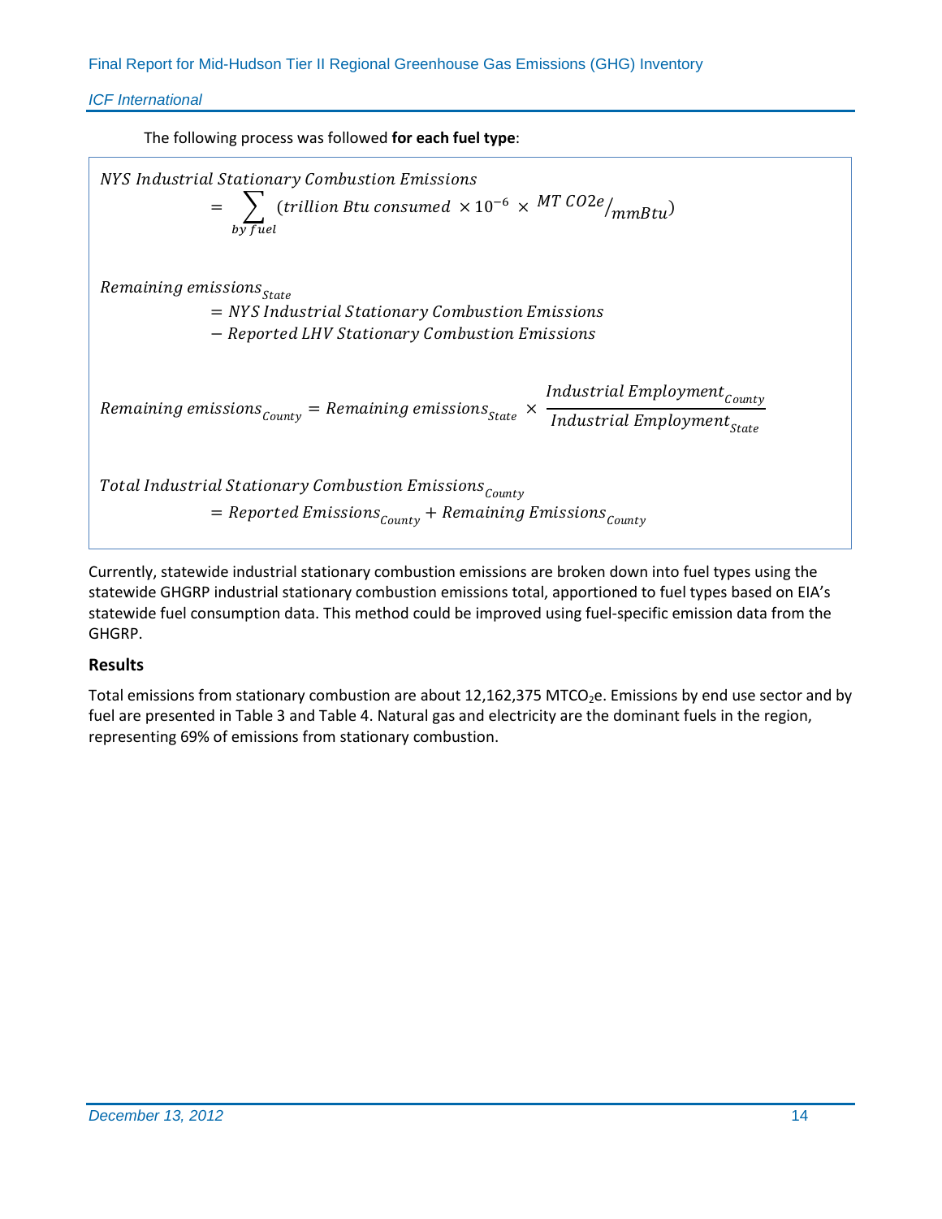The following process was followed **for each fuel type**:

$$NYS\ Industrial\ Stationary\ Combustion\ Emissions = \sum_{by\ fuel} (trillion\ Btu\ consumed \times 10^{-6} \times {}^{MT\ CO2e}/_{mmBtu})$$

$$Remaining\ emissions_{State} = NYS\ Industrial\ Stationary\ Combustion\ Emissions - Reported\ LHV\ Stationary\ Combustion\ Emissions$$

$$Remaining\ emissions_{County} = Remaining\ emissions_{State} \times \frac{Industrial\ Employment_{County}}{Industrial\ Employment_{State}}$$

$$Total\ Industrial\ Stationary\ Combustion\ Emissions_{County} = Reported\ Emissions_{County} + Remaining\ Emissions_{County}$$

Currently, statewide industrial stationary combustion emissions are broken down into fuel types using the statewide GHGRP industrial stationary combustion emissions total, apportioned to fuel types based on EIA's statewide fuel consumption data. This method could be improved using fuel-specific emission data from the GHGRP.

### Results

Total emissions from stationary combustion are about 12,162,375 $MTCO_2e$. Emissions by end use sector and by fuel are presented in Table 3 and Table 4. Natural gas and electricity are the dominant fuels in the region, representing 69% of emissions from stationary combustion.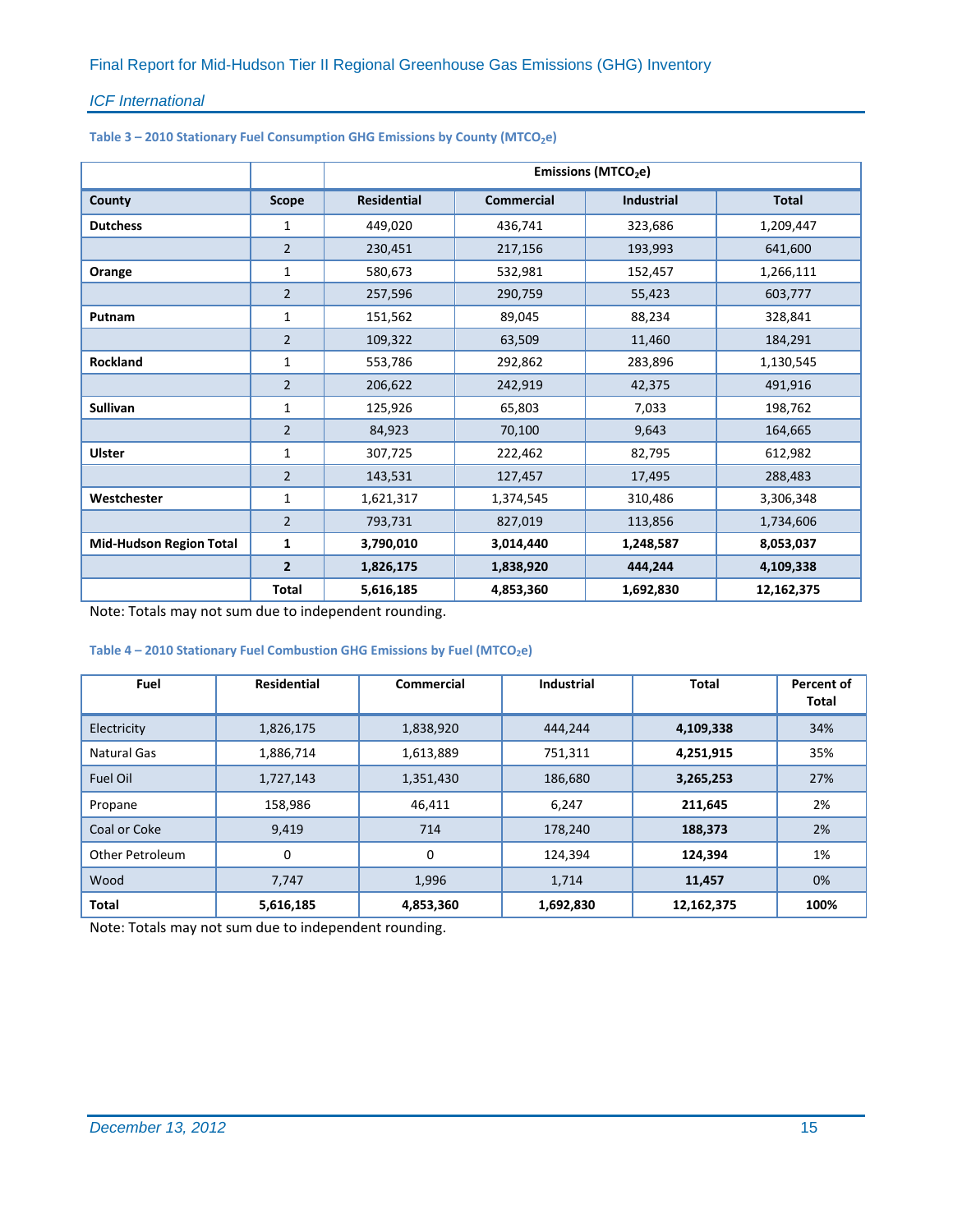**Table 3 – 2010 Stationary Fuel Consumption GHG Emissions by County ($MTCO_2e$)**

| | | Emissions ($MTCO_2e$) | | | |
|---|---|---|---|---|---|
| **County** | **Scope** | **Residential** | **Commercial** | **Industrial** | **Total** |
| **Dutchess** | 1 | 449,020 | 436,741 | 323,686 | 1,209,447 |
| | 2 | 230,451 | 217,156 | 193,993 | 641,600 |
| **Orange** | 1 | 580,673 | 532,981 | 152,457 | 1,266,111 |
| | 2 | 257,596 | 290,759 | 55,423 | 603,777 |
| **Putnam** | 1 | 151,562 | 89,045 | 88,234 | 328,841 |
| | 2 | 109,322 | 63,509 | 11,460 | 184,291 |
| **Rockland** | 1 | 553,786 | 292,862 | 283,896 | 1,130,545 |
| | 2 | 206,622 | 242,919 | 42,375 | 491,916 |
| **Sullivan** | 1 | 125,926 | 65,803 | 7,033 | 198,762 |
| | 2 | 84,923 | 70,100 | 9,643 | 164,665 |
| **Ulster** | 1 | 307,725 | 222,462 | 82,795 | 612,982 |
| | 2 | 143,531 | 127,457 | 17,495 | 288,483 |
| **Westchester** | 1 | 1,621,317 | 1,374,545 | 310,486 | 3,306,348 |
| | 2 | 793,731 | 827,019 | 113,856 | 1,734,606 |
| **Mid-Hudson Region Total** | **1** | **3,790,010** | **3,014,440** | **1,248,587** | **8,053,037** |
| | **2** | **1,826,175** | **1,838,920** | **444,244** | **4,109,338** |
| | **Total** | **5,616,185** | **4,853,360** | **1,692,830** | **12,162,375** |

Note: Totals may not sum due to independent rounding.

**Table 4 – 2010 Stationary Fuel Combustion GHG Emissions by Fuel ($MTCO_2e$)**

| Fuel | Residential | Commercial | Industrial | Total | Percent of Total |
|---|---|---|---|---|---|
| Electricity | 1,826,175 | 1,838,920 | 444,244 | **4,109,338** | 34% |
| Natural Gas | 1,886,714 | 1,613,889 | 751,311 | **4,251,915** | 35% |
| Fuel Oil | 1,727,143 | 1,351,430 | 186,680 | **3,265,253** | 27% |
| Propane | 158,986 | 46,411 | 6,247 | **211,645** | 2% |
| Coal or Coke | 9,419 | 714 | 178,240 | **188,373** | 2% |
| Other Petroleum | 0 | 0 | 124,394 | **124,394** | 1% |
| Wood | 7,747 | 1,996 | 1,714 | **11,457** | 0% |
| **Total** | **5,616,185** | **4,853,360** | **1,692,830** | **12,162,375** | **100%** |

Note: Totals may not sum due to independent rounding.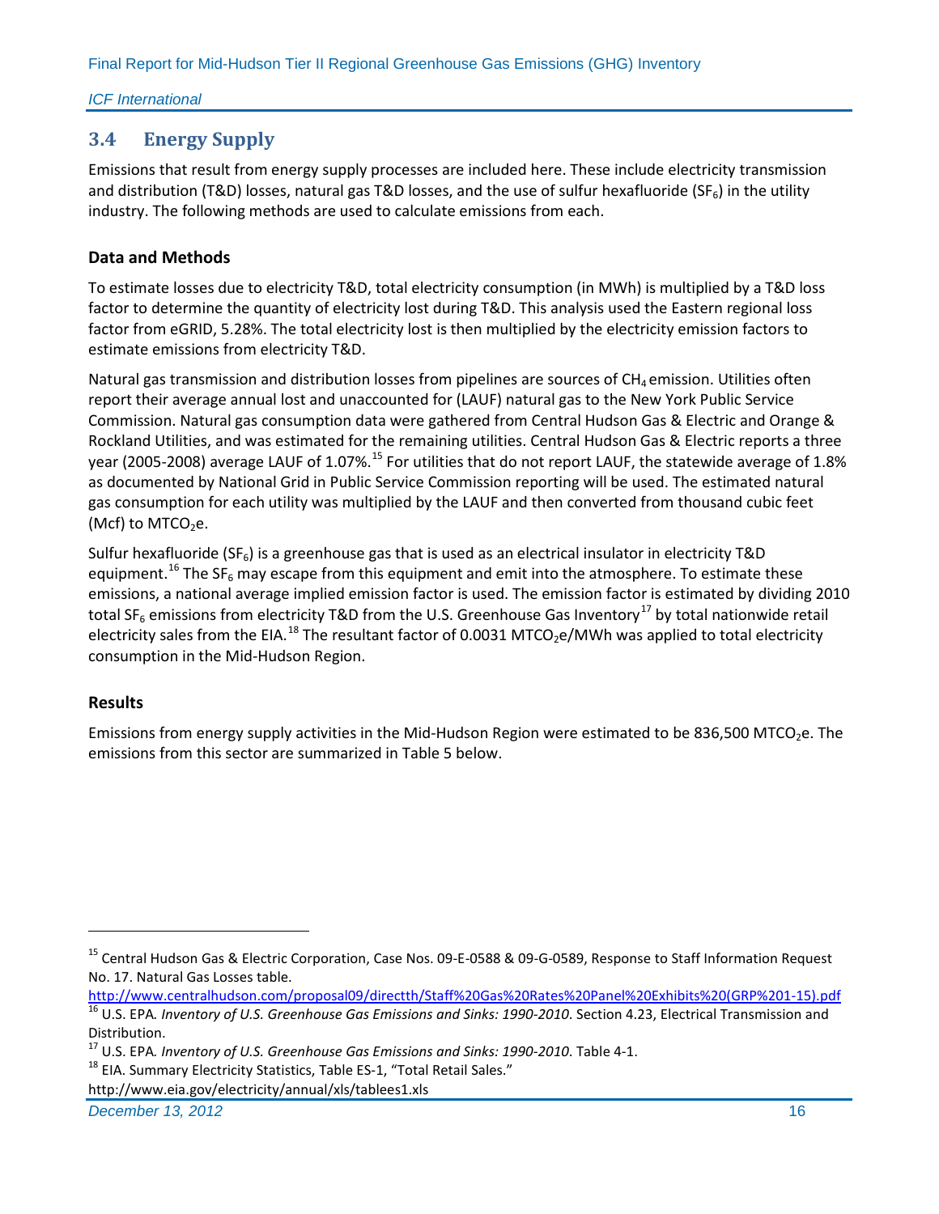## 3.4 Energy Supply

Emissions that result from energy supply processes are included here. These include electricity transmission and distribution (T&D) losses, natural gas T&D losses, and the use of sulfur hexafluoride ($SF_6$) in the utility industry. The following methods are used to calculate emissions from each.

### Data and Methods

To estimate losses due to electricity T&D, total electricity consumption (in MWh) is multiplied by a T&D loss factor to determine the quantity of electricity lost during T&D. This analysis used the Eastern regional loss factor from eGRID, 5.28%. The total electricity lost is then multiplied by the electricity emission factors to estimate emissions from electricity T&D.

Natural gas transmission and distribution losses from pipelines are sources of $CH_4$ emission. Utilities often report their average annual lost and unaccounted for (LAUF) natural gas to the New York Public Service Commission. Natural gas consumption data were gathered from Central Hudson Gas & Electric and Orange & Rockland Utilities, and was estimated for the remaining utilities. Central Hudson Gas & Electric reports a three year (2005-2008) average LAUF of 1.07%.[15] For utilities that do not report LAUF, the statewide average of 1.8% as documented by National Grid in Public Service Commission reporting will be used. The estimated natural gas consumption for each utility was multiplied by the LAUF and then converted from thousand cubic feet (Mcf) to $MTCO_2e$.

Sulfur hexafluoride ($SF_6$) is a greenhouse gas that is used as an electrical insulator in electricity T&D equipment.[16] The $SF_6$ may escape from this equipment and emit into the atmosphere. To estimate these emissions, a national average implied emission factor is used. The emission factor is estimated by dividing 2010 total $SF_6$ emissions from electricity T&D from the U.S. Greenhouse Gas Inventory[17] by total nationwide retail electricity sales from the EIA.[18] The resultant factor of 0.0031 $MTCO_2e$/MWh was applied to total electricity consumption in the Mid-Hudson Region.

### Results

Emissions from energy supply activities in the Mid-Hudson Region were estimated to be 836,500 $MTCO_2e$. The emissions from this sector are summarized in Table 5 below.

---

[15] Central Hudson Gas & Electric Corporation, Case Nos. 09-E-0588 & 09-G-0589, Response to Staff Information Request No. 17. Natural Gas Losses table.
http://www.centralhudson.com/proposal09/directth/Staff%20Gas%20Rates%20Panel%20Exhibits%20(GRP%201-15).pdf

[16] U.S. EPA. *Inventory of U.S. Greenhouse Gas Emissions and Sinks: 1990-2010*. Section 4.23, Electrical Transmission and Distribution.

[17] U.S. EPA. *Inventory of U.S. Greenhouse Gas Emissions and Sinks: 1990-2010*. Table 4-1.

[18] EIA. Summary Electricity Statistics, Table ES-1, "Total Retail Sales."
http://www.eia.gov/electricity/annual/xls/tablees1.xls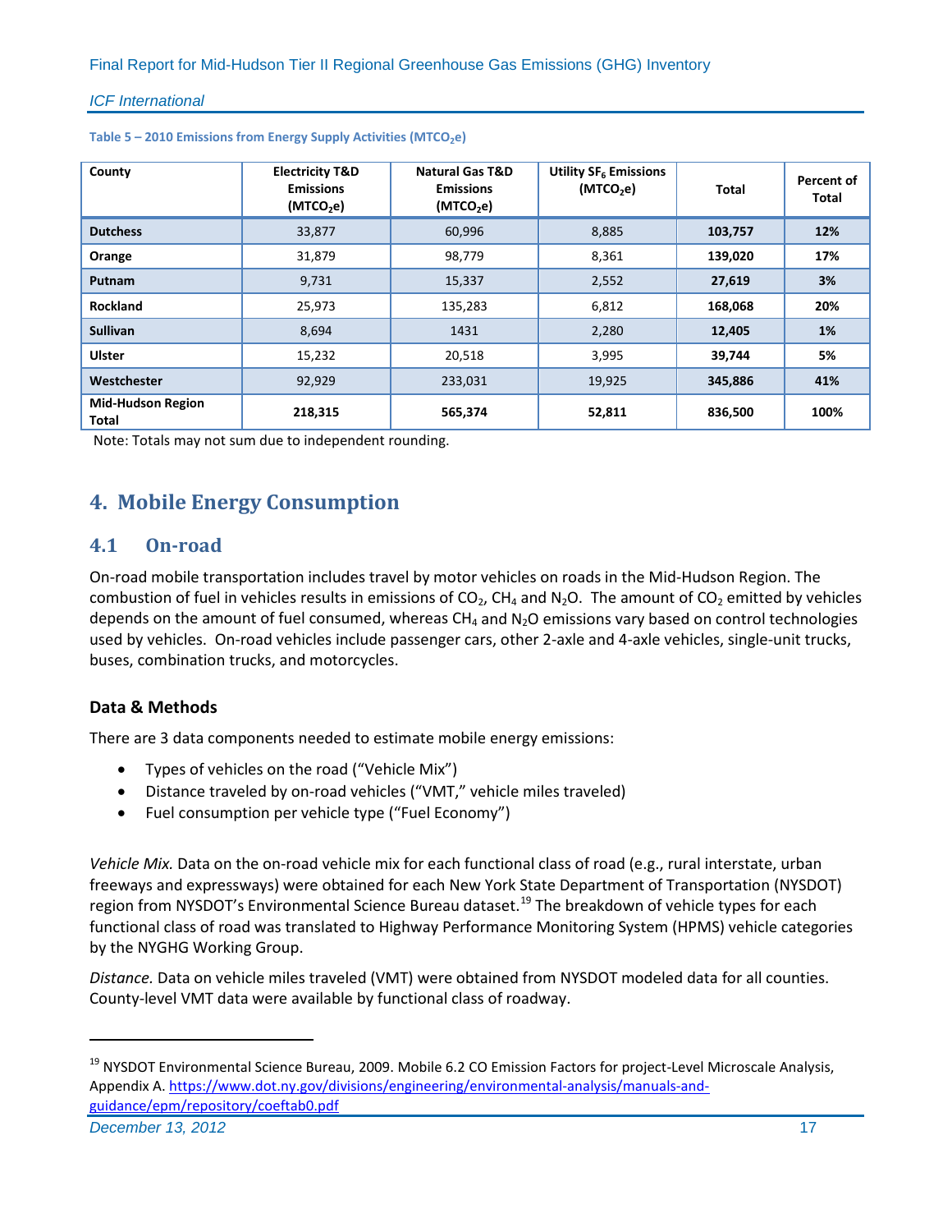**Table 5 – 2010 Emissions from Energy Supply Activities ($MTCO_2e$)**

| County | Electricity T&D Emissions ($MTCO_2e$) | Natural Gas T&D Emissions ($MTCO_2e$) | Utility $SF_6$ Emissions ($MTCO_2e$) | Total | Percent of Total |
|---|---|---|---|---|---|
| **Dutchess** | 33,877 | 60,996 | 8,885 | **103,757** | **12%** |
| **Orange** | 31,879 | 98,779 | 8,361 | **139,020** | **17%** |
| **Putnam** | 9,731 | 15,337 | 2,552 | **27,619** | **3%** |
| **Rockland** | 25,973 | 135,283 | 6,812 | **168,068** | **20%** |
| **Sullivan** | 8,694 | 1431 | 2,280 | **12,405** | **1%** |
| **Ulster** | 15,232 | 20,518 | 3,995 | **39,744** | **5%** |
| **Westchester** | 92,929 | 233,031 | 19,925 | **345,886** | **41%** |
| **Mid-Hudson Region Total** | **218,315** | **565,374** | **52,811** | **836,500** | **100%** |

Note: Totals may not sum due to independent rounding.

# 4. Mobile Energy Consumption

## 4.1 On-road

On-road mobile transportation includes travel by motor vehicles on roads in the Mid-Hudson Region. The combustion of fuel in vehicles results in emissions of $CO_2$, $CH_4$ and $N_2O$. The amount of $CO_2$ emitted by vehicles depends on the amount of fuel consumed, whereas $CH_4$ and $N_2O$ emissions vary based on control technologies used by vehicles. On-road vehicles include passenger cars, other 2-axle and 4-axle vehicles, single-unit trucks, buses, combination trucks, and motorcycles.

### Data & Methods

There are 3 data components needed to estimate mobile energy emissions:

- Types of vehicles on the road ("Vehicle Mix")
- Distance traveled by on-road vehicles ("VMT," vehicle miles traveled)
- Fuel consumption per vehicle type ("Fuel Economy")

*Vehicle Mix.* Data on the on-road vehicle mix for each functional class of road (e.g., rural interstate, urban freeways and expressways) were obtained for each New York State Department of Transportation (NYSDOT) region from NYSDOT's Environmental Science Bureau dataset.[19] The breakdown of vehicle types for each functional class of road was translated to Highway Performance Monitoring System (HPMS) vehicle categories by the NYGHG Working Group.

*Distance.* Data on vehicle miles traveled (VMT) were obtained from NYSDOT modeled data for all counties. County-level VMT data were available by functional class of roadway.

---

[19] NYSDOT Environmental Science Bureau, 2009. Mobile 6.2 CO Emission Factors for project-Level Microscale Analysis, Appendix A. https://www.dot.ny.gov/divisions/engineering/environmental-analysis/manuals-and-guidance/epm/repository/coeftab0.pdf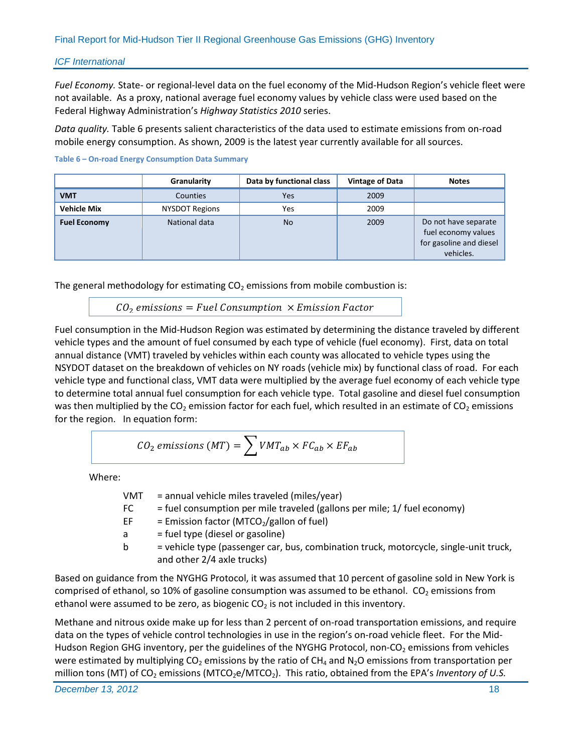*Fuel Economy.* State- or regional-level data on the fuel economy of the Mid-Hudson Region's vehicle fleet were not available. As a proxy, national average fuel economy values by vehicle class were used based on the Federal Highway Administration's *Highway Statistics 2010* series.

*Data quality.* Table 6 presents salient characteristics of the data used to estimate emissions from on-road mobile energy consumption. As shown, 2009 is the latest year currently available for all sources.

**Table 6 – On-road Energy Consumption Data Summary**

| | Granularity | Data by functional class | Vintage of Data | Notes |
|---|---|---|---|---|
| **VMT** | Counties | Yes | 2009 | |
| **Vehicle Mix** | NYSDOT Regions | Yes | 2009 | |
| **Fuel Economy** | National data | No | 2009 | Do not have separate fuel economy values for gasoline and diesel vehicles. |

The general methodology for estimating $CO_2$ emissions from mobile combustion is:

$$CO_2\ emissions = Fuel\ Consumption\ \times Emission\ Factor$$

Fuel consumption in the Mid-Hudson Region was estimated by determining the distance traveled by different vehicle types and the amount of fuel consumed by each type of vehicle (fuel economy). First, data on total annual distance (VMT) traveled by vehicles within each county was allocated to vehicle types using the NSYDOT dataset on the breakdown of vehicles on NY roads (vehicle mix) by functional class of road. For each vehicle type and functional class, VMT data were multiplied by the average fuel economy of each vehicle type to determine total annual fuel consumption for each vehicle type. Total gasoline and diesel fuel consumption was then multiplied by the $CO_2$ emission factor for each fuel, which resulted in an estimate of $CO_2$ emissions for the region. In equation form:

$$CO_2\ emissions\ (MT) = \sum VMT_{ab} \times FC_{ab} \times EF_{ab}$$

Where:

- VMT = annual vehicle miles traveled (miles/year)
- FC = fuel consumption per mile traveled (gallons per mile; 1/ fuel economy)
- EF = Emission factor ($MTCO_2$/gallon of fuel)
- a = fuel type (diesel or gasoline)
- b = vehicle type (passenger car, bus, combination truck, motorcycle, single-unit truck, and other 2/4 axle trucks)

Based on guidance from the NYGHG Protocol, it was assumed that 10 percent of gasoline sold in New York is comprised of ethanol, so 10% of gasoline consumption was assumed to be ethanol. $CO_2$ emissions from ethanol were assumed to be zero, as biogenic $CO_2$ is not included in this inventory.

Methane and nitrous oxide make up for less than 2 percent of on-road transportation emissions, and require data on the types of vehicle control technologies in use in the region's on-road vehicle fleet. For the Mid-Hudson Region GHG inventory, per the guidelines of the NYGHG Protocol, non-$CO_2$ emissions from vehicles were estimated by multiplying $CO_2$ emissions by the ratio of $CH_4$ and $N_2O$ emissions from transportation per million tons (MT) of $CO_2$ emissions ($MTCO_2e/MTCO_2$). This ratio, obtained from the EPA's *Inventory of U.S.*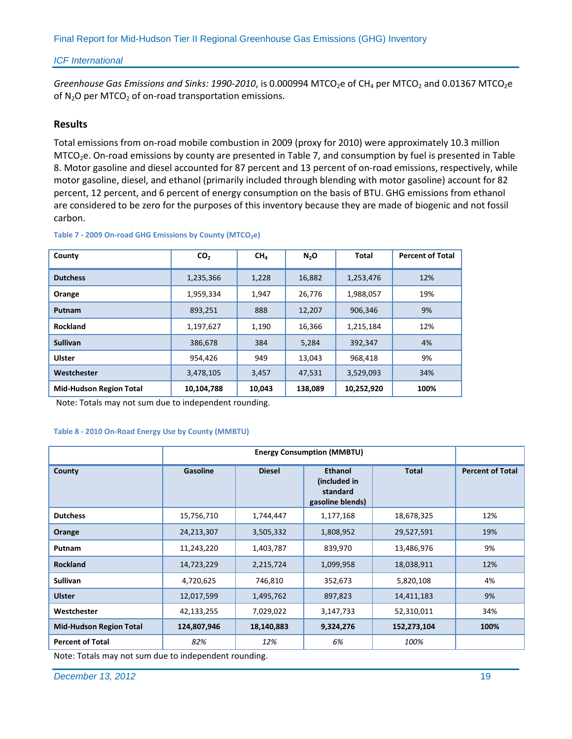*Greenhouse Gas Emissions and Sinks: 1990-2010*, is 0.000994 $MTCO_2e$ of $CH_4$ per $MTCO_2$ and 0.01367 $MTCO_2e$ of $N_2O$ per $MTCO_2$ of on-road transportation emissions.

## Results

Total emissions from on-road mobile combustion in 2009 (proxy for 2010) were approximately 10.3 million $MTCO_2e$. On-road emissions by county are presented in Table 7, and consumption by fuel is presented in Table 8. Motor gasoline and diesel accounted for 87 percent and 13 percent of on-road emissions, respectively, while motor gasoline, diesel, and ethanol (primarily included through blending with motor gasoline) account for 82 percent, 12 percent, and 6 percent of energy consumption on the basis of BTU. GHG emissions from ethanol are considered to be zero for the purposes of this inventory because they are made of biogenic and not fossil carbon.

**Table 7 - 2009 On-road GHG Emissions by County ($MTCO_2e$)**

| County | $CO_2$ | $CH_4$ | $N_2O$ | Total | Percent of Total |
|---|---|---|---|---|---|
| **Dutchess** | 1,235,366 | 1,228 | 16,882 | 1,253,476 | 12% |
| **Orange** | 1,959,334 | 1,947 | 26,776 | 1,988,057 | 19% |
| **Putnam** | 893,251 | 888 | 12,207 | 906,346 | 9% |
| **Rockland** | 1,197,627 | 1,190 | 16,366 | 1,215,184 | 12% |
| **Sullivan** | 386,678 | 384 | 5,284 | 392,347 | 4% |
| **Ulster** | 954,426 | 949 | 13,043 | 968,418 | 9% |
| **Westchester** | 3,478,105 | 3,457 | 47,531 | 3,529,093 | 34% |
| **Mid-Hudson Region Total** | **10,104,788** | **10,043** | **138,089** | **10,252,920** | **100%** |

Note: Totals may not sum due to independent rounding.

**Table 8 - 2010 On-Road Energy Use by County (MMBTU)**

| | Energy Consumption (MMBTU) | | | | |
|---|---|---|---|---|---|
| **County** | **Gasoline** | **Diesel** | **Ethanol (included in standard gasoline blends)** | **Total** | **Percent of Total** |
| **Dutchess** | 15,756,710 | 1,744,447 | 1,177,168 | 18,678,325 | 12% |
| **Orange** | 24,213,307 | 3,505,332 | 1,808,952 | 29,527,591 | 19% |
| **Putnam** | 11,243,220 | 1,403,787 | 839,970 | 13,486,976 | 9% |
| **Rockland** | 14,723,229 | 2,215,724 | 1,099,958 | 18,038,911 | 12% |
| **Sullivan** | 4,720,625 | 746,810 | 352,673 | 5,820,108 | 4% |
| **Ulster** | 12,017,599 | 1,495,762 | 897,823 | 14,411,183 | 9% |
| **Westchester** | 42,133,255 | 7,029,022 | 3,147,733 | 52,310,011 | 34% |
| **Mid-Hudson Region Total** | **124,807,946** | **18,140,883** | **9,324,276** | **152,273,104** | **100%** |
| **Percent of Total** | *82%* | *12%* | *6%* | *100%* | |

Note: Totals may not sum due to independent rounding.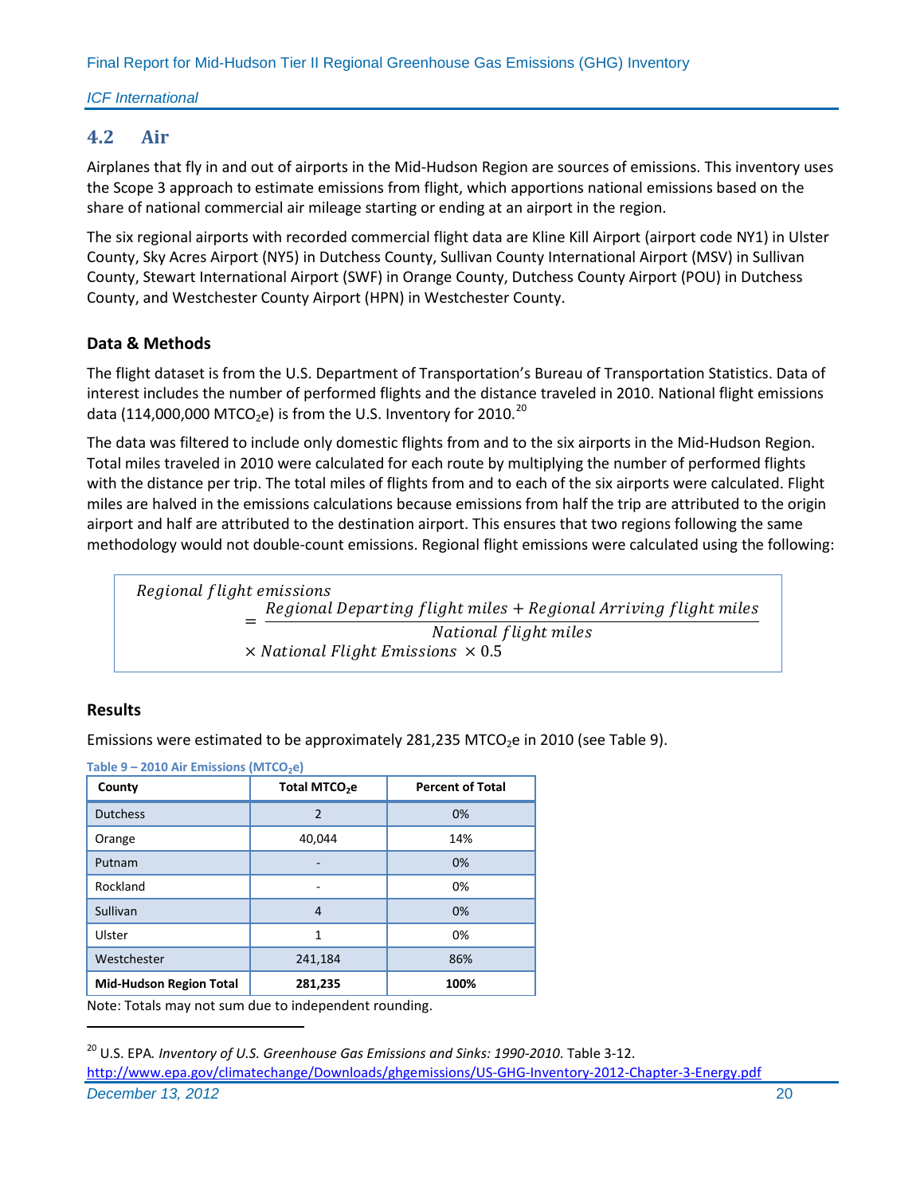## 4.2 Air

Airplanes that fly in and out of airports in the Mid-Hudson Region are sources of emissions. This inventory uses the Scope 3 approach to estimate emissions from flight, which apportions national emissions based on the share of national commercial air mileage starting or ending at an airport in the region.

The six regional airports with recorded commercial flight data are Kline Kill Airport (airport code NY1) in Ulster County, Sky Acres Airport (NY5) in Dutchess County, Sullivan County International Airport (MSV) in Sullivan County, Stewart International Airport (SWF) in Orange County, Dutchess County Airport (POU) in Dutchess County, and Westchester County Airport (HPN) in Westchester County.

### Data & Methods

The flight dataset is from the U.S. Department of Transportation's Bureau of Transportation Statistics. Data of interest includes the number of performed flights and the distance traveled in 2010. National flight emissions data (114,000,000 $MTCO_2e$) is from the U.S. Inventory for 2010.[20]

The data was filtered to include only domestic flights from and to the six airports in the Mid-Hudson Region. Total miles traveled in 2010 were calculated for each route by multiplying the number of performed flights with the distance per trip. The total miles of flights from and to each of the six airports were calculated. Flight miles are halved in the emissions calculations because emissions from half the trip are attributed to the origin airport and half are attributed to the destination airport. This ensures that two regions following the same methodology would not double-count emissions. Regional flight emissions were calculated using the following:

$$\text{Regional flight emissions} = \frac{\text{Regional Departing flight miles} + \text{Regional Arriving flight miles}}{\text{National flight miles}} \times \text{National Flight Emissions} \times 0.5$$

### Results

Emissions were estimated to be approximately 281,235 $MTCO_2e$ in 2010 (see Table 9).

**Table 9 – 2010 Air Emissions ($MTCO_2e$)**

| County | Total $MTCO_2e$ | Percent of Total |
|---|---|---|
| Dutchess | 2 | 0% |
| Orange | 40,044 | 14% |
| Putnam | - | 0% |
| Rockland | - | 0% |
| Sullivan | 4 | 0% |
| Ulster | 1 | 0% |
| Westchester | 241,184 | 86% |
| **Mid-Hudson Region Total** | **281,235** | **100%** |

Note: Totals may not sum due to independent rounding.

---

[20] U.S. EPA. *Inventory of U.S. Greenhouse Gas Emissions and Sinks: 1990-2010*. Table 3-12. http://www.epa.gov/climatechange/Downloads/ghgemissions/US-GHG-Inventory-2012-Chapter-3-Energy.pdf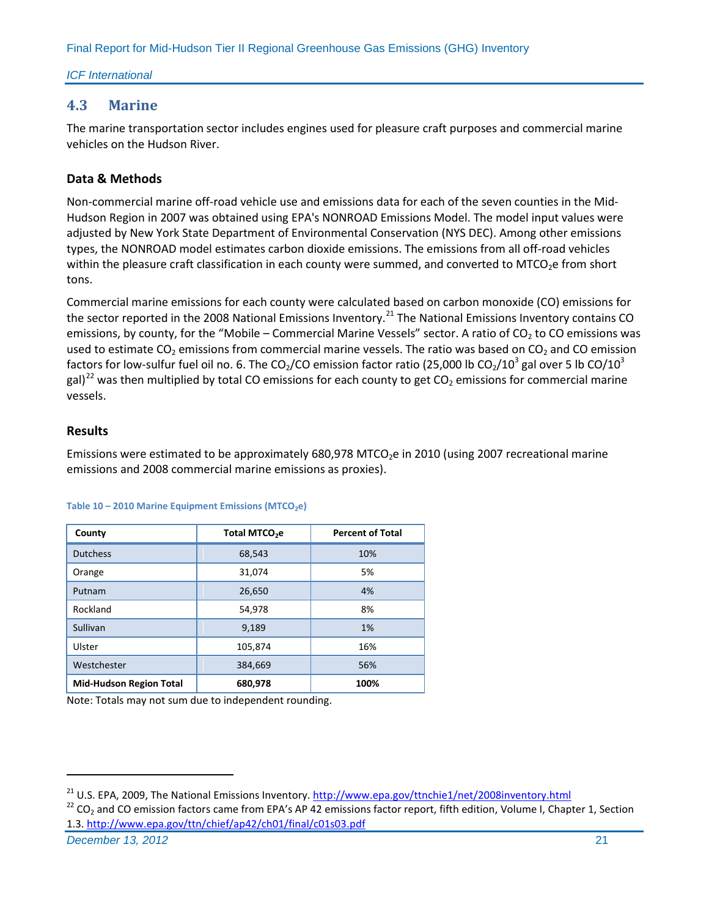## 4.3 Marine

The marine transportation sector includes engines used for pleasure craft purposes and commercial marine vehicles on the Hudson River.

### Data & Methods

Non-commercial marine off-road vehicle use and emissions data for each of the seven counties in the Mid-Hudson Region in 2007 was obtained using EPA's NONROAD Emissions Model. The model input values were adjusted by New York State Department of Environmental Conservation (NYS DEC). Among other emissions types, the NONROAD model estimates carbon dioxide emissions. The emissions from all off-road vehicles within the pleasure craft classification in each county were summed, and converted to $MTCO_2e$ from short tons.

Commercial marine emissions for each county were calculated based on carbon monoxide (CO) emissions for the sector reported in the 2008 National Emissions Inventory.[21] The National Emissions Inventory contains CO emissions, by county, for the "Mobile – Commercial Marine Vessels" sector. A ratio of $CO_2$ to CO emissions was used to estimate $CO_2$ emissions from commercial marine vessels. The ratio was based on $CO_2$ and CO emission factors for low-sulfur fuel oil no. 6. The $CO_2$/CO emission factor ratio (25,000 lb $CO_2/10^3$ gal over 5 lb $CO/10^3$ gal)[22] was then multiplied by total CO emissions for each county to get $CO_2$ emissions for commercial marine vessels.

### Results

Emissions were estimated to be approximately 680,978 $MTCO_2e$ in 2010 (using 2007 recreational marine emissions and 2008 commercial marine emissions as proxies).

**Table 10 – 2010 Marine Equipment Emissions ($MTCO_2e$)**

| County | Total $MTCO_2e$ | Percent of Total |
|---|---|---|
| Dutchess | 68,543 | 10% |
| Orange | 31,074 | 5% |
| Putnam | 26,650 | 4% |
| Rockland | 54,978 | 8% |
| Sullivan | 9,189 | 1% |
| Ulster | 105,874 | 16% |
| Westchester | 384,669 | 56% |
| **Mid-Hudson Region Total** | **680,978** | **100%** |

Note: Totals may not sum due to independent rounding.

---

[21] U.S. EPA, 2009, The National Emissions Inventory. http://www.epa.gov/ttnchie1/net/2008inventory.html

[22] $CO_2$ and CO emission factors came from EPA's AP 42 emissions factor report, fifth edition, Volume I, Chapter 1, Section 1.3. http://www.epa.gov/ttn/chief/ap42/ch01/final/c01s03.pdf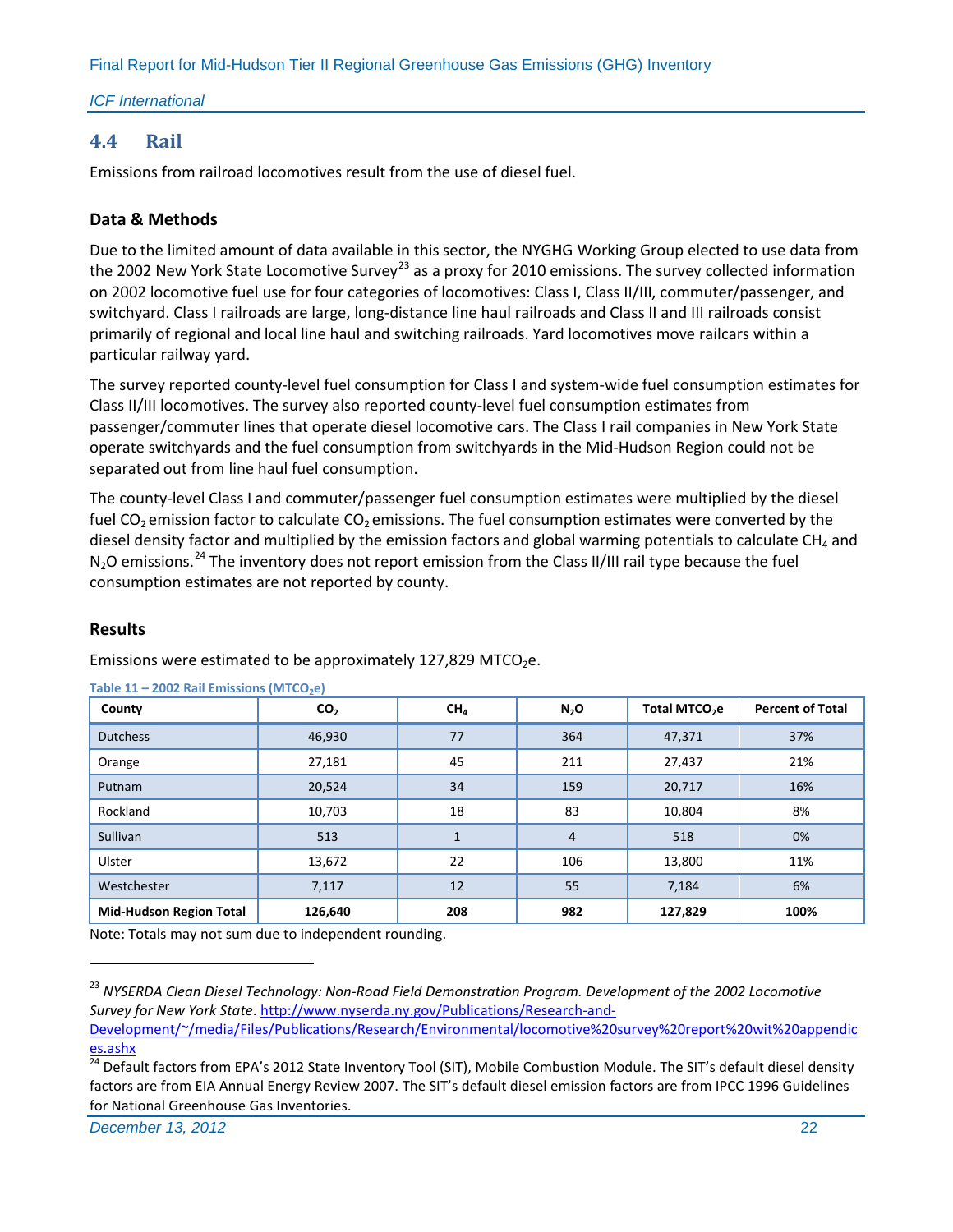## 4.4 Rail

Emissions from railroad locomotives result from the use of diesel fuel.

### Data & Methods

Due to the limited amount of data available in this sector, the NYGHG Working Group elected to use data from the 2002 New York State Locomotive Survey[23] as a proxy for 2010 emissions. The survey collected information on 2002 locomotive fuel use for four categories of locomotives: Class I, Class II/III, commuter/passenger, and switchyard. Class I railroads are large, long-distance line haul railroads and Class II and III railroads consist primarily of regional and local line haul and switching railroads. Yard locomotives move railcars within a particular railway yard.

The survey reported county-level fuel consumption for Class I and system-wide fuel consumption estimates for Class II/III locomotives. The survey also reported county-level fuel consumption estimates from passenger/commuter lines that operate diesel locomotive cars. The Class I rail companies in New York State operate switchyards and the fuel consumption from switchyards in the Mid-Hudson Region could not be separated out from line haul fuel consumption.

The county-level Class I and commuter/passenger fuel consumption estimates were multiplied by the diesel fuel $CO_2$ emission factor to calculate $CO_2$ emissions. The fuel consumption estimates were converted by the diesel density factor and multiplied by the emission factors and global warming potentials to calculate $CH_4$ and $N_2O$ emissions.[24] The inventory does not report emission from the Class II/III rail type because the fuel consumption estimates are not reported by county.

### Results

Emissions were estimated to be approximately 127,829 $MTCO_2e$.

Table 11 – 2002 Rail Emissions ($MTCO_2e$)

| County | $CO_2$ | $CH_4$ | $N_2O$ | Total $MTCO_2e$ | Percent of Total |
|---|---|---|---|---|---|
| Dutchess | 46,930 | 77 | 364 | 47,371 | 37% |
| Orange | 27,181 | 45 | 211 | 27,437 | 21% |
| Putnam | 20,524 | 34 | 159 | 20,717 | 16% |
| Rockland | 10,703 | 18 | 83 | 10,804 | 8% |
| Sullivan | 513 | 1 | 4 | 518 | 0% |
| Ulster | 13,672 | 22 | 106 | 13,800 | 11% |
| Westchester | 7,117 | 12 | 55 | 7,184 | 6% |
| **Mid-Hudson Region Total** | **126,640** | **208** | **982** | **127,829** | **100%** |

Note: Totals may not sum due to independent rounding.

---

[23] *NYSERDA Clean Diesel Technology: Non-Road Field Demonstration Program. Development of the 2002 Locomotive Survey for New York State.* http://www.nyserda.ny.gov/Publications/Research-and-Development/~/media/Files/Publications/Research/Environmental/locomotive%20survey%20report%20wit%20appendices.ashx

[24] Default factors from EPA's 2012 State Inventory Tool (SIT), Mobile Combustion Module. The SIT's default diesel density factors are from EIA Annual Energy Review 2007. The SIT's default diesel emission factors are from IPCC 1996 Guidelines for National Greenhouse Gas Inventories.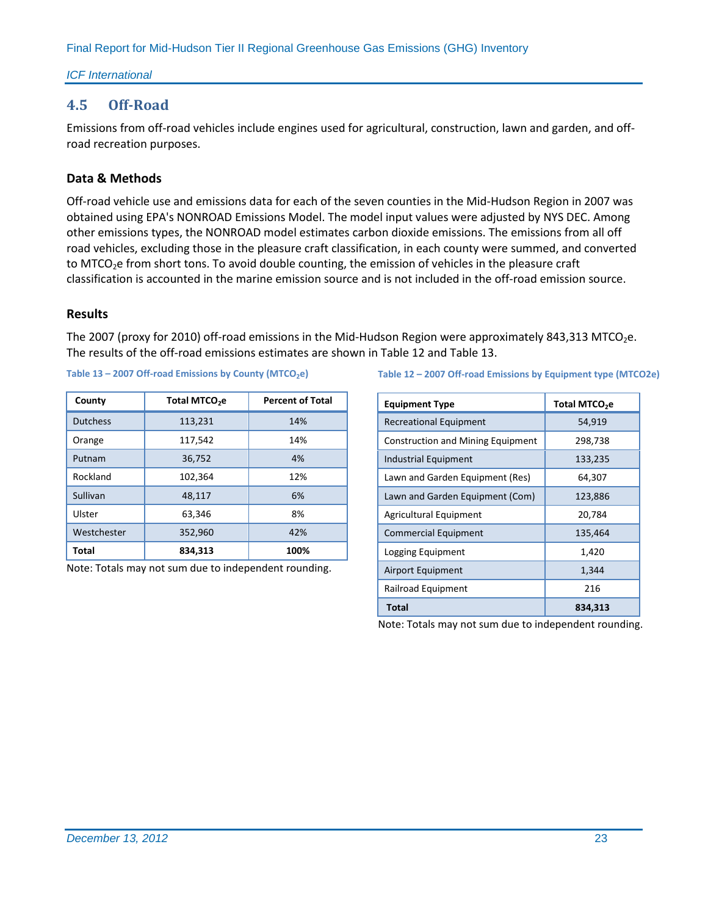## 4.5 Off-Road

Emissions from off-road vehicles include engines used for agricultural, construction, lawn and garden, and off-road recreation purposes.

### Data & Methods

Off-road vehicle use and emissions data for each of the seven counties in the Mid-Hudson Region in 2007 was obtained using EPA's NONROAD Emissions Model. The model input values were adjusted by NYS DEC. Among other emissions types, the NONROAD model estimates carbon dioxide emissions. The emissions from all off road vehicles, excluding those in the pleasure craft classification, in each county were summed, and converted to $MTCO_2e$ from short tons. To avoid double counting, the emission of vehicles in the pleasure craft classification is accounted in the marine emission source and is not included in the off-road emission source.

### Results

The 2007 (proxy for 2010) off-road emissions in the Mid-Hudson Region were approximately 843,313 $MTCO_2e$. The results of the off-road emissions estimates are shown in Table 12 and Table 13.

**Table 13 – 2007 Off-road Emissions by County ($MTCO_2e$)**

| County | Total $MTCO_2e$ | Percent of Total |
|---|---|---|
| Dutchess | 113,231 | 14% |
| Orange | 117,542 | 14% |
| Putnam | 36,752 | 4% |
| Rockland | 102,364 | 12% |
| Sullivan | 48,117 | 6% |
| Ulster | 63,346 | 8% |
| Westchester | 352,960 | 42% |
| **Total** | **834,313** | **100%** |

Note: Totals may not sum due to independent rounding.

**Table 12 – 2007 Off-road Emissions by Equipment type (MTCO2e)**

| Equipment Type | Total $MTCO_2e$ |
|---|---|
| Recreational Equipment | 54,919 |
| Construction and Mining Equipment | 298,738 |
| Industrial Equipment | 133,235 |
| Lawn and Garden Equipment (Res) | 64,307 |
| Lawn and Garden Equipment (Com) | 123,886 |
| Agricultural Equipment | 20,784 |
| Commercial Equipment | 135,464 |
| Logging Equipment | 1,420 |
| Airport Equipment | 1,344 |
| Railroad Equipment | 216 |
| **Total** | **834,313** |

Note: Totals may not sum due to independent rounding.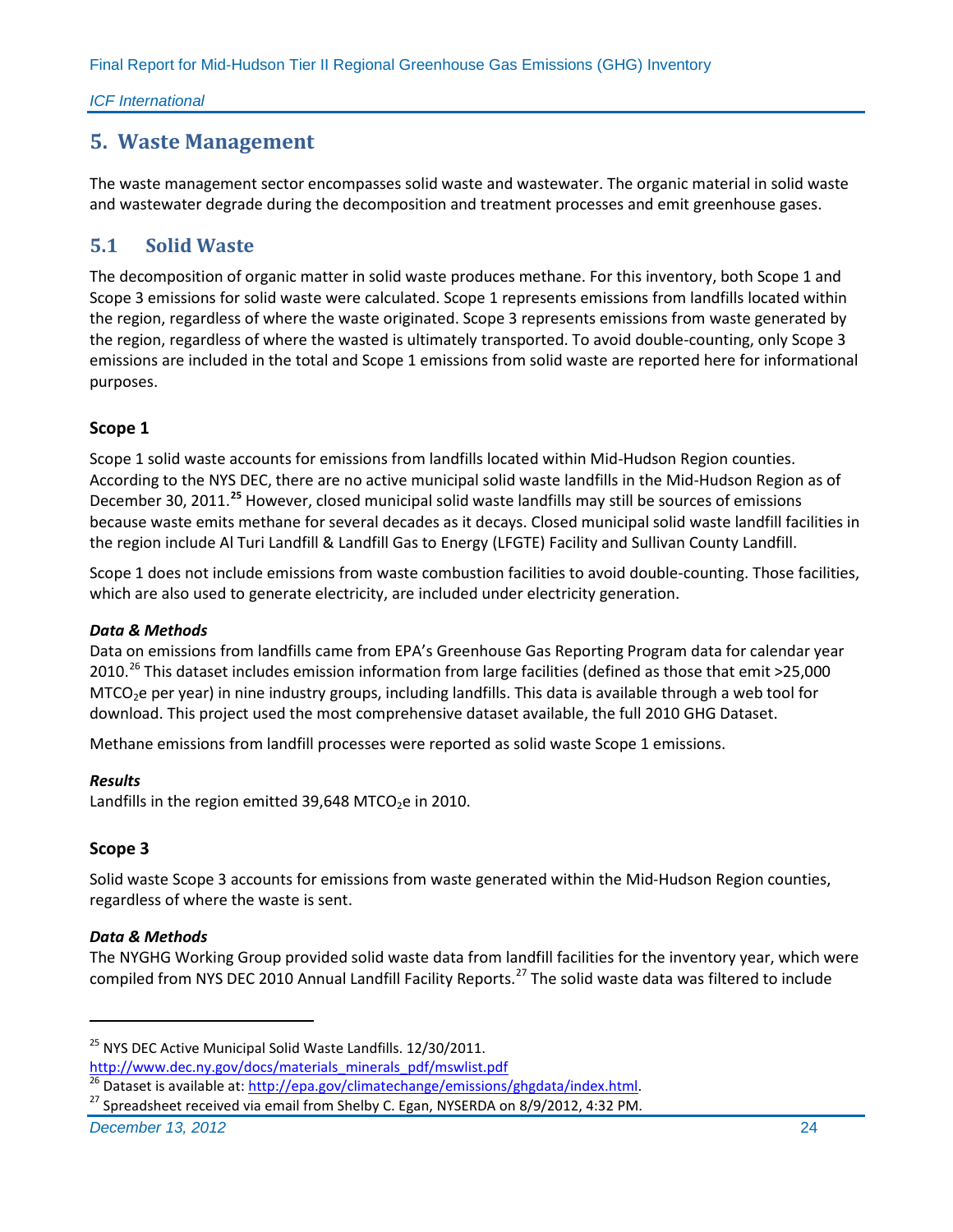# 5. Waste Management

The waste management sector encompasses solid waste and wastewater. The organic material in solid waste and wastewater degrade during the decomposition and treatment processes and emit greenhouse gases.

## 5.1 Solid Waste

The decomposition of organic matter in solid waste produces methane. For this inventory, both Scope 1 and Scope 3 emissions for solid waste were calculated. Scope 1 represents emissions from landfills located within the region, regardless of where the waste originated. Scope 3 represents emissions from waste generated by the region, regardless of where the wasted is ultimately transported. To avoid double-counting, only Scope 3 emissions are included in the total and Scope 1 emissions from solid waste are reported here for informational purposes.

### Scope 1

Scope 1 solid waste accounts for emissions from landfills located within Mid-Hudson Region counties. According to the NYS DEC, there are no active municipal solid waste landfills in the Mid-Hudson Region as of December 30, 2011.[25] However, closed municipal solid waste landfills may still be sources of emissions because waste emits methane for several decades as it decays. Closed municipal solid waste landfill facilities in the region include Al Turi Landfill & Landfill Gas to Energy (LFGTE) Facility and Sullivan County Landfill.

Scope 1 does not include emissions from waste combustion facilities to avoid double-counting. Those facilities, which are also used to generate electricity, are included under electricity generation.

***Data & Methods***

Data on emissions from landfills came from EPA's Greenhouse Gas Reporting Program data for calendar year 2010.[26] This dataset includes emission information from large facilities (defined as those that emit >25,000 $MTCO_2e$ per year) in nine industry groups, including landfills. This data is available through a web tool for download. This project used the most comprehensive dataset available, the full 2010 GHG Dataset.

Methane emissions from landfill processes were reported as solid waste Scope 1 emissions.

***Results***

Landfills in the region emitted 39,648 $MTCO_2e$ in 2010.

### Scope 3

Solid waste Scope 3 accounts for emissions from waste generated within the Mid-Hudson Region counties, regardless of where the waste is sent.

***Data & Methods***

The NYGHG Working Group provided solid waste data from landfill facilities for the inventory year, which were compiled from NYS DEC 2010 Annual Landfill Facility Reports.[27] The solid waste data was filtered to include

---

[25] NYS DEC Active Municipal Solid Waste Landfills. 12/30/2011. http://www.dec.ny.gov/docs/materials_minerals_pdf/mswlist.pdf

[26] Dataset is available at: http://epa.gov/climatechange/emissions/ghgdata/index.html.

[27] Spreadsheet received via email from Shelby C. Egan, NYSERDA on 8/9/2012, 4:32 PM.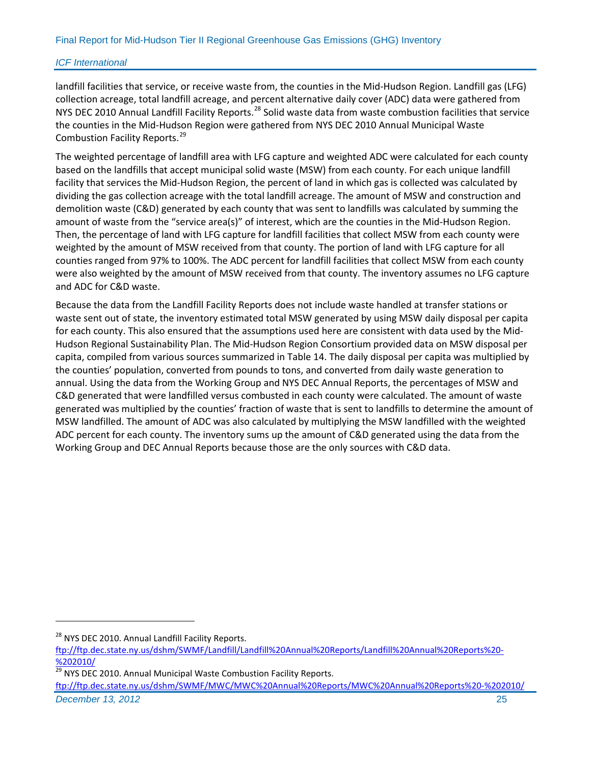landfill facilities that service, or receive waste from, the counties in the Mid-Hudson Region. Landfill gas (LFG) collection acreage, total landfill acreage, and percent alternative daily cover (ADC) data were gathered from NYS DEC 2010 Annual Landfill Facility Reports.[28] Solid waste data from waste combustion facilities that service the counties in the Mid-Hudson Region were gathered from NYS DEC 2010 Annual Municipal Waste Combustion Facility Reports.[29]

The weighted percentage of landfill area with LFG capture and weighted ADC were calculated for each county based on the landfills that accept municipal solid waste (MSW) from each county. For each unique landfill facility that services the Mid-Hudson Region, the percent of land in which gas is collected was calculated by dividing the gas collection acreage with the total landfill acreage. The amount of MSW and construction and demolition waste (C&D) generated by each county that was sent to landfills was calculated by summing the amount of waste from the "service area(s)" of interest, which are the counties in the Mid-Hudson Region. Then, the percentage of land with LFG capture for landfill facilities that collect MSW from each county were weighted by the amount of MSW received from that county. The portion of land with LFG capture for all counties ranged from 97% to 100%. The ADC percent for landfill facilities that collect MSW from each county were also weighted by the amount of MSW received from that county. The inventory assumes no LFG capture and ADC for C&D waste.

Because the data from the Landfill Facility Reports does not include waste handled at transfer stations or waste sent out of state, the inventory estimated total MSW generated by using MSW daily disposal per capita for each county. This also ensured that the assumptions used here are consistent with data used by the Mid-Hudson Regional Sustainability Plan. The Mid-Hudson Region Consortium provided data on MSW disposal per capita, compiled from various sources summarized in Table 14. The daily disposal per capita was multiplied by the counties' population, converted from pounds to tons, and converted from daily waste generation to annual. Using the data from the Working Group and NYS DEC Annual Reports, the percentages of MSW and C&D generated that were landfilled versus combusted in each county were calculated. The amount of waste generated was multiplied by the counties' fraction of waste that is sent to landfills to determine the amount of MSW landfilled. The amount of ADC was also calculated by multiplying the MSW landfilled with the weighted ADC percent for each county. The inventory sums up the amount of C&D generated using the data from the Working Group and DEC Annual Reports because those are the only sources with C&D data.

---

[28] NYS DEC 2010. Annual Landfill Facility Reports. ftp://ftp.dec.state.ny.us/dshm/SWMF/Landfill/Landfill%20Annual%20Reports/Landfill%20Annual%20Reports%20-%202010/

[29] NYS DEC 2010. Annual Municipal Waste Combustion Facility Reports. ftp://ftp.dec.state.ny.us/dshm/SWMF/MWC/MWC%20Annual%20Reports/MWC%20Annual%20Reports%20-%202010/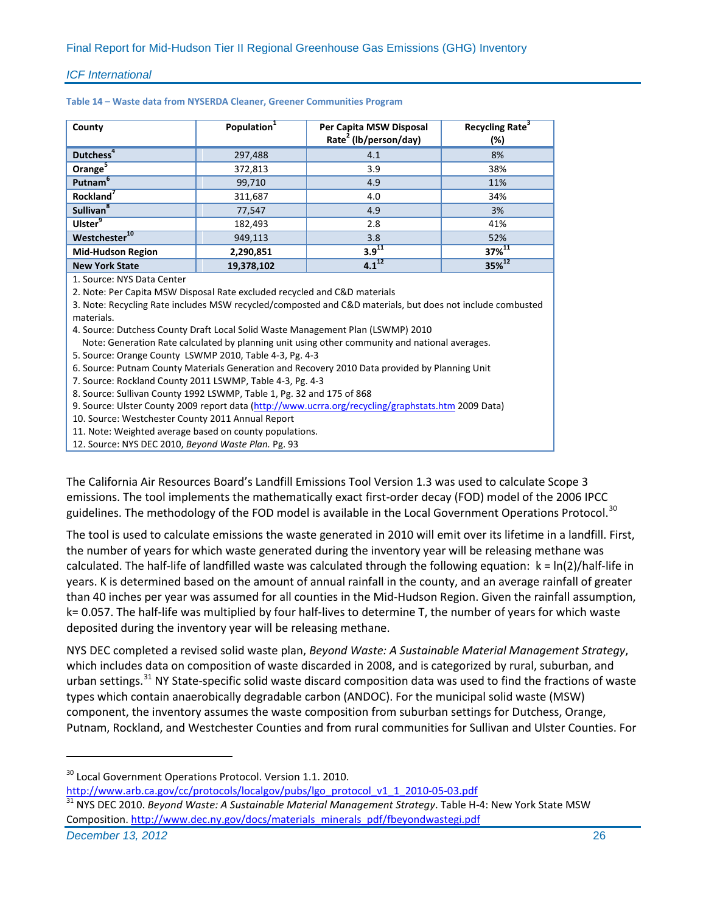**Table 14 – Waste data from NYSERDA Cleaner, Greener Communities Program**

| County | Population[1] | Per Capita MSW Disposal Rate[2] (lb/person/day) | Recycling Rate[3] (%) |
|---|---|---|---|
| **Dutchess**[4] | 297,488 | 4.1 | 8% |
| **Orange**[5] | 372,813 | 3.9 | 38% |
| **Putnam**[6] | 99,710 | 4.9 | 11% |
| **Rockland**[7] | 311,687 | 4.0 | 34% |
| **Sullivan**[8] | 77,547 | 4.9 | 3% |
| **Ulster**[9] | 182,493 | 2.8 | 41% |
| **Westchester**[10] | 949,113 | 3.8 | 52% |
| **Mid-Hudson Region** | **2,290,851** | **3.9**[11] | **37%**[11] |
| **New York State** | **19,378,102** | **4.1**[12] | **35%**[12] |

1. Source: NYS Data Center
2. Note: Per Capita MSW Disposal Rate excluded recycled and C&D materials
3. Note: Recycling Rate includes MSW recycled/composted and C&D materials, but does not include combusted materials.
4. Source: Dutchess County Draft Local Solid Waste Management Plan (LSWMP) 2010
   Note: Generation Rate calculated by planning unit using other community and national averages.
5. Source: Orange County LSWMP 2010, Table 4-3, Pg. 4-3
6. Source: Putnam County Materials Generation and Recovery 2010 Data provided by Planning Unit
7. Source: Rockland County 2011 LSWMP, Table 4-3, Pg. 4-3
8. Source: Sullivan County 1992 LSWMP, Table 1, Pg. 32 and 175 of 868
9. Source: Ulster County 2009 report data (http://www.ucrra.org/recycling/graphstats.htm 2009 Data)
10. Source: Westchester County 2011 Annual Report
11. Note: Weighted average based on county populations.
12. Source: NYS DEC 2010, *Beyond Waste Plan.* Pg. 93

The California Air Resources Board's Landfill Emissions Tool Version 1.3 was used to calculate Scope 3 emissions. The tool implements the mathematically exact first-order decay (FOD) model of the 2006 IPCC guidelines. The methodology of the FOD model is available in the Local Government Operations Protocol.[30]

The tool is used to calculate emissions the waste generated in 2010 will emit over its lifetime in a landfill. First, the number of years for which waste generated during the inventory year will be releasing methane was calculated. The half-life of landfilled waste was calculated through the following equation: $k = \ln(2)/\text{half-life}$ in years. K is determined based on the amount of annual rainfall in the county, and an average rainfall of greater than 40 inches per year was assumed for all counties in the Mid-Hudson Region. Given the rainfall assumption, $k = 0.057$. The half-life was multiplied by four half-lives to determine T, the number of years for which waste deposited during the inventory year will be releasing methane.

NYS DEC completed a revised solid waste plan, *Beyond Waste: A Sustainable Material Management Strategy*, which includes data on composition of waste discarded in 2008, and is categorized by rural, suburban, and urban settings.[31] NY State-specific solid waste discard composition data was used to find the fractions of waste types which contain anaerobically degradable carbon (ANDOC). For the municipal solid waste (MSW) component, the inventory assumes the waste composition from suburban settings for Dutchess, Orange, Putnam, Rockland, and Westchester Counties and from rural communities for Sullivan and Ulster Counties. For

---

[30] Local Government Operations Protocol. Version 1.1. 2010. http://www.arb.ca.gov/cc/protocols/localgov/pubs/lgo_protocol_v1_1_2010-05-03.pdf

[31] NYS DEC 2010. *Beyond Waste: A Sustainable Material Management Strategy*. Table H-4: New York State MSW Composition. http://www.dec.ny.gov/docs/materials_minerals_pdf/fbeyondwastegi.pdf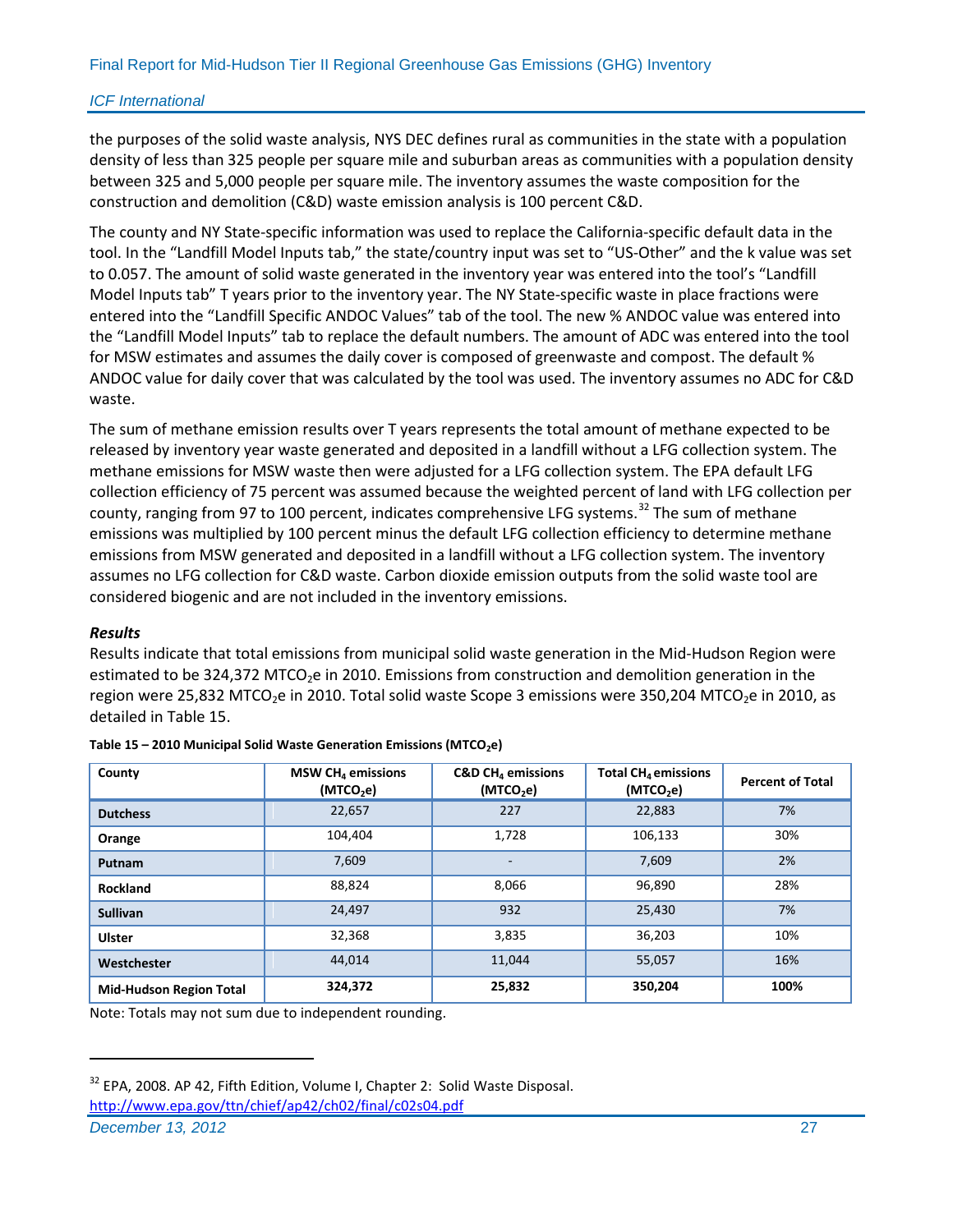the purposes of the solid waste analysis, NYS DEC defines rural as communities in the state with a population density of less than 325 people per square mile and suburban areas as communities with a population density between 325 and 5,000 people per square mile. The inventory assumes the waste composition for the construction and demolition (C&D) waste emission analysis is 100 percent C&D.

The county and NY State-specific information was used to replace the California-specific default data in the tool. In the "Landfill Model Inputs tab," the state/country input was set to "US-Other" and the k value was set to 0.057. The amount of solid waste generated in the inventory year was entered into the tool's "Landfill Model Inputs tab" T years prior to the inventory year. The NY State-specific waste in place fractions were entered into the "Landfill Specific ANDOC Values" tab of the tool. The new % ANDOC value was entered into the "Landfill Model Inputs" tab to replace the default numbers. The amount of ADC was entered into the tool for MSW estimates and assumes the daily cover is composed of greenwaste and compost. The default % ANDOC value for daily cover that was calculated by the tool was used. The inventory assumes no ADC for C&D waste.

The sum of methane emission results over T years represents the total amount of methane expected to be released by inventory year waste generated and deposited in a landfill without a LFG collection system. The methane emissions for MSW waste then were adjusted for a LFG collection system. The EPA default LFG collection efficiency of 75 percent was assumed because the weighted percent of land with LFG collection per county, ranging from 97 to 100 percent, indicates comprehensive LFG systems.[32] The sum of methane emissions was multiplied by 100 percent minus the default LFG collection efficiency to determine methane emissions from MSW generated and deposited in a landfill without a LFG collection system. The inventory assumes no LFG collection for C&D waste. Carbon dioxide emission outputs from the solid waste tool are considered biogenic and are not included in the inventory emissions.

***Results***

Results indicate that total emissions from municipal solid waste generation in the Mid-Hudson Region were estimated to be 324,372 $MTCO_2e$ in 2010. Emissions from construction and demolition generation in the region were 25,832 $MTCO_2e$ in 2010. Total solid waste Scope 3 emissions were 350,204 $MTCO_2e$ in 2010, as detailed in Table 15.

**Table 15 – 2010 Municipal Solid Waste Generation Emissions ($MTCO_2e$)**

| County | MSW $CH_4$ emissions ($MTCO_2e$) | C&D $CH_4$ emissions ($MTCO_2e$) | Total $CH_4$ emissions ($MTCO_2e$) | Percent of Total |
|---|---|---|---|---|
| **Dutchess** | 22,657 | 227 | 22,883 | 7% |
| **Orange** | 104,404 | 1,728 | 106,133 | 30% |
| **Putnam** | 7,609 | - | 7,609 | 2% |
| **Rockland** | 88,824 | 8,066 | 96,890 | 28% |
| **Sullivan** | 24,497 | 932 | 25,430 | 7% |
| **Ulster** | 32,368 | 3,835 | 36,203 | 10% |
| **Westchester** | 44,014 | 11,044 | 55,057 | 16% |
| **Mid-Hudson Region Total** | **324,372** | **25,832** | **350,204** | **100%** |

Note: Totals may not sum due to independent rounding.

---

[32] EPA, 2008. AP 42, Fifth Edition, Volume I, Chapter 2: Solid Waste Disposal. http://www.epa.gov/ttn/chief/ap42/ch02/final/c02s04.pdf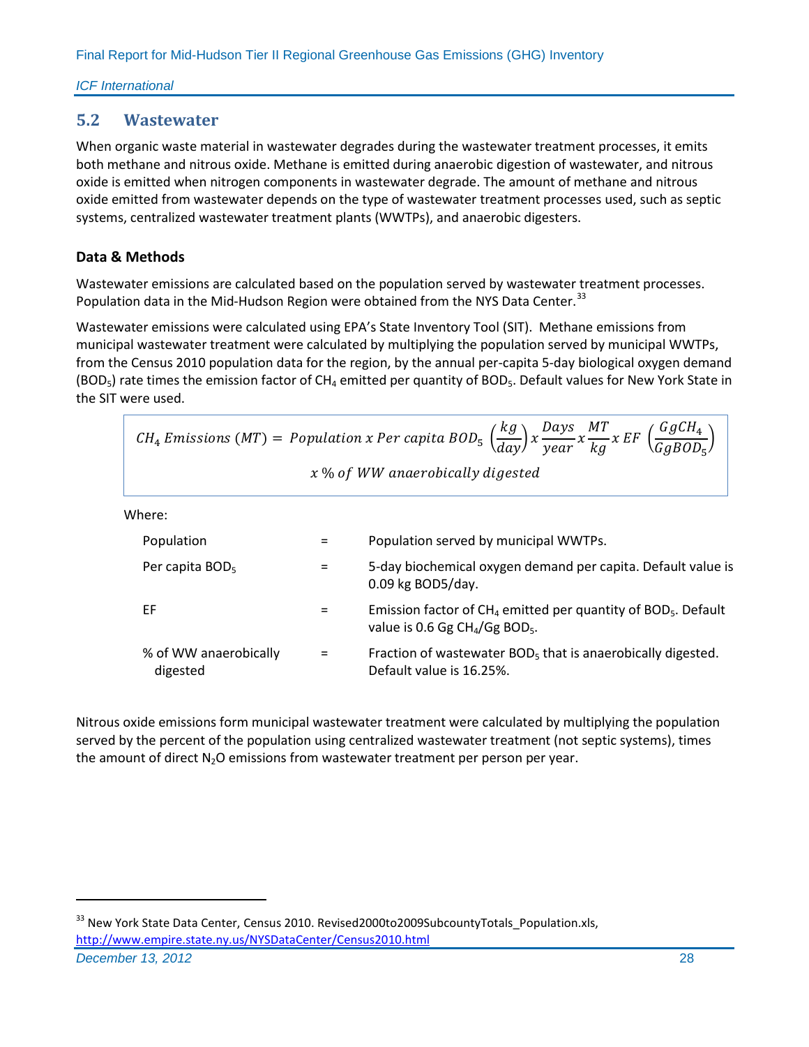## 5.2 Wastewater

When organic waste material in wastewater degrades during the wastewater treatment processes, it emits both methane and nitrous oxide. Methane is emitted during anaerobic digestion of wastewater, and nitrous oxide is emitted when nitrogen components in wastewater degrade. The amount of methane and nitrous oxide emitted from wastewater depends on the type of wastewater treatment processes used, such as septic systems, centralized wastewater treatment plants (WWTPs), and anaerobic digesters.

### Data & Methods

Wastewater emissions are calculated based on the population served by wastewater treatment processes. Population data in the Mid-Hudson Region were obtained from the NYS Data Center.[33]

Wastewater emissions were calculated using EPA's State Inventory Tool (SIT). Methane emissions from municipal wastewater treatment were calculated by multiplying the population served by municipal WWTPs, from the Census 2010 population data for the region, by the annual per-capita 5-day biological oxygen demand ($BOD_5$) rate times the emission factor of $CH_4$ emitted per quantity of $BOD_5$. Default values for New York State in the SIT were used.

$$CH_4\ Emissions\ (MT) = Population\ x\ Per\ capita\ BOD_5\ \left(\frac{kg}{day}\right) x\ \frac{Days}{year}\ x\ \frac{MT}{kg}\ x\ EF\ \left(\frac{GgCH_4}{GgBOD_5}\right)$$
$$x\ \%\ of\ WW\ anaerobically\ digested$$

Where:

| | | |
|---|---|---|
| Population | = | Population served by municipal WWTPs. |
| Per capita $BOD_5$ | = | 5-day biochemical oxygen demand per capita. Default value is 0.09 kg BOD5/day. |
| EF | = | Emission factor of $CH_4$ emitted per quantity of $BOD_5$. Default value is 0.6 Gg $CH_4$/Gg $BOD_5$. |
| % of WW anaerobically digested | = | Fraction of wastewater $BOD_5$ that is anaerobically digested. Default value is 16.25%. |

Nitrous oxide emissions form municipal wastewater treatment were calculated by multiplying the population served by the percent of the population using centralized wastewater treatment (not septic systems), times the amount of direct $N_2O$ emissions from wastewater treatment per person per year.

[33] New York State Data Center, Census 2010. Revised2000to2009SubcountyTotals_Population.xls, http://www.empire.state.ny.us/NYSDataCenter/Census2010.html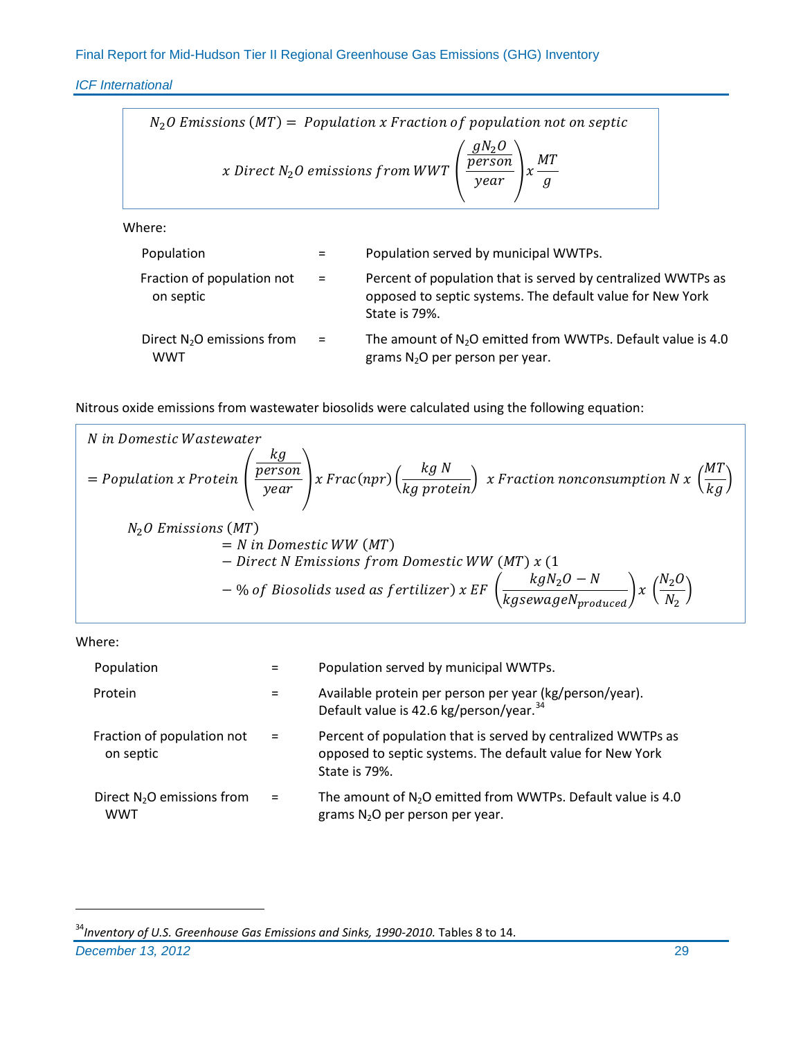$$N_2O\ Emissions\ (MT) = Population\ x\ Fraction\ of\ population\ not\ on\ septic\ x\ Direct\ N_2O\ emissions\ from\ WWT\ \left(\frac{\frac{gN_2O}{person}}{year}\right) x\ \frac{MT}{g}$$

Where:

| | | |
|---|---|---|
| Population | = | Population served by municipal WWTPs. |
| Fraction of population not on septic | = | Percent of population that is served by centralized WWTPs as opposed to septic systems. The default value for New York State is 79%. |
| Direct $N_2O$ emissions from WWT | = | The amount of $N_2O$ emitted from WWTPs. Default value is 4.0 grams $N_2O$ per person per year. |

Nitrous oxide emissions from wastewater biosolids were calculated using the following equation:

$$N\ in\ Domestic\ Wastewater = Population\ x\ Protein\ \left(\frac{\frac{kg}{person}}{year}\right) x\ Frac(npr) \left(\frac{kg\ N}{kg\ protein}\right)\ x\ Fraction\ nonconsumption\ N\ x\ \left(\frac{MT}{kg}\right)$$

$$N_2O\ Emissions\ (MT) = N\ in\ Domestic\ WW\ (MT) - Direct\ N\ Emissions\ from\ Domestic\ WW\ (MT)\ x\ (1 - \%\ of\ Biosolids\ used\ as\ fertilizer)\ x\ EF\ \left(\frac{kgN_2O - N}{kgsewageN_{produced}}\right) x\ \left(\frac{N_2O}{N_2}\right)$$

Where:

| | | |
|---|---|---|
| Population | = | Population served by municipal WWTPs. |
| Protein | = | Available protein per person per year (kg/person/year). Default value is 42.6 kg/person/year.[34] |
| Fraction of population not on septic | = | Percent of population that is served by centralized WWTPs as opposed to septic systems. The default value for New York State is 79%. |
| Direct $N_2O$ emissions from WWT | = | The amount of $N_2O$ emitted from WWTPs. Default value is 4.0 grams $N_2O$ per person per year. |

[34] *Inventory of U.S. Greenhouse Gas Emissions and Sinks, 1990-2010.* Tables 8 to 14.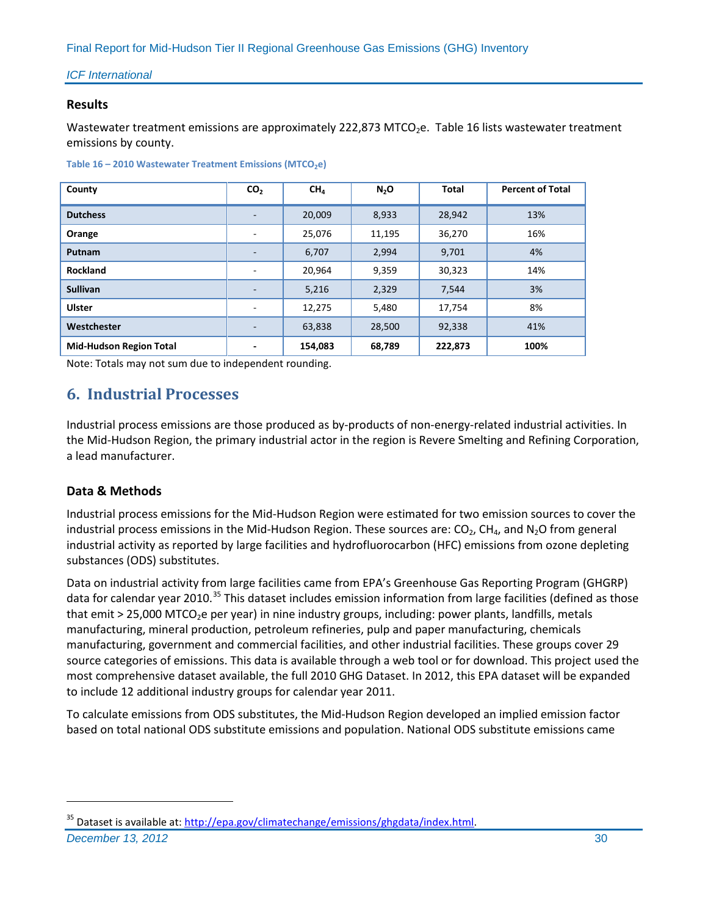### Results

Wastewater treatment emissions are approximately 222,873 $MTCO_2e$. Table 16 lists wastewater treatment emissions by county.

**Table 16 – 2010 Wastewater Treatment Emissions ($MTCO_2e$)**

| County | $CO_2$ | $CH_4$ | $N_2O$ | Total | Percent of Total |
|---|---|---|---|---|---|
| **Dutchess** | - | 20,009 | 8,933 | 28,942 | 13% |
| **Orange** | - | 25,076 | 11,195 | 36,270 | 16% |
| **Putnam** | - | 6,707 | 2,994 | 9,701 | 4% |
| **Rockland** | - | 20,964 | 9,359 | 30,323 | 14% |
| **Sullivan** | - | 5,216 | 2,329 | 7,544 | 3% |
| **Ulster** | - | 12,275 | 5,480 | 17,754 | 8% |
| **Westchester** | - | 63,838 | 28,500 | 92,338 | 41% |
| **Mid-Hudson Region Total** | **-** | **154,083** | **68,789** | **222,873** | **100%** |

Note: Totals may not sum due to independent rounding.

## 6. Industrial Processes

Industrial process emissions are those produced as by-products of non-energy-related industrial activities. In the Mid-Hudson Region, the primary industrial actor in the region is Revere Smelting and Refining Corporation, a lead manufacturer.

### Data & Methods

Industrial process emissions for the Mid-Hudson Region were estimated for two emission sources to cover the industrial process emissions in the Mid-Hudson Region. These sources are: $CO_2$, $CH_4$, and $N_2O$ from general industrial activity as reported by large facilities and hydrofluorocarbon (HFC) emissions from ozone depleting substances (ODS) substitutes.

Data on industrial activity from large facilities came from EPA's Greenhouse Gas Reporting Program (GHGRP) data for calendar year 2010.[35] This dataset includes emission information from large facilities (defined as those that emit > 25,000 $MTCO_2e$ per year) in nine industry groups, including: power plants, landfills, metals manufacturing, mineral production, petroleum refineries, pulp and paper manufacturing, chemicals manufacturing, government and commercial facilities, and other industrial facilities. These groups cover 29 source categories of emissions. This data is available through a web tool or for download. This project used the most comprehensive dataset available, the full 2010 GHG Dataset. In 2012, this EPA dataset will be expanded to include 12 additional industry groups for calendar year 2011.

To calculate emissions from ODS substitutes, the Mid-Hudson Region developed an implied emission factor based on total national ODS substitute emissions and population. National ODS substitute emissions came

[35] Dataset is available at: http://epa.gov/climatechange/emissions/ghgdata/index.html.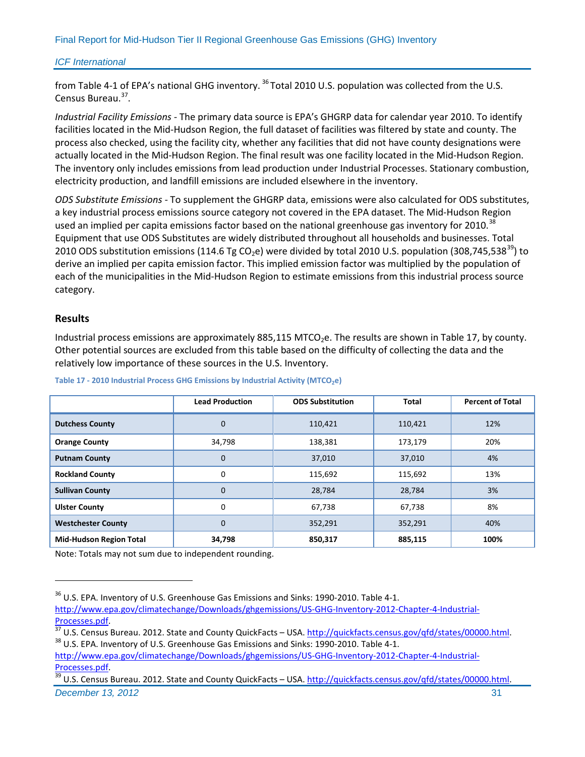from Table 4-1 of EPA's national GHG inventory. [36] Total 2010 U.S. population was collected from the U.S. Census Bureau.[37].

*Industrial Facility Emissions* - The primary data source is EPA's GHGRP data for calendar year 2010. To identify facilities located in the Mid-Hudson Region, the full dataset of facilities was filtered by state and county. The process also checked, using the facility city, whether any facilities that did not have county designations were actually located in the Mid-Hudson Region. The final result was one facility located in the Mid-Hudson Region. The inventory only includes emissions from lead production under Industrial Processes. Stationary combustion, electricity production, and landfill emissions are included elsewhere in the inventory.

*ODS Substitute Emissions* - To supplement the GHGRP data, emissions were also calculated for ODS substitutes, a key industrial process emissions source category not covered in the EPA dataset. The Mid-Hudson Region used an implied per capita emissions factor based on the national greenhouse gas inventory for 2010.[38] Equipment that use ODS Substitutes are widely distributed throughout all households and businesses. Total 2010 ODS substitution emissions (114.6 Tg $CO_2$e) were divided by total 2010 U.S. population (308,745,538[39]) to derive an implied per capita emission factor. This implied emission factor was multiplied by the population of each of the municipalities in the Mid-Hudson Region to estimate emissions from this industrial process source category.

## Results

Industrial process emissions are approximately 885,115 MT$CO_2$e. The results are shown in Table 17, by county. Other potential sources are excluded from this table based on the difficulty of collecting the data and the relatively low importance of these sources in the U.S. Inventory.

**Table 17 - 2010 Industrial Process GHG Emissions by Industrial Activity (MT$CO_2$e)**

| | Lead Production | ODS Substitution | Total | Percent of Total |
|---|---|---|---|---|
| **Dutchess County** | 0 | 110,421 | 110,421 | 12% |
| **Orange County** | 34,798 | 138,381 | 173,179 | 20% |
| **Putnam County** | 0 | 37,010 | 37,010 | 4% |
| **Rockland County** | 0 | 115,692 | 115,692 | 13% |
| **Sullivan County** | 0 | 28,784 | 28,784 | 3% |
| **Ulster County** | 0 | 67,738 | 67,738 | 8% |
| **Westchester County** | 0 | 352,291 | 352,291 | 40% |
| **Mid-Hudson Region Total** | **34,798** | **850,317** | **885,115** | **100%** |

Note: Totals may not sum due to independent rounding.

---

[36] U.S. EPA. Inventory of U.S. Greenhouse Gas Emissions and Sinks: 1990-2010. Table 4-1. http://www.epa.gov/climatechange/Downloads/ghgemissions/US-GHG-Inventory-2012-Chapter-4-Industrial-Processes.pdf.

[37] U.S. Census Bureau. 2012. State and County QuickFacts – USA. http://quickfacts.census.gov/qfd/states/00000.html.

[38] U.S. EPA. Inventory of U.S. Greenhouse Gas Emissions and Sinks: 1990-2010. Table 4-1. http://www.epa.gov/climatechange/Downloads/ghgemissions/US-GHG-Inventory-2012-Chapter-4-Industrial-Processes.pdf.

[39] U.S. Census Bureau. 2012. State and County QuickFacts – USA. http://quickfacts.census.gov/qfd/states/00000.html.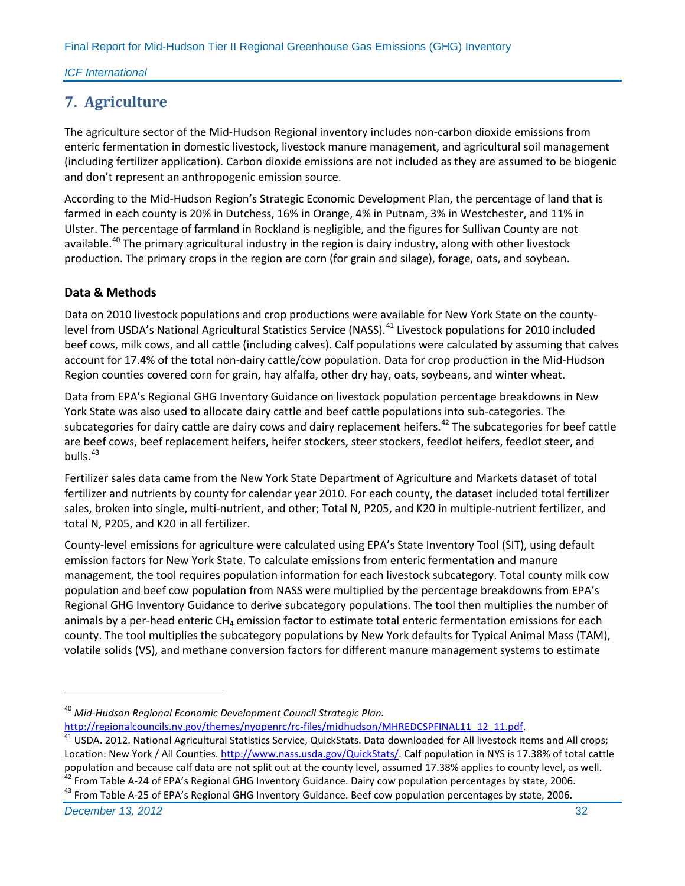## 7. Agriculture

The agriculture sector of the Mid-Hudson Regional inventory includes non-carbon dioxide emissions from enteric fermentation in domestic livestock, livestock manure management, and agricultural soil management (including fertilizer application). Carbon dioxide emissions are not included as they are assumed to be biogenic and don't represent an anthropogenic emission source.

According to the Mid-Hudson Region's Strategic Economic Development Plan, the percentage of land that is farmed in each county is 20% in Dutchess, 16% in Orange, 4% in Putnam, 3% in Westchester, and 11% in Ulster. The percentage of farmland in Rockland is negligible, and the figures for Sullivan County are not available.[40] The primary agricultural industry in the region is dairy industry, along with other livestock production. The primary crops in the region are corn (for grain and silage), forage, oats, and soybean.

### Data & Methods

Data on 2010 livestock populations and crop productions were available for New York State on the county-level from USDA's National Agricultural Statistics Service (NASS).[41] Livestock populations for 2010 included beef cows, milk cows, and all cattle (including calves). Calf populations were calculated by assuming that calves account for 17.4% of the total non-dairy cattle/cow population. Data for crop production in the Mid-Hudson Region counties covered corn for grain, hay alfalfa, other dry hay, oats, soybeans, and winter wheat.

Data from EPA's Regional GHG Inventory Guidance on livestock population percentage breakdowns in New York State was also used to allocate dairy cattle and beef cattle populations into sub-categories. The subcategories for dairy cattle are dairy cows and dairy replacement heifers.[42] The subcategories for beef cattle are beef cows, beef replacement heifers, heifer stockers, steer stockers, feedlot heifers, feedlot steer, and bulls.[43]

Fertilizer sales data came from the New York State Department of Agriculture and Markets dataset of total fertilizer and nutrients by county for calendar year 2010. For each county, the dataset included total fertilizer sales, broken into single, multi-nutrient, and other; Total N, P205, and K20 in multiple-nutrient fertilizer, and total N, P205, and K20 in all fertilizer.

County-level emissions for agriculture were calculated using EPA's State Inventory Tool (SIT), using default emission factors for New York State. To calculate emissions from enteric fermentation and manure management, the tool requires population information for each livestock subcategory. Total county milk cow population and beef cow population from NASS were multiplied by the percentage breakdowns from EPA's Regional GHG Inventory Guidance to derive subcategory populations. The tool then multiplies the number of animals by a per-head enteric $CH_4$ emission factor to estimate total enteric fermentation emissions for each county. The tool multiplies the subcategory populations by New York defaults for Typical Animal Mass (TAM), volatile solids (VS), and methane conversion factors for different manure management systems to estimate

---

[40] *Mid-Hudson Regional Economic Development Council Strategic Plan.* http://regionalcouncils.ny.gov/themes/nyopenrc/rc-files/midhudson/MHREDCSPFINAL11_12_11.pdf.

[41] USDA. 2012. National Agricultural Statistics Service, QuickStats. Data downloaded for All livestock items and All crops; Location: New York / All Counties. http://www.nass.usda.gov/QuickStats/. Calf population in NYS is 17.38% of total cattle population and because calf data are not split out at the county level, assumed 17.38% applies to county level, as well.

[42] From Table A-24 of EPA's Regional GHG Inventory Guidance. Dairy cow population percentages by state, 2006.

[43] From Table A-25 of EPA's Regional GHG Inventory Guidance. Beef cow population percentages by state, 2006.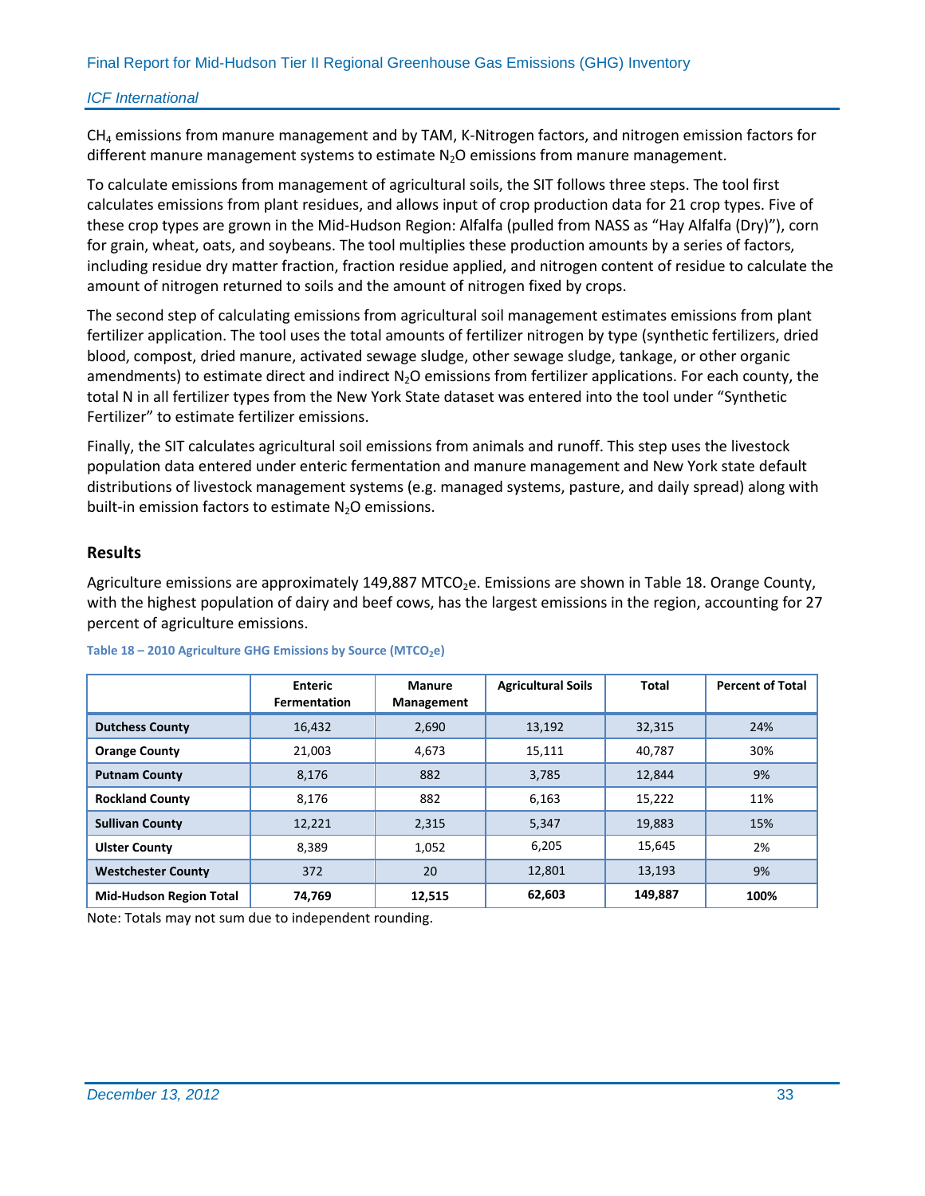$CH_4$ emissions from manure management and by TAM, K-Nitrogen factors, and nitrogen emission factors for different manure management systems to estimate $N_2O$ emissions from manure management.

To calculate emissions from management of agricultural soils, the SIT follows three steps. The tool first calculates emissions from plant residues, and allows input of crop production data for 21 crop types. Five of these crop types are grown in the Mid-Hudson Region: Alfalfa (pulled from NASS as "Hay Alfalfa (Dry)"), corn for grain, wheat, oats, and soybeans. The tool multiplies these production amounts by a series of factors, including residue dry matter fraction, fraction residue applied, and nitrogen content of residue to calculate the amount of nitrogen returned to soils and the amount of nitrogen fixed by crops.

The second step of calculating emissions from agricultural soil management estimates emissions from plant fertilizer application. The tool uses the total amounts of fertilizer nitrogen by type (synthetic fertilizers, dried blood, compost, dried manure, activated sewage sludge, other sewage sludge, tankage, or other organic amendments) to estimate direct and indirect $N_2O$ emissions from fertilizer applications. For each county, the total N in all fertilizer types from the New York State dataset was entered into the tool under "Synthetic Fertilizer" to estimate fertilizer emissions.

Finally, the SIT calculates agricultural soil emissions from animals and runoff. This step uses the livestock population data entered under enteric fermentation and manure management and New York state default distributions of livestock management systems (e.g. managed systems, pasture, and daily spread) along with built-in emission factors to estimate $N_2O$ emissions.

### Results

Agriculture emissions are approximately 149,887 $MTCO_2e$. Emissions are shown in Table 18. Orange County, with the highest population of dairy and beef cows, has the largest emissions in the region, accounting for 27 percent of agriculture emissions.

**Table 18 – 2010 Agriculture GHG Emissions by Source ($MTCO_2e$)**

| | Enteric Fermentation | Manure Management | Agricultural Soils | Total | Percent of Total |
|---|---|---|---|---|---|
| **Dutchess County** | 16,432 | 2,690 | 13,192 | 32,315 | 24% |
| **Orange County** | 21,003 | 4,673 | 15,111 | 40,787 | 30% |
| **Putnam County** | 8,176 | 882 | 3,785 | 12,844 | 9% |
| **Rockland County** | 8,176 | 882 | 6,163 | 15,222 | 11% |
| **Sullivan County** | 12,221 | 2,315 | 5,347 | 19,883 | 15% |
| **Ulster County** | 8,389 | 1,052 | 6,205 | 15,645 | 2% |
| **Westchester County** | 372 | 20 | 12,801 | 13,193 | 9% |
| **Mid-Hudson Region Total** | **74,769** | **12,515** | **62,603** | **149,887** | **100%** |

Note: Totals may not sum due to independent rounding.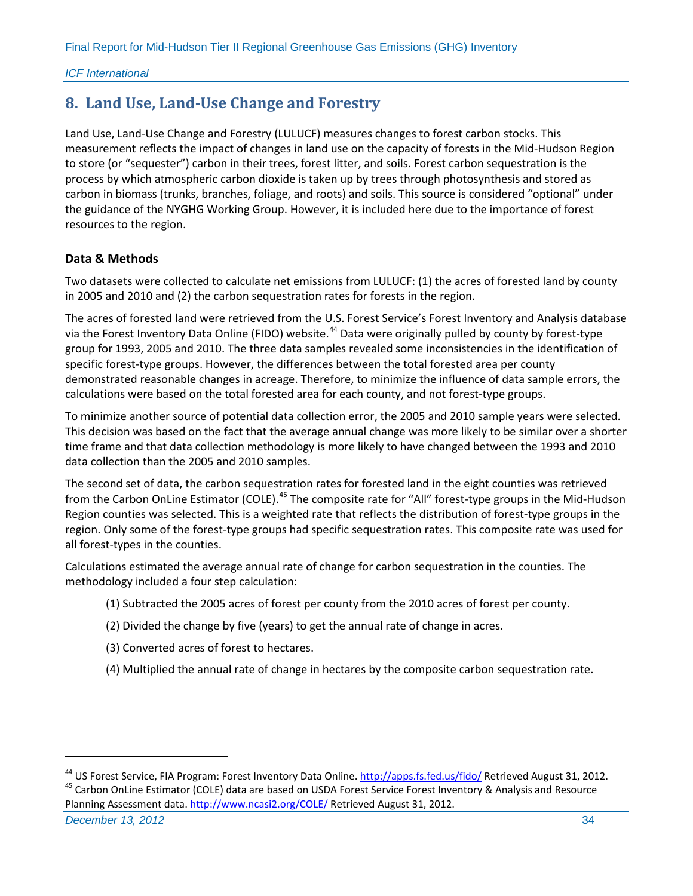# 8. Land Use, Land-Use Change and Forestry

Land Use, Land-Use Change and Forestry (LULUCF) measures changes to forest carbon stocks. This measurement reflects the impact of changes in land use on the capacity of forests in the Mid-Hudson Region to store (or "sequester") carbon in their trees, forest litter, and soils. Forest carbon sequestration is the process by which atmospheric carbon dioxide is taken up by trees through photosynthesis and stored as carbon in biomass (trunks, branches, foliage, and roots) and soils. This source is considered "optional" under the guidance of the NYGHG Working Group. However, it is included here due to the importance of forest resources to the region.

### Data & Methods

Two datasets were collected to calculate net emissions from LULUCF: (1) the acres of forested land by county in 2005 and 2010 and (2) the carbon sequestration rates for forests in the region.

The acres of forested land were retrieved from the U.S. Forest Service's Forest Inventory and Analysis database via the Forest Inventory Data Online (FIDO) website.[44] Data were originally pulled by county by forest-type group for 1993, 2005 and 2010. The three data samples revealed some inconsistencies in the identification of specific forest-type groups. However, the differences between the total forested area per county demonstrated reasonable changes in acreage. Therefore, to minimize the influence of data sample errors, the calculations were based on the total forested area for each county, and not forest-type groups.

To minimize another source of potential data collection error, the 2005 and 2010 sample years were selected. This decision was based on the fact that the average annual change was more likely to be similar over a shorter time frame and that data collection methodology is more likely to have changed between the 1993 and 2010 data collection than the 2005 and 2010 samples.

The second set of data, the carbon sequestration rates for forested land in the eight counties was retrieved from the Carbon OnLine Estimator (COLE).[45] The composite rate for "All" forest-type groups in the Mid-Hudson Region counties was selected. This is a weighted rate that reflects the distribution of forest-type groups in the region. Only some of the forest-type groups had specific sequestration rates. This composite rate was used for all forest-types in the counties.

Calculations estimated the average annual rate of change for carbon sequestration in the counties. The methodology included a four step calculation:

(1) Subtracted the 2005 acres of forest per county from the 2010 acres of forest per county.

(2) Divided the change by five (years) to get the annual rate of change in acres.

(3) Converted acres of forest to hectares.

(4) Multiplied the annual rate of change in hectares by the composite carbon sequestration rate.

---

[44] US Forest Service, FIA Program: Forest Inventory Data Online. http://apps.fs.fed.us/fido/ Retrieved August 31, 2012.

[45] Carbon OnLine Estimator (COLE) data are based on USDA Forest Service Forest Inventory & Analysis and Resource Planning Assessment data. http://www.ncasi2.org/COLE/ Retrieved August 31, 2012.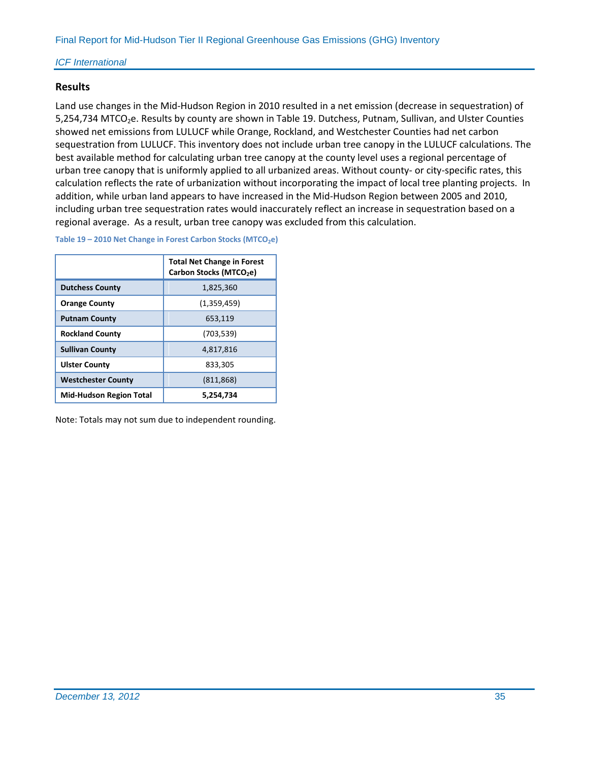## Results

Land use changes in the Mid-Hudson Region in 2010 resulted in a net emission (decrease in sequestration) of 5,254,734 $MTCO_2e$. Results by county are shown in Table 19. Dutchess, Putnam, Sullivan, and Ulster Counties showed net emissions from LULUCF while Orange, Rockland, and Westchester Counties had net carbon sequestration from LULUCF. This inventory does not include urban tree canopy in the LULUCF calculations. The best available method for calculating urban tree canopy at the county level uses a regional percentage of urban tree canopy that is uniformly applied to all urbanized areas. Without county- or city-specific rates, this calculation reflects the rate of urbanization without incorporating the impact of local tree planting projects. In addition, while urban land appears to have increased in the Mid-Hudson Region between 2005 and 2010, including urban tree sequestration rates would inaccurately reflect an increase in sequestration based on a regional average. As a result, urban tree canopy was excluded from this calculation.

**Table 19 – 2010 Net Change in Forest Carbon Stocks ($MTCO_2e$)**

| | Total Net Change in Forest Carbon Stocks ($MTCO_2e$) |
|---|---|
| **Dutchess County** | 1,825,360 |
| **Orange County** | (1,359,459) |
| **Putnam County** | 653,119 |
| **Rockland County** | (703,539) |
| **Sullivan County** | 4,817,816 |
| **Ulster County** | 833,305 |
| **Westchester County** | (811,868) |
| **Mid-Hudson Region Total** | **5,254,734** |

Note: Totals may not sum due to independent rounding.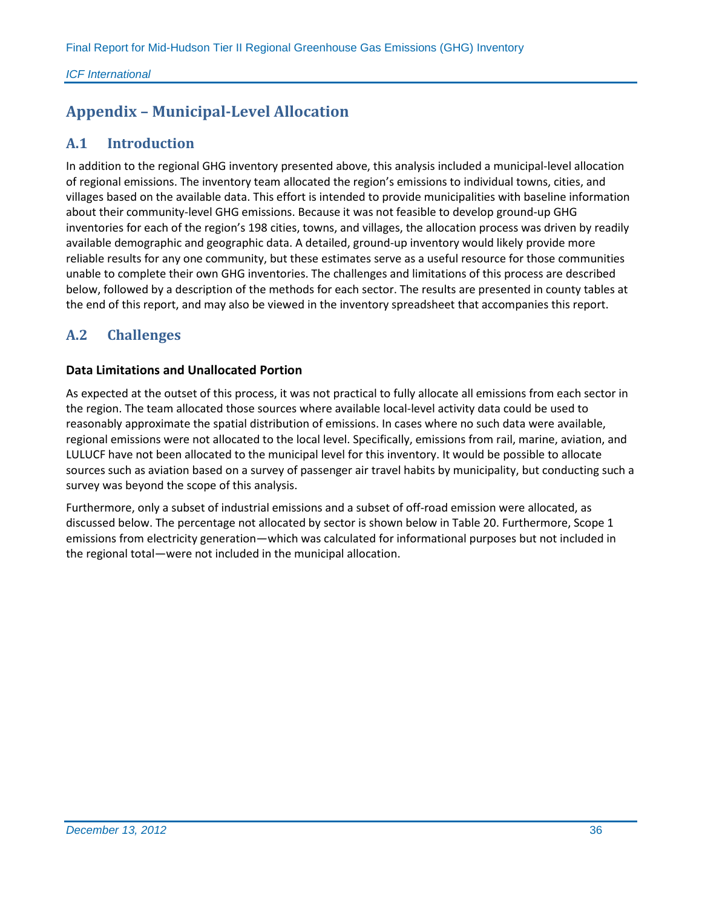# Appendix – Municipal-Level Allocation

## A.1 Introduction

In addition to the regional GHG inventory presented above, this analysis included a municipal-level allocation of regional emissions. The inventory team allocated the region's emissions to individual towns, cities, and villages based on the available data. This effort is intended to provide municipalities with baseline information about their community-level GHG emissions. Because it was not feasible to develop ground-up GHG inventories for each of the region's 198 cities, towns, and villages, the allocation process was driven by readily available demographic and geographic data. A detailed, ground-up inventory would likely provide more reliable results for any one community, but these estimates serve as a useful resource for those communities unable to complete their own GHG inventories. The challenges and limitations of this process are described below, followed by a description of the methods for each sector. The results are presented in county tables at the end of this report, and may also be viewed in the inventory spreadsheet that accompanies this report.

## A.2 Challenges

### Data Limitations and Unallocated Portion

As expected at the outset of this process, it was not practical to fully allocate all emissions from each sector in the region. The team allocated those sources where available local-level activity data could be used to reasonably approximate the spatial distribution of emissions. In cases where no such data were available, regional emissions were not allocated to the local level. Specifically, emissions from rail, marine, aviation, and LULUCF have not been allocated to the municipal level for this inventory. It would be possible to allocate sources such as aviation based on a survey of passenger air travel habits by municipality, but conducting such a survey was beyond the scope of this analysis.

Furthermore, only a subset of industrial emissions and a subset of off-road emission were allocated, as discussed below. The percentage not allocated by sector is shown below in Table 20. Furthermore, Scope 1 emissions from electricity generation—which was calculated for informational purposes but not included in the regional total—were not included in the municipal allocation.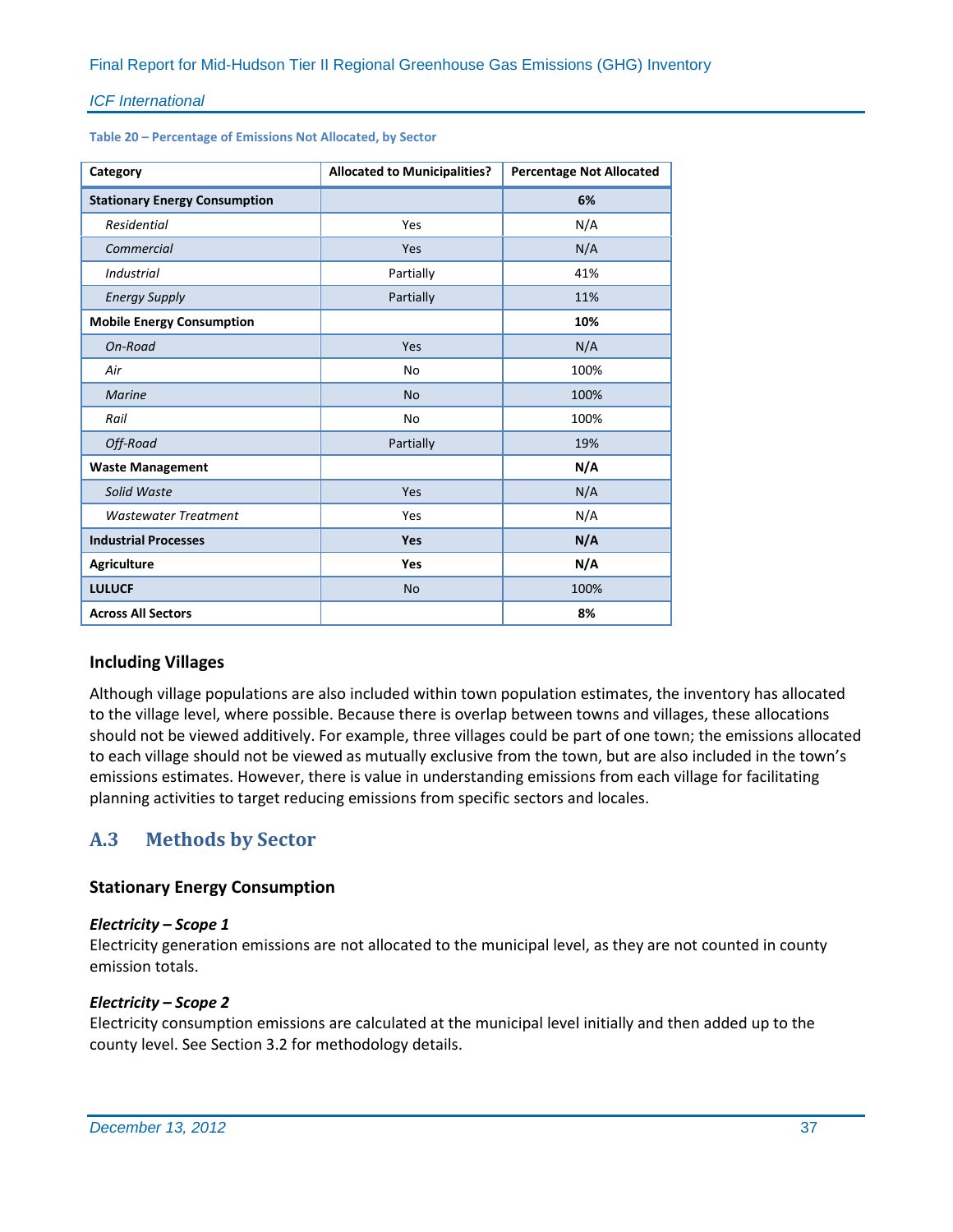**Table 20 – Percentage of Emissions Not Allocated, by Sector**

| Category | Allocated to Municipalities? | Percentage Not Allocated |
| --- | --- | --- |
| **Stationary Energy Consumption** | | **6%** |
| *Residential* | Yes | N/A |
| *Commercial* | Yes | N/A |
| *Industrial* | Partially | 41% |
| *Energy Supply* | Partially | 11% |
| **Mobile Energy Consumption** | | **10%** |
| *On-Road* | Yes | N/A |
| *Air* | No | 100% |
| *Marine* | No | 100% |
| *Rail* | No | 100% |
| *Off-Road* | Partially | 19% |
| **Waste Management** | | **N/A** |
| *Solid Waste* | Yes | N/A |
| *Wastewater Treatment* | Yes | N/A |
| **Industrial Processes** | **Yes** | **N/A** |
| **Agriculture** | **Yes** | **N/A** |
| **LULUCF** | No | 100% |
| **Across All Sectors** | | **8%** |

### Including Villages

Although village populations are also included within town population estimates, the inventory has allocated to the village level, where possible. Because there is overlap between towns and villages, these allocations should not be viewed additively. For example, three villages could be part of one town; the emissions allocated to each village should not be viewed as mutually exclusive from the town, but are also included in the town's emissions estimates. However, there is value in understanding emissions from each village for facilitating planning activities to target reducing emissions from specific sectors and locales.

## A.3 Methods by Sector

### Stationary Energy Consumption

***Electricity – Scope 1***

Electricity generation emissions are not allocated to the municipal level, as they are not counted in county emission totals.

***Electricity – Scope 2***

Electricity consumption emissions are calculated at the municipal level initially and then added up to the county level. See Section 3.2 for methodology details.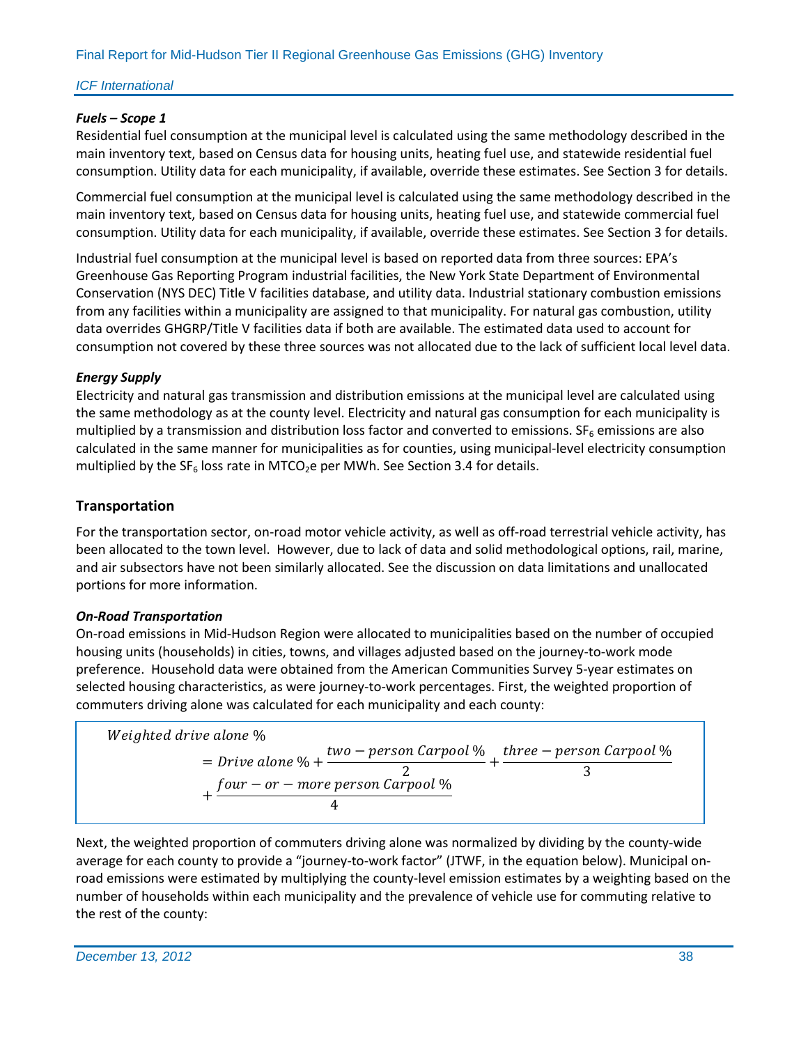***Fuels – Scope 1***

Residential fuel consumption at the municipal level is calculated using the same methodology described in the main inventory text, based on Census data for housing units, heating fuel use, and statewide residential fuel consumption. Utility data for each municipality, if available, override these estimates. See Section 3 for details.

Commercial fuel consumption at the municipal level is calculated using the same methodology described in the main inventory text, based on Census data for housing units, heating fuel use, and statewide commercial fuel consumption. Utility data for each municipality, if available, override these estimates. See Section 3 for details.

Industrial fuel consumption at the municipal level is based on reported data from three sources: EPA's Greenhouse Gas Reporting Program industrial facilities, the New York State Department of Environmental Conservation (NYS DEC) Title V facilities database, and utility data. Industrial stationary combustion emissions from any facilities within a municipality are assigned to that municipality. For natural gas combustion, utility data overrides GHGRP/Title V facilities data if both are available. The estimated data used to account for consumption not covered by these three sources was not allocated due to the lack of sufficient local level data.

***Energy Supply***

Electricity and natural gas transmission and distribution emissions at the municipal level are calculated using the same methodology as at the county level. Electricity and natural gas consumption for each municipality is multiplied by a transmission and distribution loss factor and converted to emissions. $SF_6$ emissions are also calculated in the same manner for municipalities as for counties, using municipal-level electricity consumption multiplied by the $SF_6$ loss rate in $MTCO_2e$ per MWh. See Section 3.4 for details.

## Transportation

For the transportation sector, on-road motor vehicle activity, as well as off-road terrestrial vehicle activity, has been allocated to the town level. However, due to lack of data and solid methodological options, rail, marine, and air subsectors have not been similarly allocated. See the discussion on data limitations and unallocated portions for more information.

***On-Road Transportation***

On-road emissions in Mid-Hudson Region were allocated to municipalities based on the number of occupied housing units (households) in cities, towns, and villages adjusted based on the journey-to-work mode preference. Household data were obtained from the American Communities Survey 5-year estimates on selected housing characteristics, as were journey-to-work percentages. First, the weighted proportion of commuters driving alone was calculated for each municipality and each county:

$$Weighted\ drive\ alone\ \% = Drive\ alone\ \% + \frac{two-person\ Carpool\ \%}{2} + \frac{three-person\ Carpool\ \%}{3} + \frac{four-or-more\ person\ Carpool\ \%}{4}$$

Next, the weighted proportion of commuters driving alone was normalized by dividing by the county-wide average for each county to provide a "journey-to-work factor" (JTWF, in the equation below). Municipal on-road emissions were estimated by multiplying the county-level emission estimates by a weighting based on the number of households within each municipality and the prevalence of vehicle use for commuting relative to the rest of the county: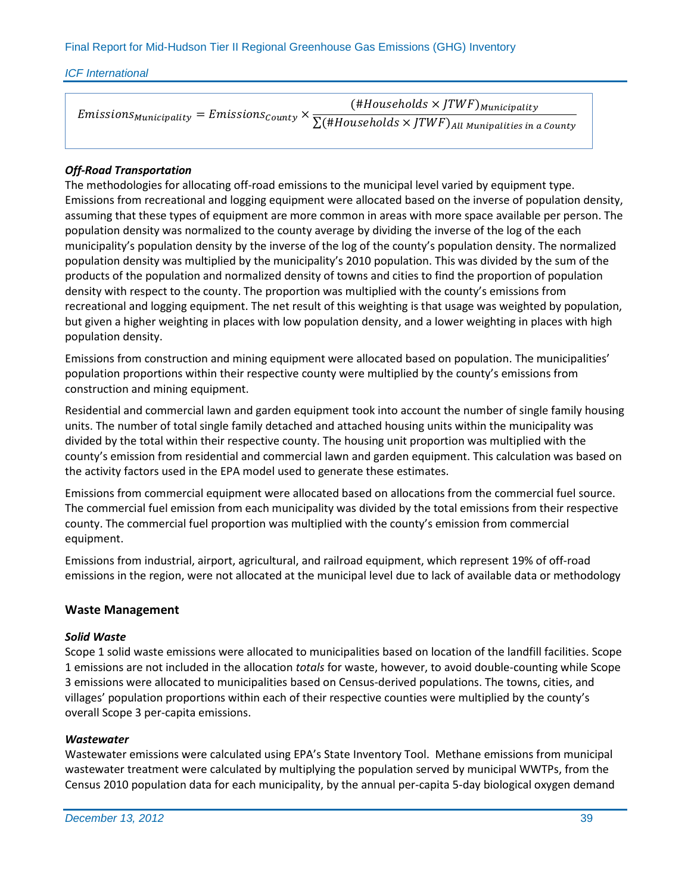$$Emissions_{Municipality} = Emissions_{County} \times \frac{(\#Households \times JTWF)_{Municipality}}{\sum(\#Households \times JTWF)_{All\ Munipalities\ in\ a\ County}}$$

### *Off-Road Transportation*

The methodologies for allocating off-road emissions to the municipal level varied by equipment type. Emissions from recreational and logging equipment were allocated based on the inverse of population density, assuming that these types of equipment are more common in areas with more space available per person. The population density was normalized to the county average by dividing the inverse of the log of the each municipality's population density by the inverse of the log of the county's population density. The normalized population density was multiplied by the municipality's 2010 population. This was divided by the sum of the products of the population and normalized density of towns and cities to find the proportion of population density with respect to the county. The proportion was multiplied with the county's emissions from recreational and logging equipment. The net result of this weighting is that usage was weighted by population, but given a higher weighting in places with low population density, and a lower weighting in places with high population density.

Emissions from construction and mining equipment were allocated based on population. The municipalities' population proportions within their respective county were multiplied by the county's emissions from construction and mining equipment.

Residential and commercial lawn and garden equipment took into account the number of single family housing units. The number of total single family detached and attached housing units within the municipality was divided by the total within their respective county. The housing unit proportion was multiplied with the county's emission from residential and commercial lawn and garden equipment. This calculation was based on the activity factors used in the EPA model used to generate these estimates.

Emissions from commercial equipment were allocated based on allocations from the commercial fuel source. The commercial fuel emission from each municipality was divided by the total emissions from their respective county. The commercial fuel proportion was multiplied with the county's emission from commercial equipment.

Emissions from industrial, airport, agricultural, and railroad equipment, which represent 19% of off-road emissions in the region, were not allocated at the municipal level due to lack of available data or methodology

## Waste Management

### *Solid Waste*

Scope 1 solid waste emissions were allocated to municipalities based on location of the landfill facilities. Scope 1 emissions are not included in the allocation *totals* for waste, however, to avoid double-counting while Scope 3 emissions were allocated to municipalities based on Census-derived populations. The towns, cities, and villages' population proportions within each of their respective counties were multiplied by the county's overall Scope 3 per-capita emissions.

### *Wastewater*

Wastewater emissions were calculated using EPA's State Inventory Tool. Methane emissions from municipal wastewater treatment were calculated by multiplying the population served by municipal WWTPs, from the Census 2010 population data for each municipality, by the annual per-capita 5-day biological oxygen demand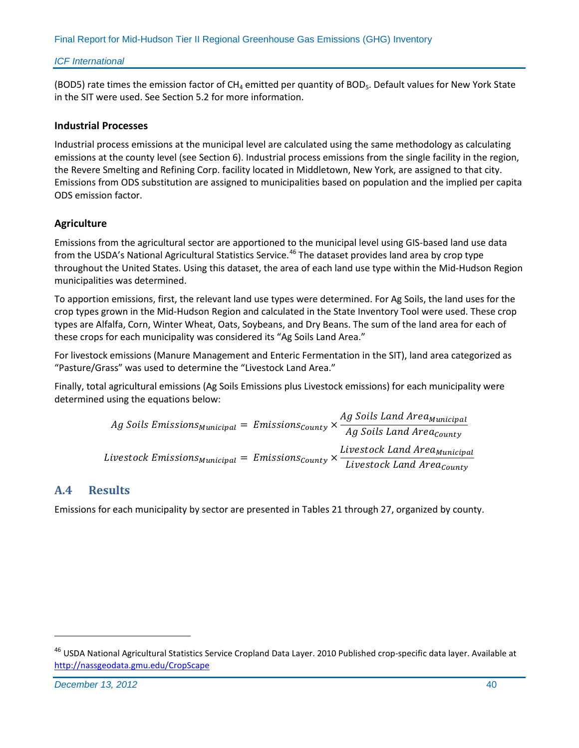(BOD5) rate times the emission factor of $CH_4$ emitted per quantity of $BOD_5$. Default values for New York State in the SIT were used. See Section 5.2 for more information.

### Industrial Processes

Industrial process emissions at the municipal level are calculated using the same methodology as calculating emissions at the county level (see Section 6). Industrial process emissions from the single facility in the region, the Revere Smelting and Refining Corp. facility located in Middletown, New York, are assigned to that city. Emissions from ODS substitution are assigned to municipalities based on population and the implied per capita ODS emission factor.

### Agriculture

Emissions from the agricultural sector are apportioned to the municipal level using GIS-based land use data from the USDA's National Agricultural Statistics Service.[46] The dataset provides land area by crop type throughout the United States. Using this dataset, the area of each land use type within the Mid-Hudson Region municipalities was determined.

To apportion emissions, first, the relevant land use types were determined. For Ag Soils, the land uses for the crop types grown in the Mid-Hudson Region and calculated in the State Inventory Tool were used. These crop types are Alfalfa, Corn, Winter Wheat, Oats, Soybeans, and Dry Beans. The sum of the land area for each of these crops for each municipality was considered its "Ag Soils Land Area."

For livestock emissions (Manure Management and Enteric Fermentation in the SIT), land area categorized as "Pasture/Grass" was used to determine the "Livestock Land Area."

Finally, total agricultural emissions (Ag Soils Emissions plus Livestock emissions) for each municipality were determined using the equations below:

$$Ag\ Soils\ Emissions_{Municipal} = Emissions_{County} \times \frac{Ag\ Soils\ Land\ Area_{Municipal}}{Ag\ Soils\ Land\ Area_{County}}$$

$$Livestock\ Emissions_{Municipal} = Emissions_{County} \times \frac{Livestock\ Land\ Area_{Municipal}}{Livestock\ Land\ Area_{County}}$$

## A.4 Results

Emissions for each municipality by sector are presented in Tables 21 through 27, organized by county.

---

[46] USDA National Agricultural Statistics Service Cropland Data Layer. 2010 Published crop-specific data layer. Available at http://nassgeodata.gmu.edu/CropScape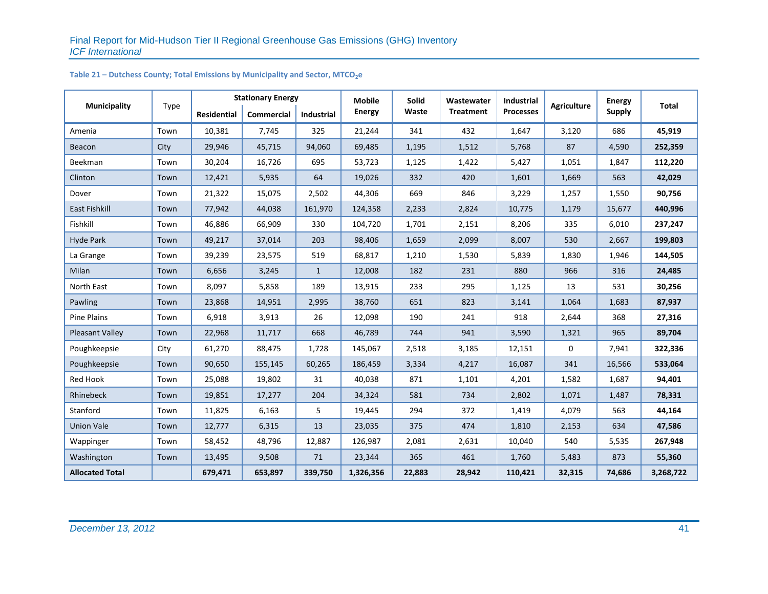**Table 21 – Dutchess County; Total Emissions by Municipality and Sector, $MTCO_2e$**

| Municipality | Type | Stationary Energy | | | Mobile Energy | Solid Waste | Wastewater Treatment | Industrial Processes | Agriculture | Energy Supply | Total |
|---|---|---|---|---|---|---|---|---|---|---|---|
| | | Residential | Commercial | Industrial | | | | | | | |
| Amenia | Town | 10,381 | 7,745 | 325 | 21,244 | 341 | 432 | 1,647 | 3,120 | 686 | **45,919** |
| Beacon | City | 29,946 | 45,715 | 94,060 | 69,485 | 1,195 | 1,512 | 5,768 | 87 | 4,590 | **252,359** |
| Beekman | Town | 30,204 | 16,726 | 695 | 53,723 | 1,125 | 1,422 | 5,427 | 1,051 | 1,847 | **112,220** |
| Clinton | Town | 12,421 | 5,935 | 64 | 19,026 | 332 | 420 | 1,601 | 1,669 | 563 | **42,029** |
| Dover | Town | 21,322 | 15,075 | 2,502 | 44,306 | 669 | 846 | 3,229 | 1,257 | 1,550 | **90,756** |
| East Fishkill | Town | 77,942 | 44,038 | 161,970 | 124,358 | 2,233 | 2,824 | 10,775 | 1,179 | 15,677 | **440,996** |
| Fishkill | Town | 46,886 | 66,909 | 330 | 104,720 | 1,701 | 2,151 | 8,206 | 335 | 6,010 | **237,247** |
| Hyde Park | Town | 49,217 | 37,014 | 203 | 98,406 | 1,659 | 2,099 | 8,007 | 530 | 2,667 | **199,803** |
| La Grange | Town | 39,239 | 23,575 | 519 | 68,817 | 1,210 | 1,530 | 5,839 | 1,830 | 1,946 | **144,505** |
| Milan | Town | 6,656 | 3,245 | 1 | 12,008 | 182 | 231 | 880 | 966 | 316 | **24,485** |
| North East | Town | 8,097 | 5,858 | 189 | 13,915 | 233 | 295 | 1,125 | 13 | 531 | **30,256** |
| Pawling | Town | 23,868 | 14,951 | 2,995 | 38,760 | 651 | 823 | 3,141 | 1,064 | 1,683 | **87,937** |
| Pine Plains | Town | 6,918 | 3,913 | 26 | 12,098 | 190 | 241 | 918 | 2,644 | 368 | **27,316** |
| Pleasant Valley | Town | 22,968 | 11,717 | 668 | 46,789 | 744 | 941 | 3,590 | 1,321 | 965 | **89,704** |
| Poughkeepsie | City | 61,270 | 88,475 | 1,728 | 145,067 | 2,518 | 3,185 | 12,151 | 0 | 7,941 | **322,336** |
| Poughkeepsie | Town | 90,650 | 155,145 | 60,265 | 186,459 | 3,334 | 4,217 | 16,087 | 341 | 16,566 | **533,064** |
| Red Hook | Town | 25,088 | 19,802 | 31 | 40,038 | 871 | 1,101 | 4,201 | 1,582 | 1,687 | **94,401** |
| Rhinebeck | Town | 19,851 | 17,277 | 204 | 34,324 | 581 | 734 | 2,802 | 1,071 | 1,487 | **78,331** |
| Stanford | Town | 11,825 | 6,163 | 5 | 19,445 | 294 | 372 | 1,419 | 4,079 | 563 | **44,164** |
| Union Vale | Town | 12,777 | 6,315 | 13 | 23,035 | 375 | 474 | 1,810 | 2,153 | 634 | **47,586** |
| Wappinger | Town | 58,452 | 48,796 | 12,887 | 126,987 | 2,081 | 2,631 | 10,040 | 540 | 5,535 | **267,948** |
| Washington | Town | 13,495 | 9,508 | 71 | 23,344 | 365 | 461 | 1,760 | 5,483 | 873 | **55,360** |
| **Allocated Total** | | **679,471** | **653,897** | **339,750** | **1,326,356** | **22,883** | **28,942** | **110,421** | **32,315** | **74,686** | **3,268,722** |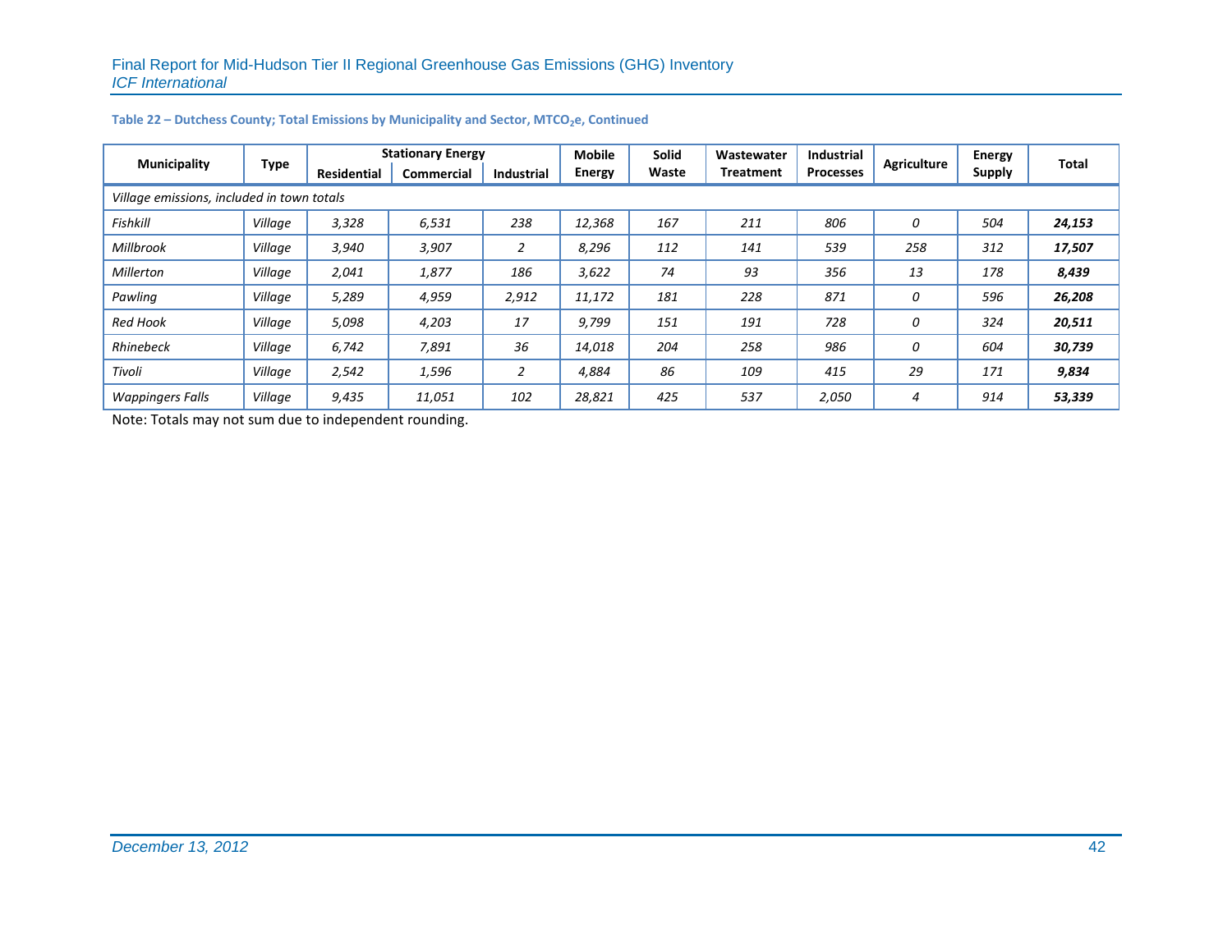**Table 22 – Dutchess County; Total Emissions by Municipality and Sector, $MTCO_2e$, Continued**

| Municipality | Type | Stationary Energy | | | Mobile Energy | Solid Waste | Wastewater Treatment | Industrial Processes | Agriculture | Energy Supply | Total |
|---|---|---|---|---|---|---|---|---|---|---|---|
| | | Residential | Commercial | Industrial | | | | | | | |
| *Village emissions, included in town totals* | | | | | | | | | | | |
| *Fishkill* | *Village* | *3,328* | *6,531* | *238* | *12,368* | *167* | *211* | *806* | *0* | *504* | ***24,153*** |
| *Millbrook* | *Village* | *3,940* | *3,907* | *2* | *8,296* | *112* | *141* | *539* | *258* | *312* | ***17,507*** |
| *Millerton* | *Village* | *2,041* | *1,877* | *186* | *3,622* | *74* | *93* | *356* | *13* | *178* | ***8,439*** |
| *Pawling* | *Village* | *5,289* | *4,959* | *2,912* | *11,172* | *181* | *228* | *871* | *0* | *596* | ***26,208*** |
| *Red Hook* | *Village* | *5,098* | *4,203* | *17* | *9,799* | *151* | *191* | *728* | *0* | *324* | ***20,511*** |
| *Rhinebeck* | *Village* | *6,742* | *7,891* | *36* | *14,018* | *204* | *258* | *986* | *0* | *604* | ***30,739*** |
| *Tivoli* | *Village* | *2,542* | *1,596* | *2* | *4,884* | *86* | *109* | *415* | *29* | *171* | ***9,834*** |
| *Wappingers Falls* | *Village* | *9,435* | *11,051* | *102* | *28,821* | *425* | *537* | *2,050* | *4* | *914* | ***53,339*** |

Note: Totals may not sum due to independent rounding.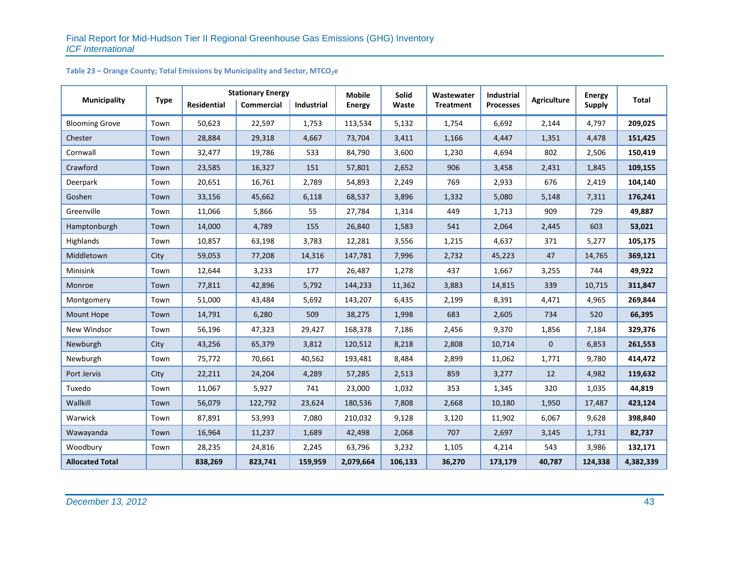**Table 23 – Orange County; Total Emissions by Municipality and Sector, $MTCO_2e$**

| Municipality | Type | Stationary Energy | | | Mobile Energy | Solid Waste | Wastewater Treatment | Industrial Processes | Agriculture | Energy Supply | Total |
|---|---|---|---|---|---|---|---|---|---|---|---|
| | | Residential | Commercial | Industrial | | | | | | | |
| Blooming Grove | Town | 50,623 | 22,597 | 1,753 | 113,534 | 5,132 | 1,754 | 6,692 | 2,144 | 4,797 | **209,025** |
| Chester | Town | 28,884 | 29,318 | 4,667 | 73,704 | 3,411 | 1,166 | 4,447 | 1,351 | 4,478 | **151,425** |
| Cornwall | Town | 32,477 | 19,786 | 533 | 84,790 | 3,600 | 1,230 | 4,694 | 802 | 2,506 | **150,419** |
| Crawford | Town | 23,585 | 16,327 | 151 | 57,801 | 2,652 | 906 | 3,458 | 2,431 | 1,845 | **109,155** |
| Deerpark | Town | 20,651 | 16,761 | 2,789 | 54,893 | 2,249 | 769 | 2,933 | 676 | 2,419 | **104,140** |
| Goshen | Town | 33,156 | 45,662 | 6,118 | 68,537 | 3,896 | 1,332 | 5,080 | 5,148 | 7,311 | **176,241** |
| Greenville | Town | 11,066 | 5,866 | 55 | 27,784 | 1,314 | 449 | 1,713 | 909 | 729 | **49,887** |
| Hamptonburgh | Town | 14,000 | 4,789 | 155 | 26,840 | 1,583 | 541 | 2,064 | 2,445 | 603 | **53,021** |
| Highlands | Town | 10,857 | 63,198 | 3,783 | 12,281 | 3,556 | 1,215 | 4,637 | 371 | 5,277 | **105,175** |
| Middletown | City | 59,053 | 77,208 | 14,316 | 147,781 | 7,996 | 2,732 | 45,223 | 47 | 14,765 | **369,121** |
| Minisink | Town | 12,644 | 3,233 | 177 | 26,487 | 1,278 | 437 | 1,667 | 3,255 | 744 | **49,922** |
| Monroe | Town | 77,811 | 42,896 | 5,792 | 144,233 | 11,362 | 3,883 | 14,815 | 339 | 10,715 | **311,847** |
| Montgomery | Town | 51,000 | 43,484 | 5,692 | 143,207 | 6,435 | 2,199 | 8,391 | 4,471 | 4,965 | **269,844** |
| Mount Hope | Town | 14,791 | 6,280 | 509 | 38,275 | 1,998 | 683 | 2,605 | 734 | 520 | **66,395** |
| New Windsor | Town | 56,196 | 47,323 | 29,427 | 168,378 | 7,186 | 2,456 | 9,370 | 1,856 | 7,184 | **329,376** |
| Newburgh | City | 43,256 | 65,379 | 3,812 | 120,512 | 8,218 | 2,808 | 10,714 | 0 | 6,853 | **261,553** |
| Newburgh | Town | 75,772 | 70,661 | 40,562 | 193,481 | 8,484 | 2,899 | 11,062 | 1,771 | 9,780 | **414,472** |
| Port Jervis | City | 22,211 | 24,204 | 4,289 | 57,285 | 2,513 | 859 | 3,277 | 12 | 4,982 | **119,632** |
| Tuxedo | Town | 11,067 | 5,927 | 741 | 23,000 | 1,032 | 353 | 1,345 | 320 | 1,035 | **44,819** |
| Wallkill | Town | 56,079 | 122,792 | 23,624 | 180,536 | 7,808 | 2,668 | 10,180 | 1,950 | 17,487 | **423,124** |
| Warwick | Town | 87,891 | 53,993 | 7,080 | 210,032 | 9,128 | 3,120 | 11,902 | 6,067 | 9,628 | **398,840** |
| Wawayanda | Town | 16,964 | 11,237 | 1,689 | 42,498 | 2,068 | 707 | 2,697 | 3,145 | 1,731 | **82,737** |
| Woodbury | Town | 28,235 | 24,816 | 2,245 | 63,796 | 3,232 | 1,105 | 4,214 | 543 | 3,986 | **132,171** |
| **Allocated Total** | | **838,269** | **823,741** | **159,959** | **2,079,664** | **106,133** | **36,270** | **173,179** | **40,787** | **124,338** | **4,382,339** |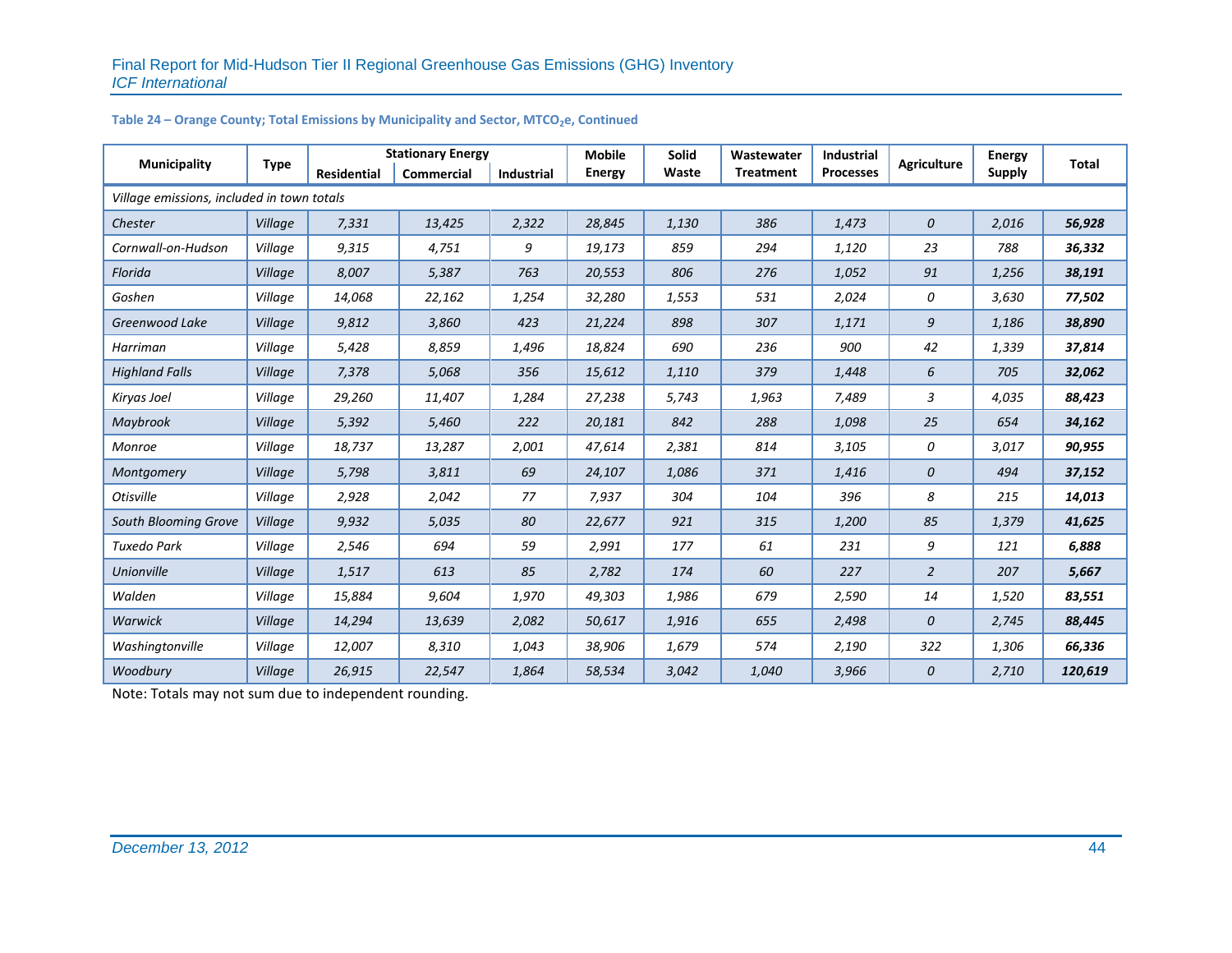**Table 24 – Orange County; Total Emissions by Municipality and Sector, $MTCO_2e$, Continued**

| Municipality | Type | Stationary Energy | | | Mobile Energy | Solid Waste | Wastewater Treatment | Industrial Processes | Agriculture | Energy Supply | Total |
|---|---|---|---|---|---|---|---|---|---|---|---|
| | | Residential | Commercial | Industrial | | | | | | | |
| *Village emissions, included in town totals* | | | | | | | | | | | |
| *Chester* | *Village* | *7,331* | *13,425* | *2,322* | *28,845* | *1,130* | *386* | *1,473* | *0* | *2,016* | ***56,928*** |
| *Cornwall-on-Hudson* | *Village* | *9,315* | *4,751* | *9* | *19,173* | *859* | *294* | *1,120* | *23* | *788* | ***36,332*** |
| *Florida* | *Village* | *8,007* | *5,387* | *763* | *20,553* | *806* | *276* | *1,052* | *91* | *1,256* | ***38,191*** |
| *Goshen* | *Village* | *14,068* | *22,162* | *1,254* | *32,280* | *1,553* | *531* | *2,024* | *0* | *3,630* | ***77,502*** |
| *Greenwood Lake* | *Village* | *9,812* | *3,860* | *423* | *21,224* | *898* | *307* | *1,171* | *9* | *1,186* | ***38,890*** |
| *Harriman* | *Village* | *5,428* | *8,859* | *1,496* | *18,824* | *690* | *236* | *900* | *42* | *1,339* | ***37,814*** |
| *Highland Falls* | *Village* | *7,378* | *5,068* | *356* | *15,612* | *1,110* | *379* | *1,448* | *6* | *705* | ***32,062*** |
| *Kiryas Joel* | *Village* | *29,260* | *11,407* | *1,284* | *27,238* | *5,743* | *1,963* | *7,489* | *3* | *4,035* | ***88,423*** |
| *Maybrook* | *Village* | *5,392* | *5,460* | *222* | *20,181* | *842* | *288* | *1,098* | *25* | *654* | ***34,162*** |
| *Monroe* | *Village* | *18,737* | *13,287* | *2,001* | *47,614* | *2,381* | *814* | *3,105* | *0* | *3,017* | ***90,955*** |
| *Montgomery* | *Village* | *5,798* | *3,811* | *69* | *24,107* | *1,086* | *371* | *1,416* | *0* | *494* | ***37,152*** |
| *Otisville* | *Village* | *2,928* | *2,042* | *77* | *7,937* | *304* | *104* | *396* | *8* | *215* | ***14,013*** |
| *South Blooming Grove* | *Village* | *9,932* | *5,035* | *80* | *22,677* | *921* | *315* | *1,200* | *85* | *1,379* | ***41,625*** |
| *Tuxedo Park* | *Village* | *2,546* | *694* | *59* | *2,991* | *177* | *61* | *231* | *9* | *121* | ***6,888*** |
| *Unionville* | *Village* | *1,517* | *613* | *85* | *2,782* | *174* | *60* | *227* | *2* | *207* | ***5,667*** |
| *Walden* | *Village* | *15,884* | *9,604* | *1,970* | *49,303* | *1,986* | *679* | *2,590* | *14* | *1,520* | ***83,551*** |
| *Warwick* | *Village* | *14,294* | *13,639* | *2,082* | *50,617* | *1,916* | *655* | *2,498* | *0* | *2,745* | ***88,445*** |
| *Washingtonville* | *Village* | *12,007* | *8,310* | *1,043* | *38,906* | *1,679* | *574* | *2,190* | *322* | *1,306* | ***66,336*** |
| *Woodbury* | *Village* | *26,915* | *22,547* | *1,864* | *58,534* | *3,042* | *1,040* | *3,966* | *0* | *2,710* | ***120,619*** |

Note: Totals may not sum due to independent rounding.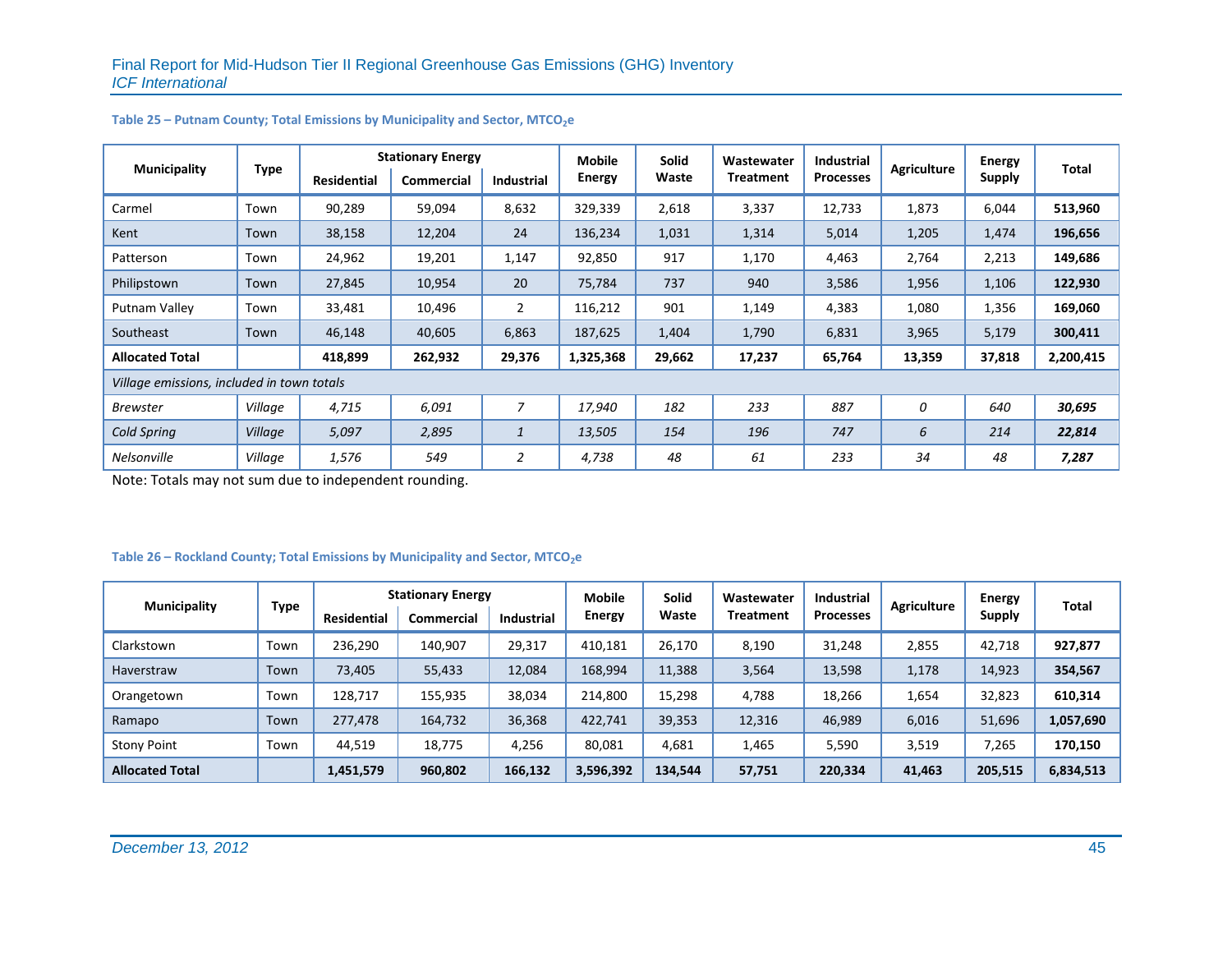**Table 25 – Putnam County; Total Emissions by Municipality and Sector, $MTCO_2e$**

| Municipality | Type | Stationary Energy | | | Mobile Energy | Solid Waste | Wastewater Treatment | Industrial Processes | Agriculture | Energy Supply | Total |
|---|---|---|---|---|---|---|---|---|---|---|---|
| | | Residential | Commercial | Industrial | | | | | | | |
| Carmel | Town | 90,289 | 59,094 | 8,632 | 329,339 | 2,618 | 3,337 | 12,733 | 1,873 | 6,044 | **513,960** |
| Kent | Town | 38,158 | 12,204 | 24 | 136,234 | 1,031 | 1,314 | 5,014 | 1,205 | 1,474 | **196,656** |
| Patterson | Town | 24,962 | 19,201 | 1,147 | 92,850 | 917 | 1,170 | 4,463 | 2,764 | 2,213 | **149,686** |
| Philipstown | Town | 27,845 | 10,954 | 20 | 75,784 | 737 | 940 | 3,586 | 1,956 | 1,106 | **122,930** |
| Putnam Valley | Town | 33,481 | 10,496 | 2 | 116,212 | 901 | 1,149 | 4,383 | 1,080 | 1,356 | **169,060** |
| Southeast | Town | 46,148 | 40,605 | 6,863 | 187,625 | 1,404 | 1,790 | 6,831 | 3,965 | 5,179 | **300,411** |
| **Allocated Total** | | **418,899** | **262,932** | **29,376** | **1,325,368** | **29,662** | **17,237** | **65,764** | **13,359** | **37,818** | **2,200,415** |
| *Village emissions, included in town totals* | | | | | | | | | | | |
| *Brewster* | *Village* | *4,715* | *6,091* | *7* | *17,940* | *182* | *233* | *887* | *0* | *640* | ***30,695*** |
| *Cold Spring* | *Village* | *5,097* | *2,895* | *1* | *13,505* | *154* | *196* | *747* | *6* | *214* | ***22,814*** |
| *Nelsonville* | *Village* | *1,576* | *549* | *2* | *4,738* | *48* | *61* | *233* | *34* | *48* | ***7,287*** |

Note: Totals may not sum due to independent rounding.

**Table 26 – Rockland County; Total Emissions by Municipality and Sector, $MTCO_2e$**

| Municipality | Type | Stationary Energy | | | Mobile Energy | Solid Waste | Wastewater Treatment | Industrial Processes | Agriculture | Energy Supply | Total |
|---|---|---|---|---|---|---|---|---|---|---|---|
| | | Residential | Commercial | Industrial | | | | | | | |
| Clarkstown | Town | 236,290 | 140,907 | 29,317 | 410,181 | 26,170 | 8,190 | 31,248 | 2,855 | 42,718 | **927,877** |
| Haverstraw | Town | 73,405 | 55,433 | 12,084 | 168,994 | 11,388 | 3,564 | 13,598 | 1,178 | 14,923 | **354,567** |
| Orangetown | Town | 128,717 | 155,935 | 38,034 | 214,800 | 15,298 | 4,788 | 18,266 | 1,654 | 32,823 | **610,314** |
| Ramapo | Town | 277,478 | 164,732 | 36,368 | 422,741 | 39,353 | 12,316 | 46,989 | 6,016 | 51,696 | **1,057,690** |
| Stony Point | Town | 44,519 | 18,775 | 4,256 | 80,081 | 4,681 | 1,465 | 5,590 | 3,519 | 7,265 | **170,150** |
| **Allocated Total** | | **1,451,579** | **960,802** | **166,132** | **3,596,392** | **134,544** | **57,751** | **220,334** | **41,463** | **205,515** | **6,834,513** |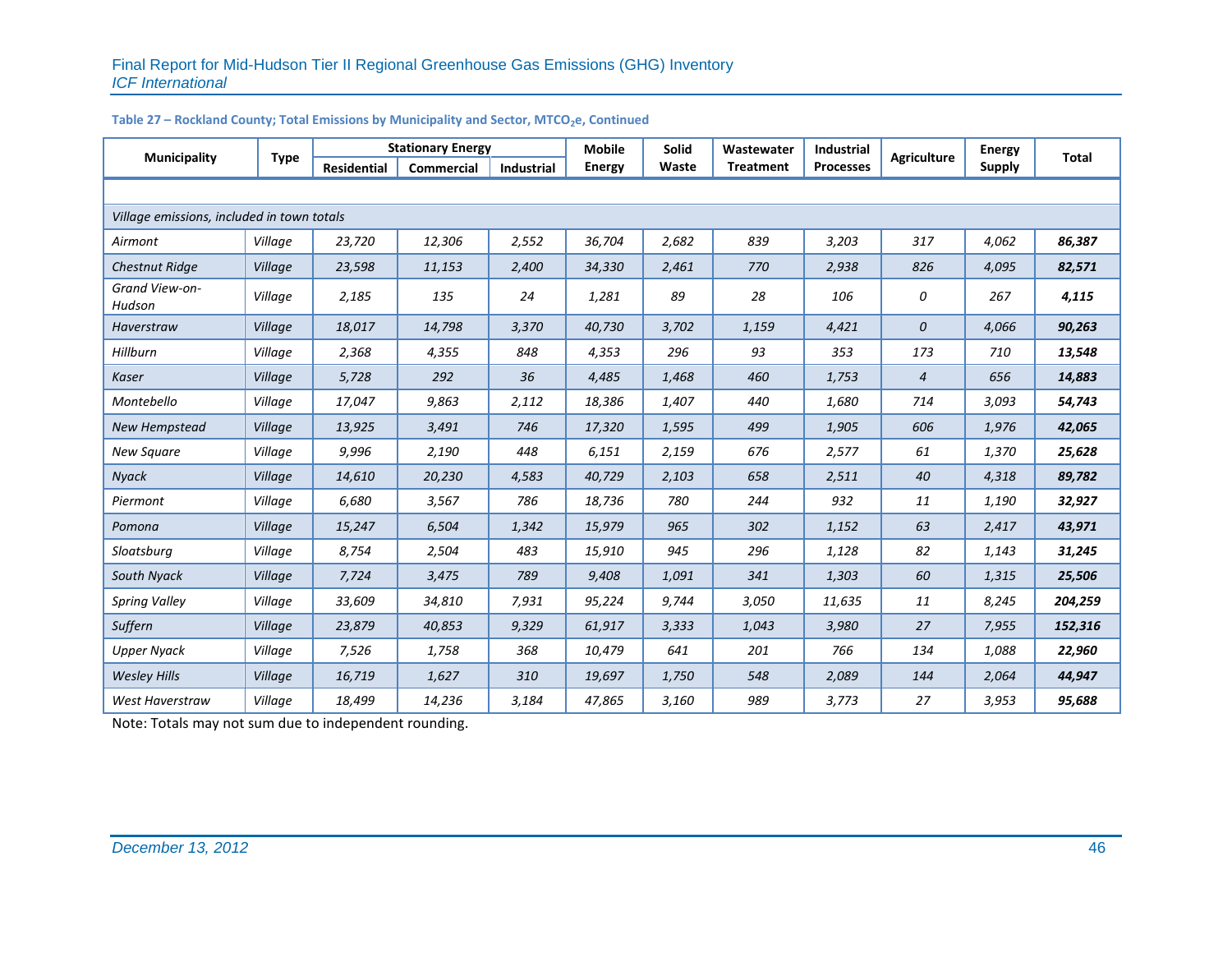**Table 27 – Rockland County; Total Emissions by Municipality and Sector, $MTCO_2e$, Continued**

| Municipality | Type | Stationary Energy | | | Mobile Energy | Solid Waste | Wastewater Treatment | Industrial Processes | Agriculture | Energy Supply | Total |
|---|---|---|---|---|---|---|---|---|---|---|---|
| | | Residential | Commercial | Industrial | | | | | | | |
| | | | | | | | | | | | |
| *Village emissions, included in town totals* | | | | | | | | | | | |
| *Airmont* | *Village* | *23,720* | *12,306* | *2,552* | *36,704* | *2,682* | *839* | *3,203* | *317* | *4,062* | ***86,387*** |
| *Chestnut Ridge* | *Village* | *23,598* | *11,153* | *2,400* | *34,330* | *2,461* | *770* | *2,938* | *826* | *4,095* | ***82,571*** |
| *Grand View-on-Hudson* | *Village* | *2,185* | *135* | *24* | *1,281* | *89* | *28* | *106* | *0* | *267* | ***4,115*** |
| *Haverstraw* | *Village* | *18,017* | *14,798* | *3,370* | *40,730* | *3,702* | *1,159* | *4,421* | *0* | *4,066* | ***90,263*** |
| *Hillburn* | *Village* | *2,368* | *4,355* | *848* | *4,353* | *296* | *93* | *353* | *173* | *710* | ***13,548*** |
| *Kaser* | *Village* | *5,728* | *292* | *36* | *4,485* | *1,468* | *460* | *1,753* | *4* | *656* | ***14,883*** |
| *Montebello* | *Village* | *17,047* | *9,863* | *2,112* | *18,386* | *1,407* | *440* | *1,680* | *714* | *3,093* | ***54,743*** |
| *New Hempstead* | *Village* | *13,925* | *3,491* | *746* | *17,320* | *1,595* | *499* | *1,905* | *606* | *1,976* | ***42,065*** |
| *New Square* | *Village* | *9,996* | *2,190* | *448* | *6,151* | *2,159* | *676* | *2,577* | *61* | *1,370* | ***25,628*** |
| *Nyack* | *Village* | *14,610* | *20,230* | *4,583* | *40,729* | *2,103* | *658* | *2,511* | *40* | *4,318* | ***89,782*** |
| *Piermont* | *Village* | *6,680* | *3,567* | *786* | *18,736* | *780* | *244* | *932* | *11* | *1,190* | ***32,927*** |
| *Pomona* | *Village* | *15,247* | *6,504* | *1,342* | *15,979* | *965* | *302* | *1,152* | *63* | *2,417* | ***43,971*** |
| *Sloatsburg* | *Village* | *8,754* | *2,504* | *483* | *15,910* | *945* | *296* | *1,128* | *82* | *1,143* | ***31,245*** |
| *South Nyack* | *Village* | *7,724* | *3,475* | *789* | *9,408* | *1,091* | *341* | *1,303* | *60* | *1,315* | ***25,506*** |
| *Spring Valley* | *Village* | *33,609* | *34,810* | *7,931* | *95,224* | *9,744* | *3,050* | *11,635* | *11* | *8,245* | ***204,259*** |
| *Suffern* | *Village* | *23,879* | *40,853* | *9,329* | *61,917* | *3,333* | *1,043* | *3,980* | *27* | *7,955* | ***152,316*** |
| *Upper Nyack* | *Village* | *7,526* | *1,758* | *368* | *10,479* | *641* | *201* | *766* | *134* | *1,088* | ***22,960*** |
| *Wesley Hills* | *Village* | *16,719* | *1,627* | *310* | *19,697* | *1,750* | *548* | *2,089* | *144* | *2,064* | ***44,947*** |
| *West Haverstraw* | *Village* | *18,499* | *14,236* | *3,184* | *47,865* | *3,160* | *989* | *3,773* | *27* | *3,953* | ***95,688*** |

Note: Totals may not sum due to independent rounding.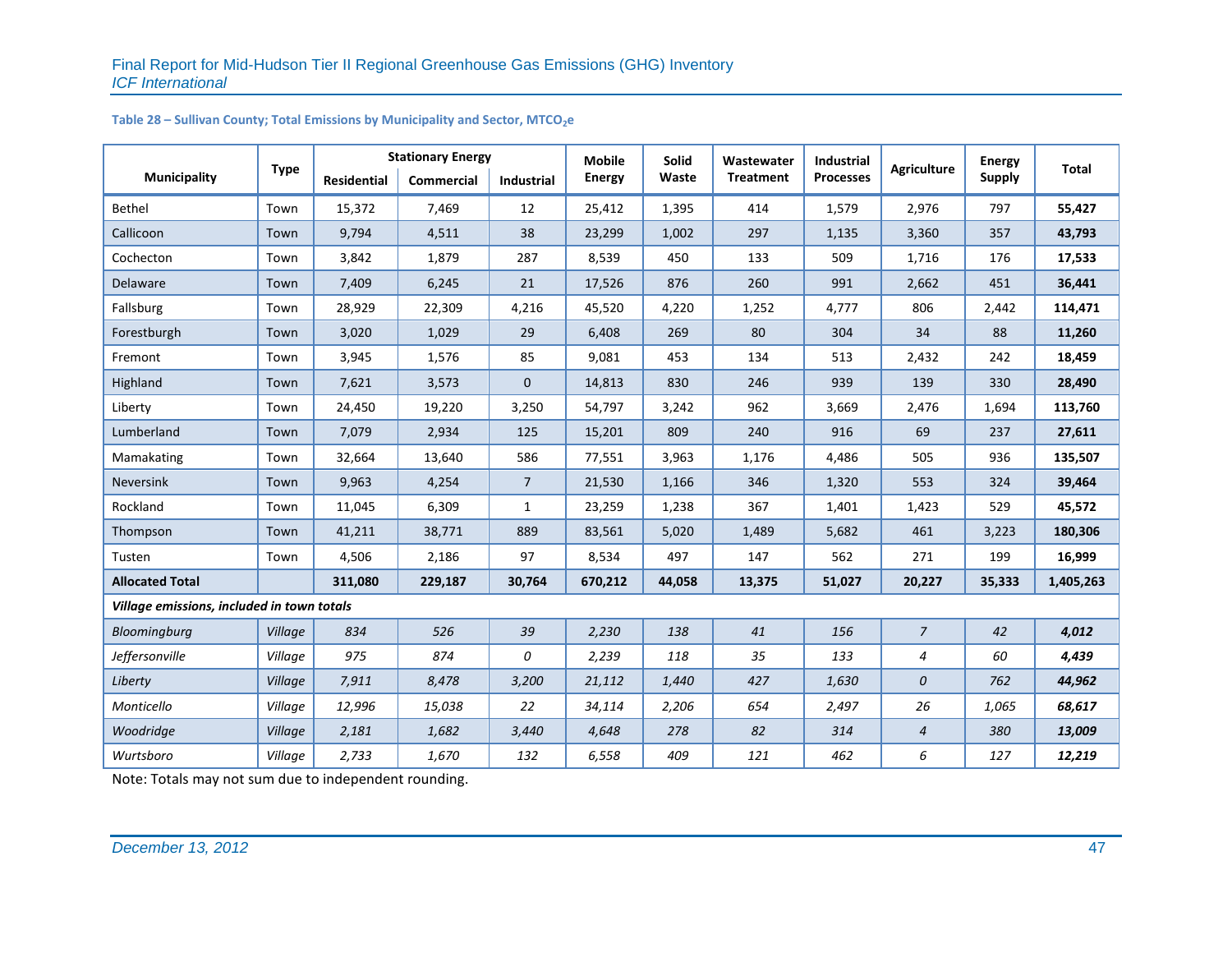**Table 28 – Sullivan County; Total Emissions by Municipality and Sector, $MTCO_2e$**

| Municipality | Type | Stationary Energy | | | Mobile Energy | Solid Waste | Wastewater Treatment | Industrial Processes | Agriculture | Energy Supply | Total |
|---|---|---|---|---|---|---|---|---|---|---|---|
| | | Residential | Commercial | Industrial | | | | | | | |
| Bethel | Town | 15,372 | 7,469 | 12 | 25,412 | 1,395 | 414 | 1,579 | 2,976 | 797 | **55,427** |
| Callicoon | Town | 9,794 | 4,511 | 38 | 23,299 | 1,002 | 297 | 1,135 | 3,360 | 357 | **43,793** |
| Cochecton | Town | 3,842 | 1,879 | 287 | 8,539 | 450 | 133 | 509 | 1,716 | 176 | **17,533** |
| Delaware | Town | 7,409 | 6,245 | 21 | 17,526 | 876 | 260 | 991 | 2,662 | 451 | **36,441** |
| Fallsburg | Town | 28,929 | 22,309 | 4,216 | 45,520 | 4,220 | 1,252 | 4,777 | 806 | 2,442 | **114,471** |
| Forestburgh | Town | 3,020 | 1,029 | 29 | 6,408 | 269 | 80 | 304 | 34 | 88 | **11,260** |
| Fremont | Town | 3,945 | 1,576 | 85 | 9,081 | 453 | 134 | 513 | 2,432 | 242 | **18,459** |
| Highland | Town | 7,621 | 3,573 | 0 | 14,813 | 830 | 246 | 939 | 139 | 330 | **28,490** |
| Liberty | Town | 24,450 | 19,220 | 3,250 | 54,797 | 3,242 | 962 | 3,669 | 2,476 | 1,694 | **113,760** |
| Lumberland | Town | 7,079 | 2,934 | 125 | 15,201 | 809 | 240 | 916 | 69 | 237 | **27,611** |
| Mamakating | Town | 32,664 | 13,640 | 586 | 77,551 | 3,963 | 1,176 | 4,486 | 505 | 936 | **135,507** |
| Neversink | Town | 9,963 | 4,254 | 7 | 21,530 | 1,166 | 346 | 1,320 | 553 | 324 | **39,464** |
| Rockland | Town | 11,045 | 6,309 | 1 | 23,259 | 1,238 | 367 | 1,401 | 1,423 | 529 | **45,572** |
| Thompson | Town | 41,211 | 38,771 | 889 | 83,561 | 5,020 | 1,489 | 5,682 | 461 | 3,223 | **180,306** |
| Tusten | Town | 4,506 | 2,186 | 97 | 8,534 | 497 | 147 | 562 | 271 | 199 | **16,999** |
| **Allocated Total** | | **311,080** | **229,187** | **30,764** | **670,212** | **44,058** | **13,375** | **51,027** | **20,227** | **35,333** | **1,405,263** |
| ***Village emissions, included in town totals*** | | | | | | | | | | | |
| *Bloomingburg* | *Village* | *834* | *526* | *39* | *2,230* | *138* | *41* | *156* | *7* | *42* | ***4,012*** |
| *Jeffersonville* | *Village* | *975* | *874* | *0* | *2,239* | *118* | *35* | *133* | *4* | *60* | ***4,439*** |
| *Liberty* | *Village* | *7,911* | *8,478* | *3,200* | *21,112* | *1,440* | *427* | *1,630* | *0* | *762* | ***44,962*** |
| *Monticello* | *Village* | *12,996* | *15,038* | *22* | *34,114* | *2,206* | *654* | *2,497* | *26* | *1,065* | ***68,617*** |
| *Woodridge* | *Village* | *2,181* | *1,682* | *3,440* | *4,648* | *278* | *82* | *314* | *4* | *380* | ***13,009*** |
| *Wurtsboro* | *Village* | *2,733* | *1,670* | *132* | *6,558* | *409* | *121* | *462* | *6* | *127* | ***12,219*** |

Note: Totals may not sum due to independent rounding.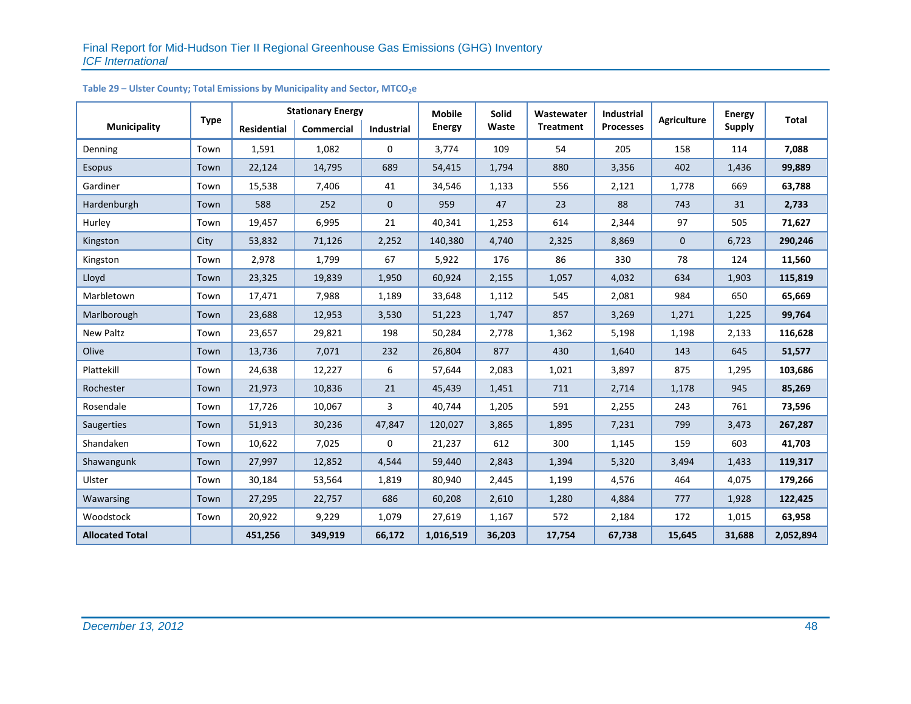**Table 29 – Ulster County; Total Emissions by Municipality and Sector, $MTCO_2e$**

| Municipality | Type | Stationary Energy | | | Mobile Energy | Solid Waste | Wastewater Treatment | Industrial Processes | Agriculture | Energy Supply | Total |
|---|---|---|---|---|---|---|---|---|---|---|---|
| | | Residential | Commercial | Industrial | | | | | | | |
| Denning | Town | 1,591 | 1,082 | 0 | 3,774 | 109 | 54 | 205 | 158 | 114 | **7,088** |
| Esopus | Town | 22,124 | 14,795 | 689 | 54,415 | 1,794 | 880 | 3,356 | 402 | 1,436 | **99,889** |
| Gardiner | Town | 15,538 | 7,406 | 41 | 34,546 | 1,133 | 556 | 2,121 | 1,778 | 669 | **63,788** |
| Hardenburgh | Town | 588 | 252 | 0 | 959 | 47 | 23 | 88 | 743 | 31 | **2,733** |
| Hurley | Town | 19,457 | 6,995 | 21 | 40,341 | 1,253 | 614 | 2,344 | 97 | 505 | **71,627** |
| Kingston | City | 53,832 | 71,126 | 2,252 | 140,380 | 4,740 | 2,325 | 8,869 | 0 | 6,723 | **290,246** |
| Kingston | Town | 2,978 | 1,799 | 67 | 5,922 | 176 | 86 | 330 | 78 | 124 | **11,560** |
| Lloyd | Town | 23,325 | 19,839 | 1,950 | 60,924 | 2,155 | 1,057 | 4,032 | 634 | 1,903 | **115,819** |
| Marbletown | Town | 17,471 | 7,988 | 1,189 | 33,648 | 1,112 | 545 | 2,081 | 984 | 650 | **65,669** |
| Marlborough | Town | 23,688 | 12,953 | 3,530 | 51,223 | 1,747 | 857 | 3,269 | 1,271 | 1,225 | **99,764** |
| New Paltz | Town | 23,657 | 29,821 | 198 | 50,284 | 2,778 | 1,362 | 5,198 | 1,198 | 2,133 | **116,628** |
| Olive | Town | 13,736 | 7,071 | 232 | 26,804 | 877 | 430 | 1,640 | 143 | 645 | **51,577** |
| Plattekill | Town | 24,638 | 12,227 | 6 | 57,644 | 2,083 | 1,021 | 3,897 | 875 | 1,295 | **103,686** |
| Rochester | Town | 21,973 | 10,836 | 21 | 45,439 | 1,451 | 711 | 2,714 | 1,178 | 945 | **85,269** |
| Rosendale | Town | 17,726 | 10,067 | 3 | 40,744 | 1,205 | 591 | 2,255 | 243 | 761 | **73,596** |
| Saugerties | Town | 51,913 | 30,236 | 47,847 | 120,027 | 3,865 | 1,895 | 7,231 | 799 | 3,473 | **267,287** |
| Shandaken | Town | 10,622 | 7,025 | 0 | 21,237 | 612 | 300 | 1,145 | 159 | 603 | **41,703** |
| Shawangunk | Town | 27,997 | 12,852 | 4,544 | 59,440 | 2,843 | 1,394 | 5,320 | 3,494 | 1,433 | **119,317** |
| Ulster | Town | 30,184 | 53,564 | 1,819 | 80,940 | 2,445 | 1,199 | 4,576 | 464 | 4,075 | **179,266** |
| Wawarsing | Town | 27,295 | 22,757 | 686 | 60,208 | 2,610 | 1,280 | 4,884 | 777 | 1,928 | **122,425** |
| Woodstock | Town | 20,922 | 9,229 | 1,079 | 27,619 | 1,167 | 572 | 2,184 | 172 | 1,015 | **63,958** |
| **Allocated Total** | | **451,256** | **349,919** | **66,172** | **1,016,519** | **36,203** | **17,754** | **67,738** | **15,645** | **31,688** | **2,052,894** |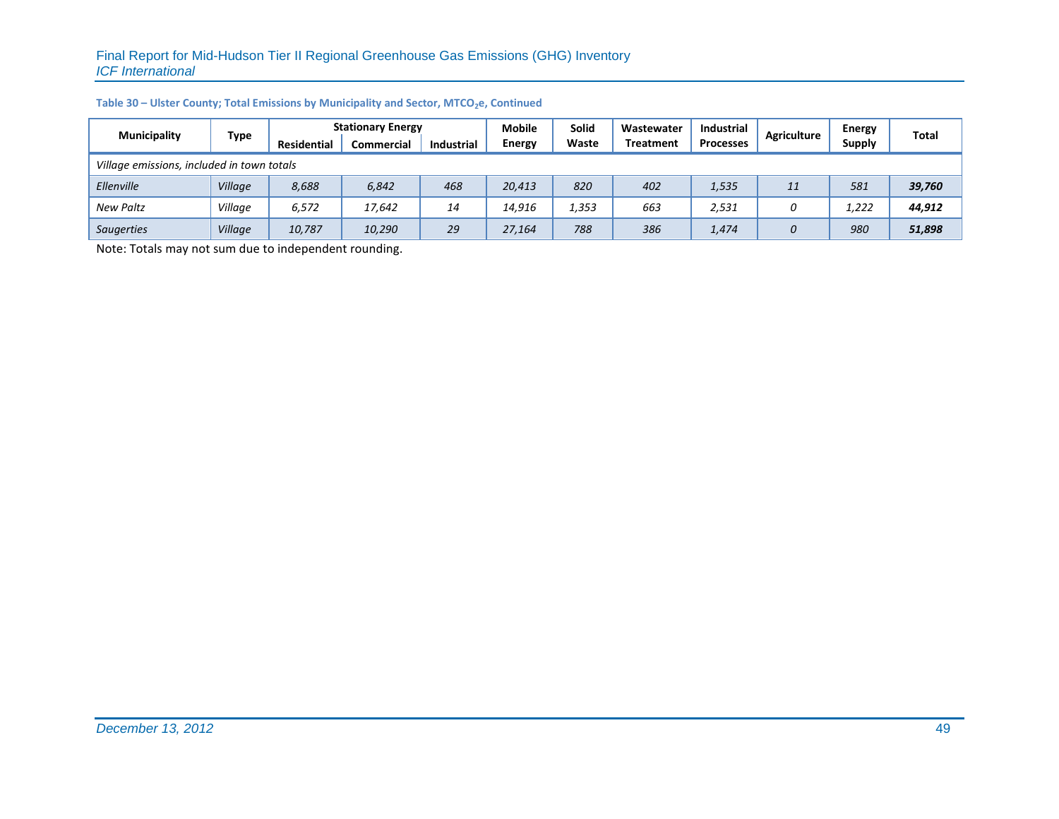**Table 30 – Ulster County; Total Emissions by Municipality and Sector, $MTCO_2e$, Continued**

| Municipality | Type | Stationary Energy | | | Mobile Energy | Solid Waste | Wastewater Treatment | Industrial Processes | Agriculture | Energy Supply | Total |
|---|---|---|---|---|---|---|---|---|---|---|---|
| | | Residential | Commercial | Industrial | | | | | | | |
| *Village emissions, included in town totals* | | | | | | | | | | | |
| *Ellenville* | *Village* | *8,688* | *6,842* | *468* | *20,413* | *820* | *402* | *1,535* | *11* | *581* | ***39,760*** |
| *New Paltz* | *Village* | *6,572* | *17,642* | *14* | *14,916* | *1,353* | *663* | *2,531* | *0* | *1,222* | ***44,912*** |
| *Saugerties* | *Village* | *10,787* | *10,290* | *29* | *27,164* | *788* | *386* | *1,474* | *0* | *980* | ***51,898*** |

Note: Totals may not sum due to independent rounding.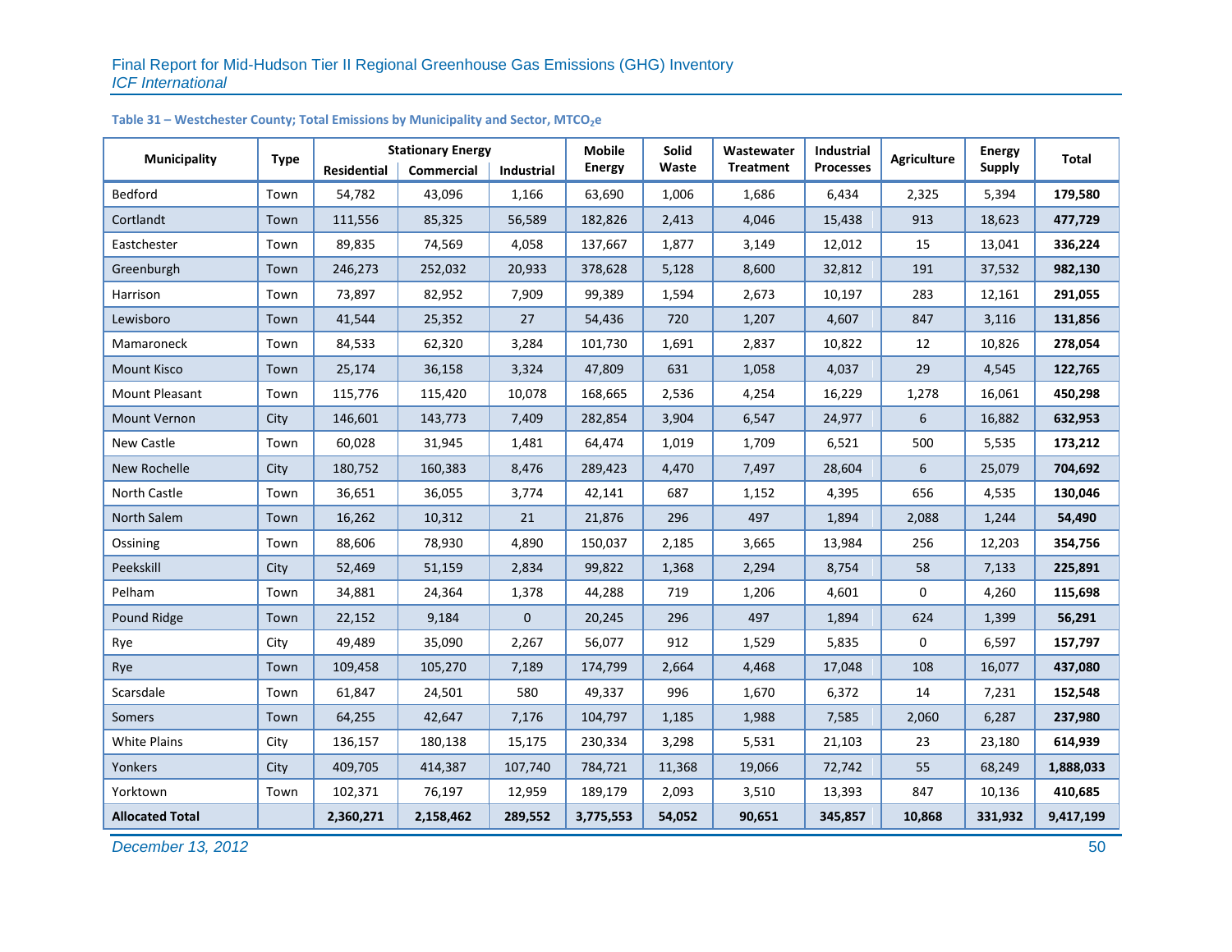**Table 31 – Westchester County; Total Emissions by Municipality and Sector, $MTCO_2e$**

| Municipality | Type | Stationary Energy | | | Mobile Energy | Solid Waste | Wastewater Treatment | Industrial Processes | Agriculture | Energy Supply | Total |
|---|---|---|---|---|---|---|---|---|---|---|---|
| | | Residential | Commercial | Industrial | | | | | | | |
| Bedford | Town | 54,782 | 43,096 | 1,166 | 63,690 | 1,006 | 1,686 | 6,434 | 2,325 | 5,394 | **179,580** |
| Cortlandt | Town | 111,556 | 85,325 | 56,589 | 182,826 | 2,413 | 4,046 | 15,438 | 913 | 18,623 | **477,729** |
| Eastchester | Town | 89,835 | 74,569 | 4,058 | 137,667 | 1,877 | 3,149 | 12,012 | 15 | 13,041 | **336,224** |
| Greenburgh | Town | 246,273 | 252,032 | 20,933 | 378,628 | 5,128 | 8,600 | 32,812 | 191 | 37,532 | **982,130** |
| Harrison | Town | 73,897 | 82,952 | 7,909 | 99,389 | 1,594 | 2,673 | 10,197 | 283 | 12,161 | **291,055** |
| Lewisboro | Town | 41,544 | 25,352 | 27 | 54,436 | 720 | 1,207 | 4,607 | 847 | 3,116 | **131,856** |
| Mamaroneck | Town | 84,533 | 62,320 | 3,284 | 101,730 | 1,691 | 2,837 | 10,822 | 12 | 10,826 | **278,054** |
| Mount Kisco | Town | 25,174 | 36,158 | 3,324 | 47,809 | 631 | 1,058 | 4,037 | 29 | 4,545 | **122,765** |
| Mount Pleasant | Town | 115,776 | 115,420 | 10,078 | 168,665 | 2,536 | 4,254 | 16,229 | 1,278 | 16,061 | **450,298** |
| Mount Vernon | City | 146,601 | 143,773 | 7,409 | 282,854 | 3,904 | 6,547 | 24,977 | 6 | 16,882 | **632,953** |
| New Castle | Town | 60,028 | 31,945 | 1,481 | 64,474 | 1,019 | 1,709 | 6,521 | 500 | 5,535 | **173,212** |
| New Rochelle | City | 180,752 | 160,383 | 8,476 | 289,423 | 4,470 | 7,497 | 28,604 | 6 | 25,079 | **704,692** |
| North Castle | Town | 36,651 | 36,055 | 3,774 | 42,141 | 687 | 1,152 | 4,395 | 656 | 4,535 | **130,046** |
| North Salem | Town | 16,262 | 10,312 | 21 | 21,876 | 296 | 497 | 1,894 | 2,088 | 1,244 | **54,490** |
| Ossining | Town | 88,606 | 78,930 | 4,890 | 150,037 | 2,185 | 3,665 | 13,984 | 256 | 12,203 | **354,756** |
| Peekskill | City | 52,469 | 51,159 | 2,834 | 99,822 | 1,368 | 2,294 | 8,754 | 58 | 7,133 | **225,891** |
| Pelham | Town | 34,881 | 24,364 | 1,378 | 44,288 | 719 | 1,206 | 4,601 | 0 | 4,260 | **115,698** |
| Pound Ridge | Town | 22,152 | 9,184 | 0 | 20,245 | 296 | 497 | 1,894 | 624 | 1,399 | **56,291** |
| Rye | City | 49,489 | 35,090 | 2,267 | 56,077 | 912 | 1,529 | 5,835 | 0 | 6,597 | **157,797** |
| Rye | Town | 109,458 | 105,270 | 7,189 | 174,799 | 2,664 | 4,468 | 17,048 | 108 | 16,077 | **437,080** |
| Scarsdale | Town | 61,847 | 24,501 | 580 | 49,337 | 996 | 1,670 | 6,372 | 14 | 7,231 | **152,548** |
| Somers | Town | 64,255 | 42,647 | 7,176 | 104,797 | 1,185 | 1,988 | 7,585 | 2,060 | 6,287 | **237,980** |
| White Plains | City | 136,157 | 180,138 | 15,175 | 230,334 | 3,298 | 5,531 | 21,103 | 23 | 23,180 | **614,939** |
| Yonkers | City | 409,705 | 414,387 | 107,740 | 784,721 | 11,368 | 19,066 | 72,742 | 55 | 68,249 | **1,888,033** |
| Yorktown | Town | 102,371 | 76,197 | 12,959 | 189,179 | 2,093 | 3,510 | 13,393 | 847 | 10,136 | **410,685** |
| **Allocated Total** | | **2,360,271** | **2,158,462** | **289,552** | **3,775,553** | **54,052** | **90,651** | **345,857** | **10,868** | **331,932** | **9,417,199** |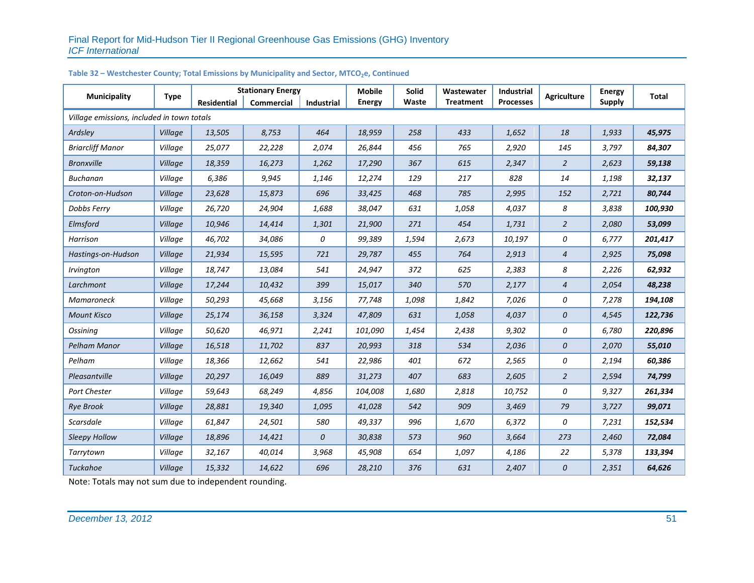**Table 32 – Westchester County; Total Emissions by Municipality and Sector, $MTCO_2e$, Continued**

| Municipality | Type | Stationary Energy | | | Mobile Energy | Solid Waste | Wastewater Treatment | Industrial Processes | Agriculture | Energy Supply | Total |
|---|---|---|---|---|---|---|---|---|---|---|---|
| | | Residential | Commercial | Industrial | | | | | | | |
| *Village emissions, included in town totals* | | | | | | | | | | | |
| *Ardsley* | *Village* | *13,505* | *8,753* | *464* | *18,959* | *258* | *433* | *1,652* | *18* | *1,933* | ***45,975*** |
| *Briarcliff Manor* | *Village* | *25,077* | *22,228* | *2,074* | *26,844* | *456* | *765* | *2,920* | *145* | *3,797* | ***84,307*** |
| *Bronxville* | *Village* | *18,359* | *16,273* | *1,262* | *17,290* | *367* | *615* | *2,347* | *2* | *2,623* | ***59,138*** |
| *Buchanan* | *Village* | *6,386* | *9,945* | *1,146* | *12,274* | *129* | *217* | *828* | *14* | *1,198* | ***32,137*** |
| *Croton-on-Hudson* | *Village* | *23,628* | *15,873* | *696* | *33,425* | *468* | *785* | *2,995* | *152* | *2,721* | ***80,744*** |
| *Dobbs Ferry* | *Village* | *26,720* | *24,904* | *1,688* | *38,047* | *631* | *1,058* | *4,037* | *8* | *3,838* | ***100,930*** |
| *Elmsford* | *Village* | *10,946* | *14,414* | *1,301* | *21,900* | *271* | *454* | *1,731* | *2* | *2,080* | ***53,099*** |
| *Harrison* | *Village* | *46,702* | *34,086* | *0* | *99,389* | *1,594* | *2,673* | *10,197* | *0* | *6,777* | ***201,417*** |
| *Hastings-on-Hudson* | *Village* | *21,934* | *15,595* | *721* | *29,787* | *455* | *764* | *2,913* | *4* | *2,925* | ***75,098*** |
| *Irvington* | *Village* | *18,747* | *13,084* | *541* | *24,947* | *372* | *625* | *2,383* | *8* | *2,226* | ***62,932*** |
| *Larchmont* | *Village* | *17,244* | *10,432* | *399* | *15,017* | *340* | *570* | *2,177* | *4* | *2,054* | ***48,238*** |
| *Mamaroneck* | *Village* | *50,293* | *45,668* | *3,156* | *77,748* | *1,098* | *1,842* | *7,026* | *0* | *7,278* | ***194,108*** |
| *Mount Kisco* | *Village* | *25,174* | *36,158* | *3,324* | *47,809* | *631* | *1,058* | *4,037* | *0* | *4,545* | ***122,736*** |
| *Ossining* | *Village* | *50,620* | *46,971* | *2,241* | *101,090* | *1,454* | *2,438* | *9,302* | *0* | *6,780* | ***220,896*** |
| *Pelham Manor* | *Village* | *16,518* | *11,702* | *837* | *20,993* | *318* | *534* | *2,036* | *0* | *2,070* | ***55,010*** |
| *Pelham* | *Village* | *18,366* | *12,662* | *541* | *22,986* | *401* | *672* | *2,565* | *0* | *2,194* | ***60,386*** |
| *Pleasantville* | *Village* | *20,297* | *16,049* | *889* | *31,273* | *407* | *683* | *2,605* | *2* | *2,594* | ***74,799*** |
| *Port Chester* | *Village* | *59,643* | *68,249* | *4,856* | *104,008* | *1,680* | *2,818* | *10,752* | *0* | *9,327* | ***261,334*** |
| *Rye Brook* | *Village* | *28,881* | *19,340* | *1,095* | *41,028* | *542* | *909* | *3,469* | *79* | *3,727* | ***99,071*** |
| *Scarsdale* | *Village* | *61,847* | *24,501* | *580* | *49,337* | *996* | *1,670* | *6,372* | *0* | *7,231* | ***152,534*** |
| *Sleepy Hollow* | *Village* | *18,896* | *14,421* | *0* | *30,838* | *573* | *960* | *3,664* | *273* | *2,460* | ***72,084*** |
| *Tarrytown* | *Village* | *32,167* | *40,014* | *3,968* | *45,908* | *654* | *1,097* | *4,186* | *22* | *5,378* | ***133,394*** |
| *Tuckahoe* | *Village* | *15,332* | *14,622* | *696* | *28,210* | *376* | *631* | *2,407* | *0* | *2,351* | ***64,626*** |

Note: Totals may not sum due to independent rounding.